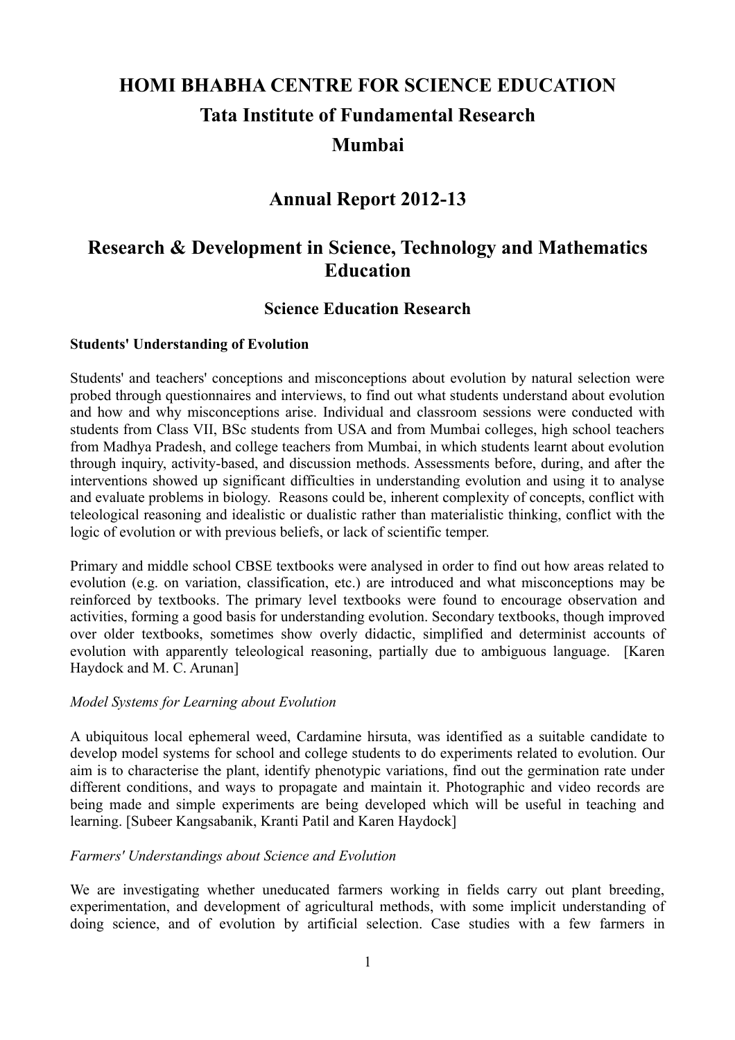# HOMI BHABHA CENTRE FOR SCIENCE EDUCATION

# Tata Institute of Fundamental Research

# Mumbai

## Annual Report 2012-13

## Research & Development in Science, Technology and Mathematics Education

### Science Education Research

**Students' Understanding of Evolution**

Students' and teachers' conceptions and misconceptions about evolution by natural selection were probed through questionnaires and interviews, to find out what students understand about evolution and how and why misconceptions arise. Individual and classroom sessions were conducted with students from Class VII, BSc students from USA and from Mumbai colleges, high school teachers from Madhya Pradesh, and college teachers from Mumbai, in which students learnt about evolution through inquiry, activity-based, and discussion methods. Assessments before, during, and after the interventions showed up significant difficulties in understanding evolution and using it to analyse and evaluate problems in biology. Reasons could be, inherent complexity of concepts, conflict with teleological reasoning and idealistic or dualistic rather than materialistic thinking, conflict with the logic of evolution or with previous beliefs, or lack of scientific temper.

Primary and middle school CBSE textbooks were analysed in order to find out how areas related to evolution (e.g. on variation, classification, etc.) are introduced and what misconceptions may be reinforced by textbooks. The primary level textbooks were found to encourage observation and activities, forming a good basis for understanding evolution. Secondary textbooks, though improved over older textbooks, sometimes show overly didactic, simplified and determinist accounts of evolution with apparently teleological reasoning, partially due to ambiguous language. [Karen Haydock and M. C. Arunan]

*Model Systems for Learning about Evolution*

A ubiquitous local ephemeral weed, Cardamine hirsuta, was identified as a suitable candidate to develop model systems for school and college students to do experiments related to evolution. Our aim is to characterise the plant, identify phenotypic variations, find out the germination rate under different conditions, and ways to propagate and maintain it. Photographic and video records are being made and simple experiments are being developed which will be useful in teaching and learning. [Subeer Kangsabanik, Kranti Patil and Karen Haydock]

*Farmers' Understandings about Science and Evolution*

We are investigating whether uneducated farmers working in fields carry out plant breeding, experimentation, and development of agricultural methods, with some implicit understanding of doing science, and of evolution by artificial selection. Case studies with a few farmers in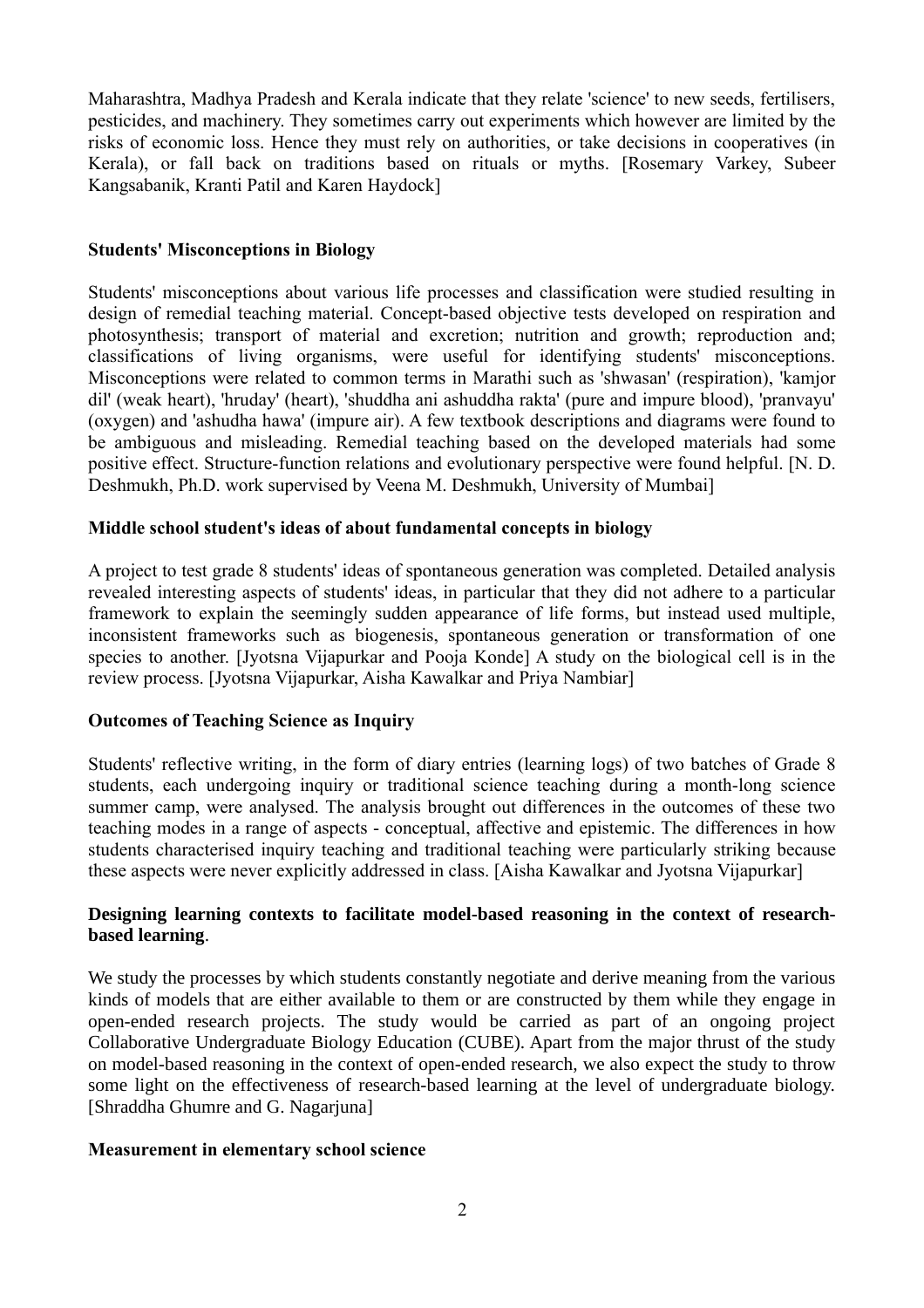Maharashtra, Madhya Pradesh and Kerala indicate that they relate 'science' to new seeds, fertilisers, pesticides, and machinery. They sometimes carry out experiments which however are limited by the risks of economic loss. Hence they must rely on authorities, or take decisions in cooperatives (in Kerala), or fall back on traditions based on rituals or myths. [Rosemary Varkey, Subeer Kangsabanik, Kranti Patil and Karen Haydock]

**Students' Misconceptions in Biology**

Students' misconceptions about various life processes and classification were studied resulting in design of remedial teaching material. Concept-based objective tests developed on respiration and photosynthesis; transport of material and excretion; nutrition and growth; reproduction and; classifications of living organisms, were useful for identifying students' misconceptions. Misconceptions were related to common terms in Marathi such as 'shwasan' (respiration), 'kamjor dil' (weak heart), 'hruday' (heart), 'shuddha ani ashuddha rakta' (pure and impure blood), 'pranvayu' (oxygen) and 'ashudha hawa' (impure air). A few textbook descriptions and diagrams were found to be ambiguous and misleading. Remedial teaching based on the developed materials had some positive effect. Structure-function relations and evolutionary perspective were found helpful. [N. D. Deshmukh, Ph.D. work supervised by Veena M. Deshmukh, University of Mumbai]

**Middle school student's ideas of about fundamental concepts in biology**

A project to test grade 8 students' ideas of spontaneous generation was completed. Detailed analysis revealed interesting aspects of students' ideas, in particular that they did not adhere to a particular framework to explain the seemingly sudden appearance of life forms, but instead used multiple, inconsistent frameworks such as biogenesis, spontaneous generation or transformation of one species to another. [Jyotsna Vijapurkar and Pooja Konde] A study on the biological cell is in the review process. [Jyotsna Vijapurkar, Aisha Kawalkar and Priya Nambiar]

**Outcomes of Teaching Science as Inquiry**

Students' reflective writing, in the form of diary entries (learning logs) of two batches of Grade 8 students, each undergoing inquiry or traditional science teaching during a month-long science summer camp, were analysed. The analysis brought out differences in the outcomes of these two teaching modes in a range of aspects - conceptual, affective and epistemic. The differences in how students characterised inquiry teaching and traditional teaching were particularly striking because these aspects were never explicitly addressed in class. [Aisha Kawalkar and Jyotsna Vijapurkar]

**Designing learning contexts to facilitate model-based reasoning in the context of research-based learning**.

We study the processes by which students constantly negotiate and derive meaning from the various kinds of models that are either available to them or are constructed by them while they engage in open-ended research projects. The study would be carried as part of an ongoing project Collaborative Undergraduate Biology Education (CUBE). Apart from the major thrust of the study on model-based reasoning in the context of open-ended research, we also expect the study to throw some light on the effectiveness of research-based learning at the level of undergraduate biology. [Shraddha Ghumre and G. Nagarjuna]

**Measurement in elementary school science**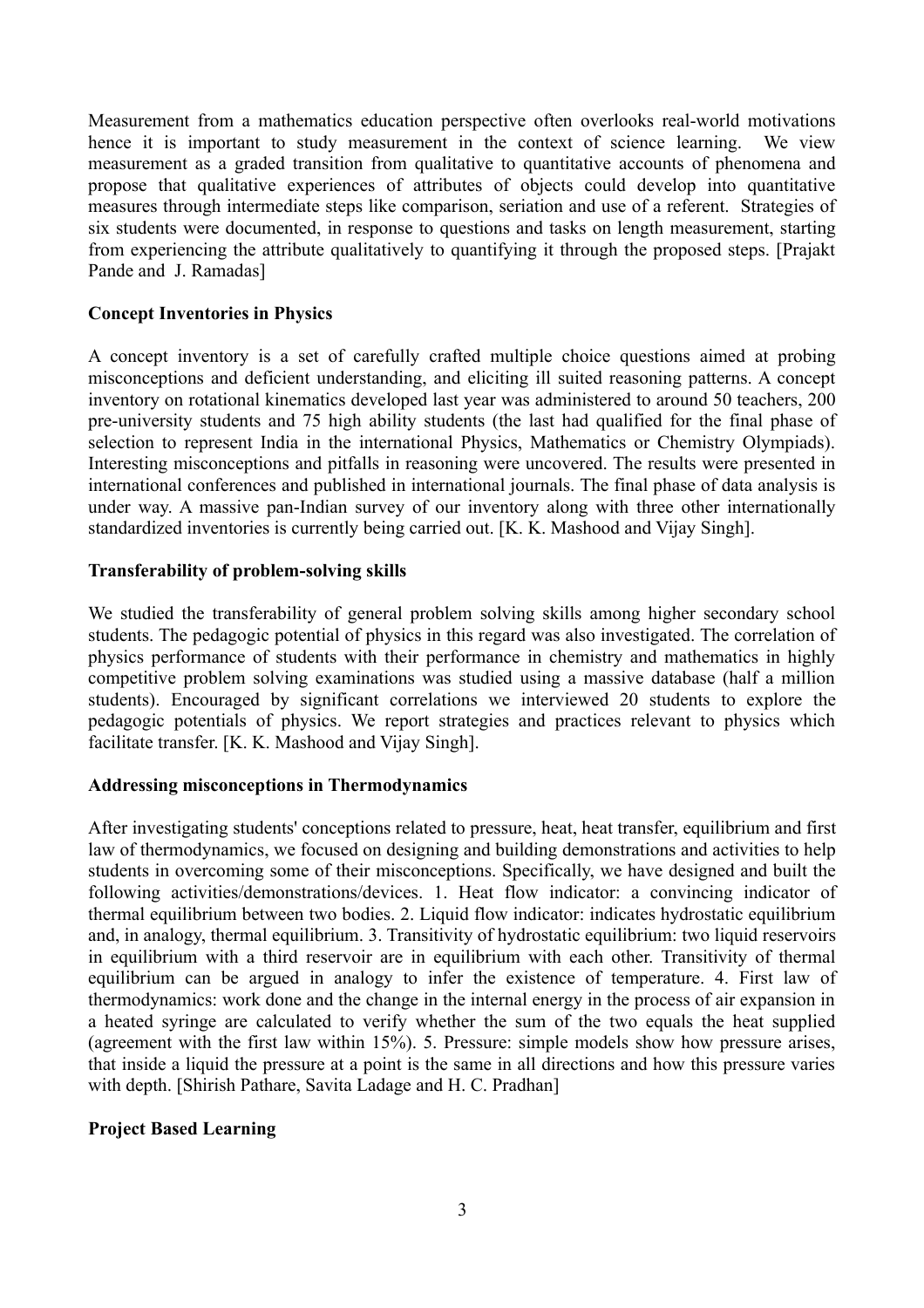Measurement from a mathematics education perspective often overlooks real-world motivations hence it is important to study measurement in the context of science learning. We view measurement as a graded transition from qualitative to quantitative accounts of phenomena and propose that qualitative experiences of attributes of objects could develop into quantitative measures through intermediate steps like comparison, seriation and use of a referent. Strategies of six students were documented, in response to questions and tasks on length measurement, starting from experiencing the attribute qualitatively to quantifying it through the proposed steps. [Prajakt Pande and J. Ramadas]

**Concept Inventories in Physics**

A concept inventory is a set of carefully crafted multiple choice questions aimed at probing misconceptions and deficient understanding, and eliciting ill suited reasoning patterns. A concept inventory on rotational kinematics developed last year was administered to around 50 teachers, 200 pre-university students and 75 high ability students (the last had qualified for the final phase of selection to represent India in the international Physics, Mathematics or Chemistry Olympiads). Interesting misconceptions and pitfalls in reasoning were uncovered. The results were presented in international conferences and published in international journals. The final phase of data analysis is under way. A massive pan-Indian survey of our inventory along with three other internationally standardized inventories is currently being carried out. [K. K. Mashood and Vijay Singh].

**Transferability of problem-solving skills**

We studied the transferability of general problem solving skills among higher secondary school students. The pedagogic potential of physics in this regard was also investigated. The correlation of physics performance of students with their performance in chemistry and mathematics in highly competitive problem solving examinations was studied using a massive database (half a million students). Encouraged by significant correlations we interviewed 20 students to explore the pedagogic potentials of physics. We report strategies and practices relevant to physics which facilitate transfer. [K. K. Mashood and Vijay Singh].

**Addressing misconceptions in Thermodynamics**

After investigating students' conceptions related to pressure, heat, heat transfer, equilibrium and first law of thermodynamics, we focused on designing and building demonstrations and activities to help students in overcoming some of their misconceptions. Specifically, we have designed and built the following activities/demonstrations/devices. 1. Heat flow indicator: a convincing indicator of thermal equilibrium between two bodies. 2. Liquid flow indicator: indicates hydrostatic equilibrium and, in analogy, thermal equilibrium. 3. Transitivity of hydrostatic equilibrium: two liquid reservoirs in equilibrium with a third reservoir are in equilibrium with each other. Transitivity of thermal equilibrium can be argued in analogy to infer the existence of temperature. 4. First law of thermodynamics: work done and the change in the internal energy in the process of air expansion in a heated syringe are calculated to verify whether the sum of the two equals the heat supplied (agreement with the first law within 15%). 5. Pressure: simple models show how pressure arises, that inside a liquid the pressure at a point is the same in all directions and how this pressure varies with depth. [Shirish Pathare, Savita Ladage and H. C. Pradhan]

**Project Based Learning**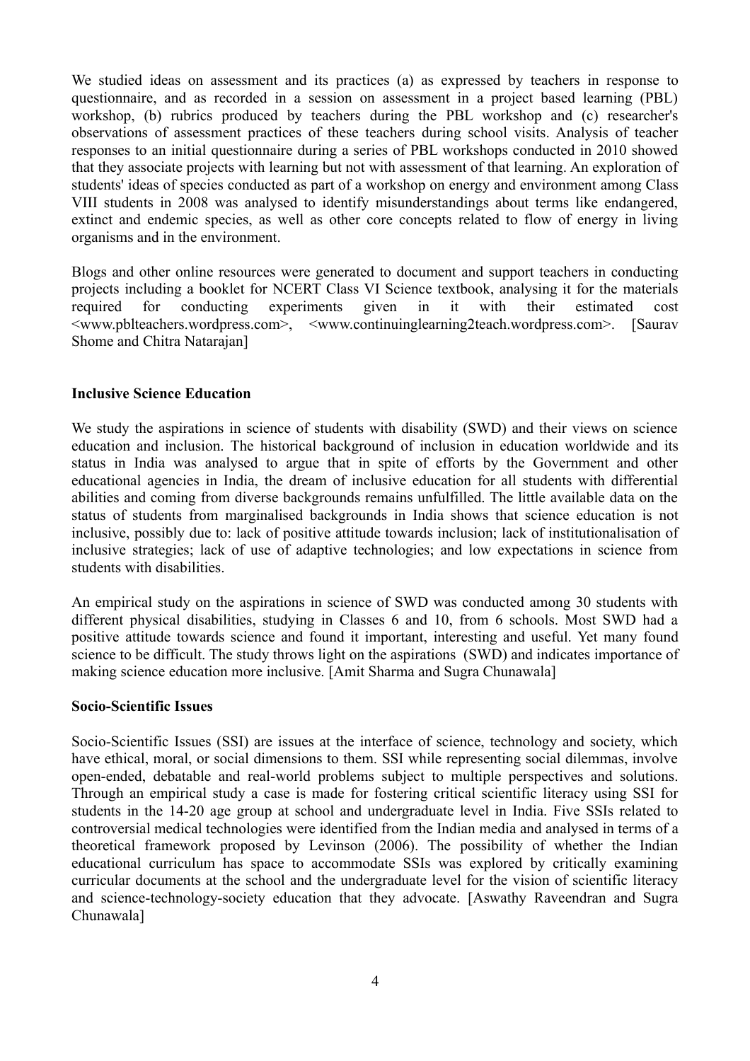We studied ideas on assessment and its practices (a) as expressed by teachers in response to questionnaire, and as recorded in a session on assessment in a project based learning (PBL) workshop, (b) rubrics produced by teachers during the PBL workshop and (c) researcher's observations of assessment practices of these teachers during school visits. Analysis of teacher responses to an initial questionnaire during a series of PBL workshops conducted in 2010 showed that they associate projects with learning but not with assessment of that learning. An exploration of students' ideas of species conducted as part of a workshop on energy and environment among Class VIII students in 2008 was analysed to identify misunderstandings about terms like endangered, extinct and endemic species, as well as other core concepts related to flow of energy in living organisms and in the environment.

Blogs and other online resources were generated to document and support teachers in conducting projects including a booklet for NCERT Class VI Science textbook, analysing it for the materials required for conducting experiments given in it with their estimated cost <www.pblteachers.wordpress.com>, <www.continuinglearning2teach.wordpress.com>. [Saurav Shome and Chitra Natarajan]

**Inclusive Science Education**

We study the aspirations in science of students with disability (SWD) and their views on science education and inclusion. The historical background of inclusion in education worldwide and its status in India was analysed to argue that in spite of efforts by the Government and other educational agencies in India, the dream of inclusive education for all students with differential abilities and coming from diverse backgrounds remains unfulfilled. The little available data on the status of students from marginalised backgrounds in India shows that science education is not inclusive, possibly due to: lack of positive attitude towards inclusion; lack of institutionalisation of inclusive strategies; lack of use of adaptive technologies; and low expectations in science from students with disabilities.

An empirical study on the aspirations in science of SWD was conducted among 30 students with different physical disabilities, studying in Classes 6 and 10, from 6 schools. Most SWD had a positive attitude towards science and found it important, interesting and useful. Yet many found science to be difficult. The study throws light on the aspirations (SWD) and indicates importance of making science education more inclusive. [Amit Sharma and Sugra Chunawala]

**Socio-Scientific Issues**

Socio-Scientific Issues (SSI) are issues at the interface of science, technology and society, which have ethical, moral, or social dimensions to them. SSI while representing social dilemmas, involve open-ended, debatable and real-world problems subject to multiple perspectives and solutions. Through an empirical study a case is made for fostering critical scientific literacy using SSI for students in the 14-20 age group at school and undergraduate level in India. Five SSIs related to controversial medical technologies were identified from the Indian media and analysed in terms of a theoretical framework proposed by Levinson (2006). The possibility of whether the Indian educational curriculum has space to accommodate SSIs was explored by critically examining curricular documents at the school and the undergraduate level for the vision of scientific literacy and science-technology-society education that they advocate. [Aswathy Raveendran and Sugra Chunawala]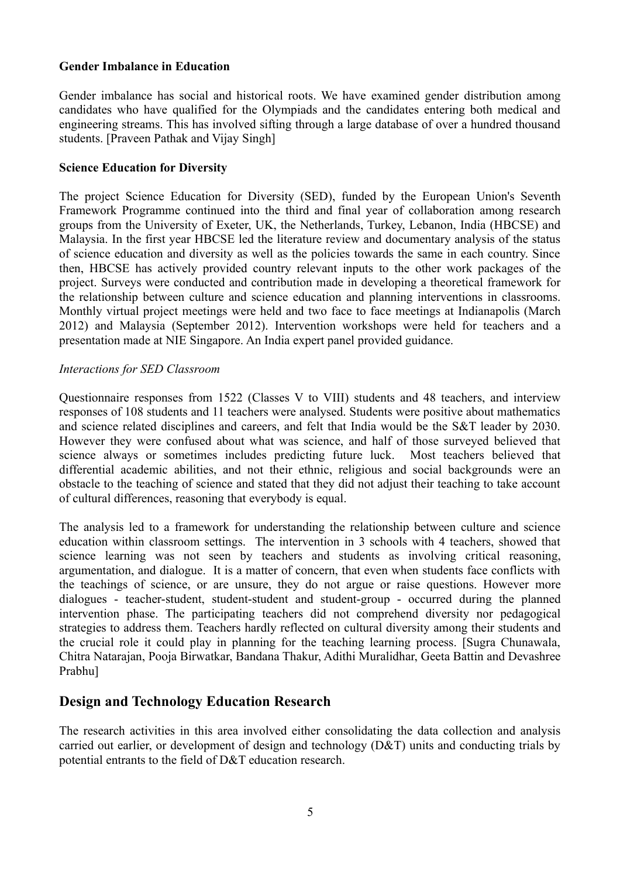**Gender Imbalance in Education**

Gender imbalance has social and historical roots. We have examined gender distribution among candidates who have qualified for the Olympiads and the candidates entering both medical and engineering streams. This has involved sifting through a large database of over a hundred thousand students. [Praveen Pathak and Vijay Singh]

**Science Education for Diversity**

The project Science Education for Diversity (SED), funded by the European Union's Seventh Framework Programme continued into the third and final year of collaboration among research groups from the University of Exeter, UK, the Netherlands, Turkey, Lebanon, India (HBCSE) and Malaysia. In the first year HBCSE led the literature review and documentary analysis of the status of science education and diversity as well as the policies towards the same in each country. Since then, HBCSE has actively provided country relevant inputs to the other work packages of the project. Surveys were conducted and contribution made in developing a theoretical framework for the relationship between culture and science education and planning interventions in classrooms. Monthly virtual project meetings were held and two face to face meetings at Indianapolis (March 2012) and Malaysia (September 2012). Intervention workshops were held for teachers and a presentation made at NIE Singapore. An India expert panel provided guidance.

*Interactions for SED Classroom*

Questionnaire responses from 1522 (Classes V to VIII) students and 48 teachers, and interview responses of 108 students and 11 teachers were analysed. Students were positive about mathematics and science related disciplines and careers, and felt that India would be the S&T leader by 2030. However they were confused about what was science, and half of those surveyed believed that science always or sometimes includes predicting future luck. Most teachers believed that differential academic abilities, and not their ethnic, religious and social backgrounds were an obstacle to the teaching of science and stated that they did not adjust their teaching to take account of cultural differences, reasoning that everybody is equal.

The analysis led to a framework for understanding the relationship between culture and science education within classroom settings. The intervention in 3 schools with 4 teachers, showed that science learning was not seen by teachers and students as involving critical reasoning, argumentation, and dialogue. It is a matter of concern, that even when students face conflicts with the teachings of science, or are unsure, they do not argue or raise questions. However more dialogues - teacher-student, student-student and student-group - occurred during the planned intervention phase. The participating teachers did not comprehend diversity nor pedagogical strategies to address them. Teachers hardly reflected on cultural diversity among their students and the crucial role it could play in planning for the teaching learning process. [Sugra Chunawala, Chitra Natarajan, Pooja Birwatkar, Bandana Thakur, Adithi Muralidhar, Geeta Battin and Devashree Prabhu]

## Design and Technology Education Research

The research activities in this area involved either consolidating the data collection and analysis carried out earlier, or development of design and technology (D&T) units and conducting trials by potential entrants to the field of D&T education research.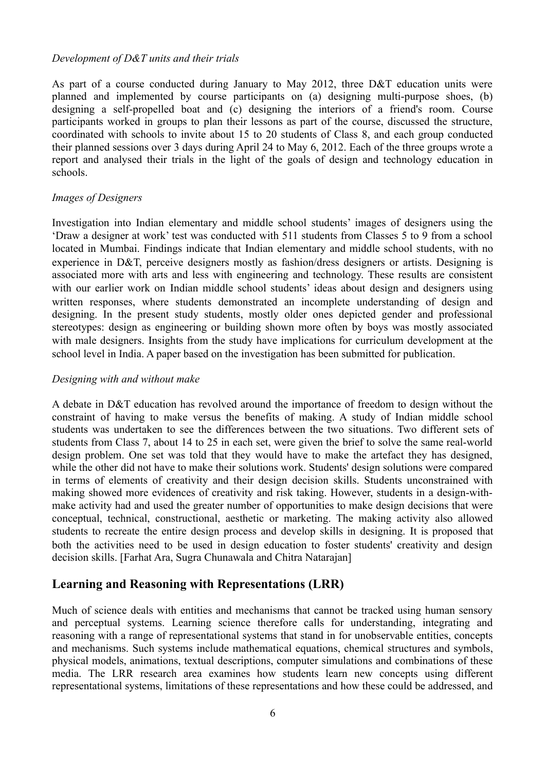*Development of D&T units and their trials*

As part of a course conducted during January to May 2012, three D&T education units were planned and implemented by course participants on (a) designing multi-purpose shoes, (b) designing a self-propelled boat and (c) designing the interiors of a friend's room. Course participants worked in groups to plan their lessons as part of the course, discussed the structure, coordinated with schools to invite about 15 to 20 students of Class 8, and each group conducted their planned sessions over 3 days during April 24 to May 6, 2012. Each of the three groups wrote a report and analysed their trials in the light of the goals of design and technology education in schools.

*Images of Designers*

Investigation into Indian elementary and middle school students' images of designers using the 'Draw a designer at work' test was conducted with 511 students from Classes 5 to 9 from a school located in Mumbai. Findings indicate that Indian elementary and middle school students, with no experience in D&T, perceive designers mostly as fashion/dress designers or artists. Designing is associated more with arts and less with engineering and technology. These results are consistent with our earlier work on Indian middle school students' ideas about design and designers using written responses, where students demonstrated an incomplete understanding of design and designing. In the present study students, mostly older ones depicted gender and professional stereotypes: design as engineering or building shown more often by boys was mostly associated with male designers. Insights from the study have implications for curriculum development at the school level in India. A paper based on the investigation has been submitted for publication.

*Designing with and without make*

A debate in D&T education has revolved around the importance of freedom to design without the constraint of having to make versus the benefits of making. A study of Indian middle school students was undertaken to see the differences between the two situations. Two different sets of students from Class 7, about 14 to 25 in each set, were given the brief to solve the same real-world design problem. One set was told that they would have to make the artefact they has designed, while the other did not have to make their solutions work. Students' design solutions were compared in terms of elements of creativity and their design decision skills. Students unconstrained with making showed more evidences of creativity and risk taking. However, students in a design-with-make activity had and used the greater number of opportunities to make design decisions that were conceptual, technical, constructional, aesthetic or marketing. The making activity also allowed students to recreate the entire design process and develop skills in designing. It is proposed that both the activities need to be used in design education to foster students' creativity and design decision skills. [Farhat Ara, Sugra Chunawala and Chitra Natarajan]

## Learning and Reasoning with Representations (LRR)

Much of science deals with entities and mechanisms that cannot be tracked using human sensory and perceptual systems. Learning science therefore calls for understanding, integrating and reasoning with a range of representational systems that stand in for unobservable entities, concepts and mechanisms. Such systems include mathematical equations, chemical structures and symbols, physical models, animations, textual descriptions, computer simulations and combinations of these media. The LRR research area examines how students learn new concepts using different representational systems, limitations of these representations and how these could be addressed, and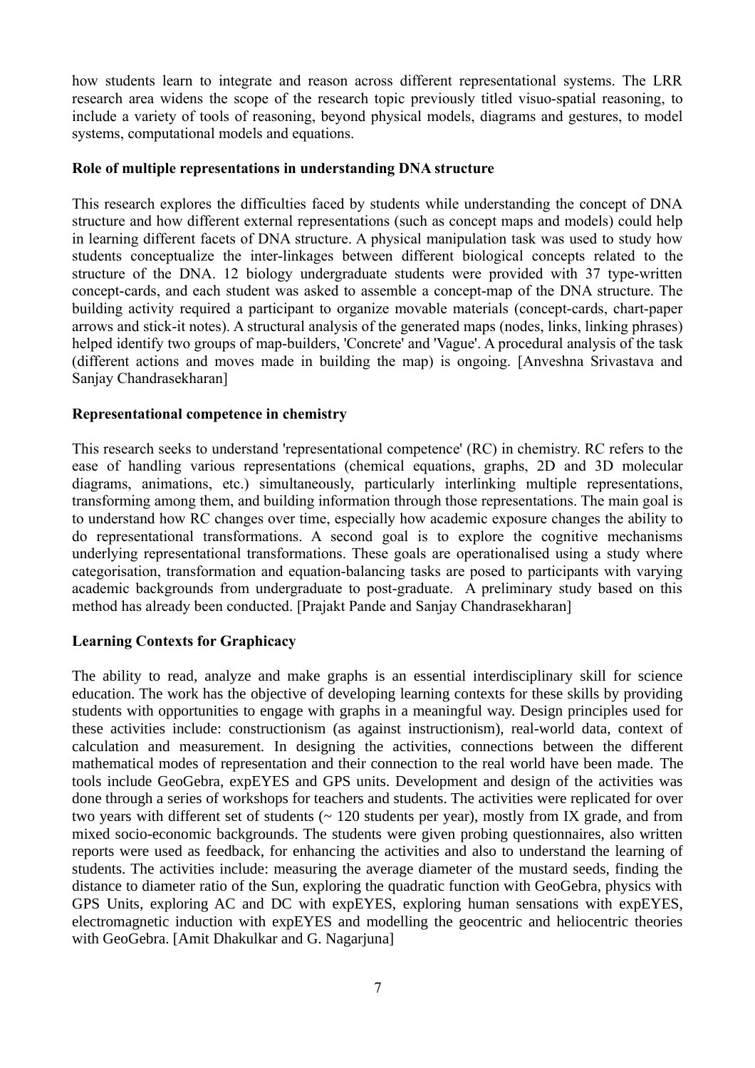how students learn to integrate and reason across different representational systems. The LRR research area widens the scope of the research topic previously titled visuo-spatial reasoning, to include a variety of tools of reasoning, beyond physical models, diagrams and gestures, to model systems, computational models and equations.

**Role of multiple representations in understanding DNA structure**

This research explores the difficulties faced by students while understanding the concept of DNA structure and how different external representations (such as concept maps and models) could help in learning different facets of DNA structure. A physical manipulation task was used to study how students conceptualize the inter-linkages between different biological concepts related to the structure of the DNA. 12 biology undergraduate students were provided with 37 type-written concept-cards, and each student was asked to assemble a concept-map of the DNA structure. The building activity required a participant to organize movable materials (concept-cards, chart-paper arrows and stick-it notes). A structural analysis of the generated maps (nodes, links, linking phrases) helped identify two groups of map-builders, 'Concrete' and 'Vague'. A procedural analysis of the task (different actions and moves made in building the map) is ongoing. [Anveshna Srivastava and Sanjay Chandrasekharan]

**Representational competence in chemistry**

This research seeks to understand 'representational competence' (RC) in chemistry. RC refers to the ease of handling various representations (chemical equations, graphs, 2D and 3D molecular diagrams, animations, etc.) simultaneously, particularly interlinking multiple representations, transforming among them, and building information through those representations. The main goal is to understand how RC changes over time, especially how academic exposure changes the ability to do representational transformations. A second goal is to explore the cognitive mechanisms underlying representational transformations. These goals are operationalised using a study where categorisation, transformation and equation-balancing tasks are posed to participants with varying academic backgrounds from undergraduate to post-graduate. A preliminary study based on this method has already been conducted. [Prajakt Pande and Sanjay Chandrasekharan]

**Learning Contexts for Graphicacy**

The ability to read, analyze and make graphs is an essential interdisciplinary skill for science education. The work has the objective of developing learning contexts for these skills by providing students with opportunities to engage with graphs in a meaningful way. Design principles used for these activities include: constructionism (as against instructionism), real-world data, context of calculation and measurement. In designing the activities, connections between the different mathematical modes of representation and their connection to the real world have been made. The tools include GeoGebra, expEYES and GPS units. Development and design of the activities was done through a series of workshops for teachers and students. The activities were replicated for over two years with different set of students (~ 120 students per year), mostly from IX grade, and from mixed socio-economic backgrounds. The students were given probing questionnaires, also written reports were used as feedback, for enhancing the activities and also to understand the learning of students. The activities include: measuring the average diameter of the mustard seeds, finding the distance to diameter ratio of the Sun, exploring the quadratic function with GeoGebra, physics with GPS Units, exploring AC and DC with expEYES, exploring human sensations with expEYES, electromagnetic induction with expEYES and modelling the geocentric and heliocentric theories with GeoGebra. [Amit Dhakulkar and G. Nagarjuna]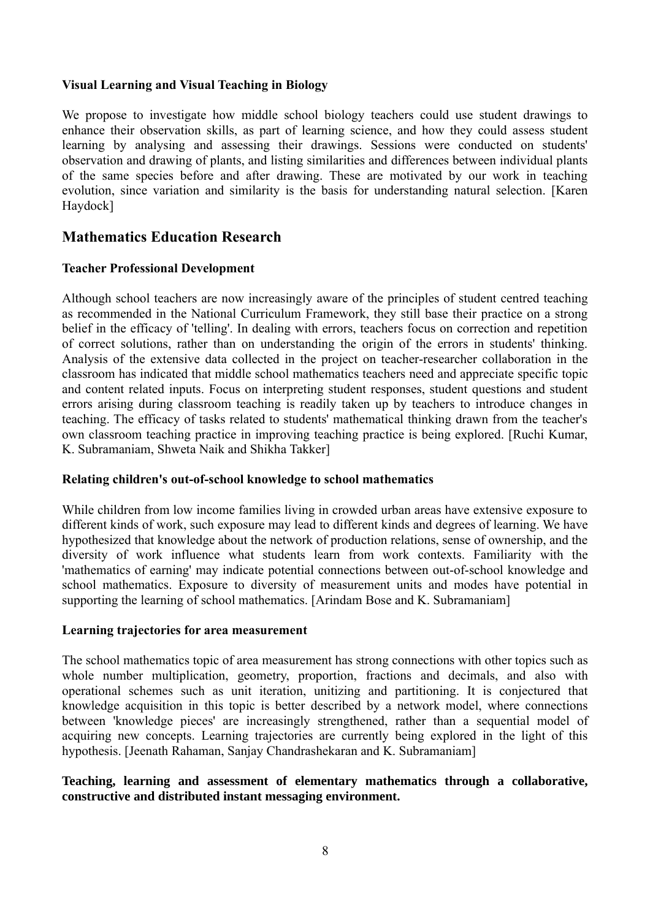**Visual Learning and Visual Teaching in Biology**

We propose to investigate how middle school biology teachers could use student drawings to enhance their observation skills, as part of learning science, and how they could assess student learning by analysing and assessing their drawings. Sessions were conducted on students' observation and drawing of plants, and listing similarities and differences between individual plants of the same species before and after drawing. These are motivated by our work in teaching evolution, since variation and similarity is the basis for understanding natural selection. [Karen Haydock]

## Mathematics Education Research

**Teacher Professional Development**

Although school teachers are now increasingly aware of the principles of student centred teaching as recommended in the National Curriculum Framework, they still base their practice on a strong belief in the efficacy of 'telling'. In dealing with errors, teachers focus on correction and repetition of correct solutions, rather than on understanding the origin of the errors in students' thinking. Analysis of the extensive data collected in the project on teacher-researcher collaboration in the classroom has indicated that middle school mathematics teachers need and appreciate specific topic and content related inputs. Focus on interpreting student responses, student questions and student errors arising during classroom teaching is readily taken up by teachers to introduce changes in teaching. The efficacy of tasks related to students' mathematical thinking drawn from the teacher's own classroom teaching practice in improving teaching practice is being explored. [Ruchi Kumar, K. Subramaniam, Shweta Naik and Shikha Takker]

**Relating children's out-of-school knowledge to school mathematics**

While children from low income families living in crowded urban areas have extensive exposure to different kinds of work, such exposure may lead to different kinds and degrees of learning. We have hypothesized that knowledge about the network of production relations, sense of ownership, and the diversity of work influence what students learn from work contexts. Familiarity with the 'mathematics of earning' may indicate potential connections between out-of-school knowledge and school mathematics. Exposure to diversity of measurement units and modes have potential in supporting the learning of school mathematics. [Arindam Bose and K. Subramaniam]

**Learning trajectories for area measurement**

The school mathematics topic of area measurement has strong connections with other topics such as whole number multiplication, geometry, proportion, fractions and decimals, and also with operational schemes such as unit iteration, unitizing and partitioning. It is conjectured that knowledge acquisition in this topic is better described by a network model, where connections between 'knowledge pieces' are increasingly strengthened, rather than a sequential model of acquiring new concepts. Learning trajectories are currently being explored in the light of this hypothesis. [Jeenath Rahaman, Sanjay Chandrashekaran and K. Subramaniam]

**Teaching, learning and assessment of elementary mathematics through a collaborative, constructive and distributed instant messaging environment.**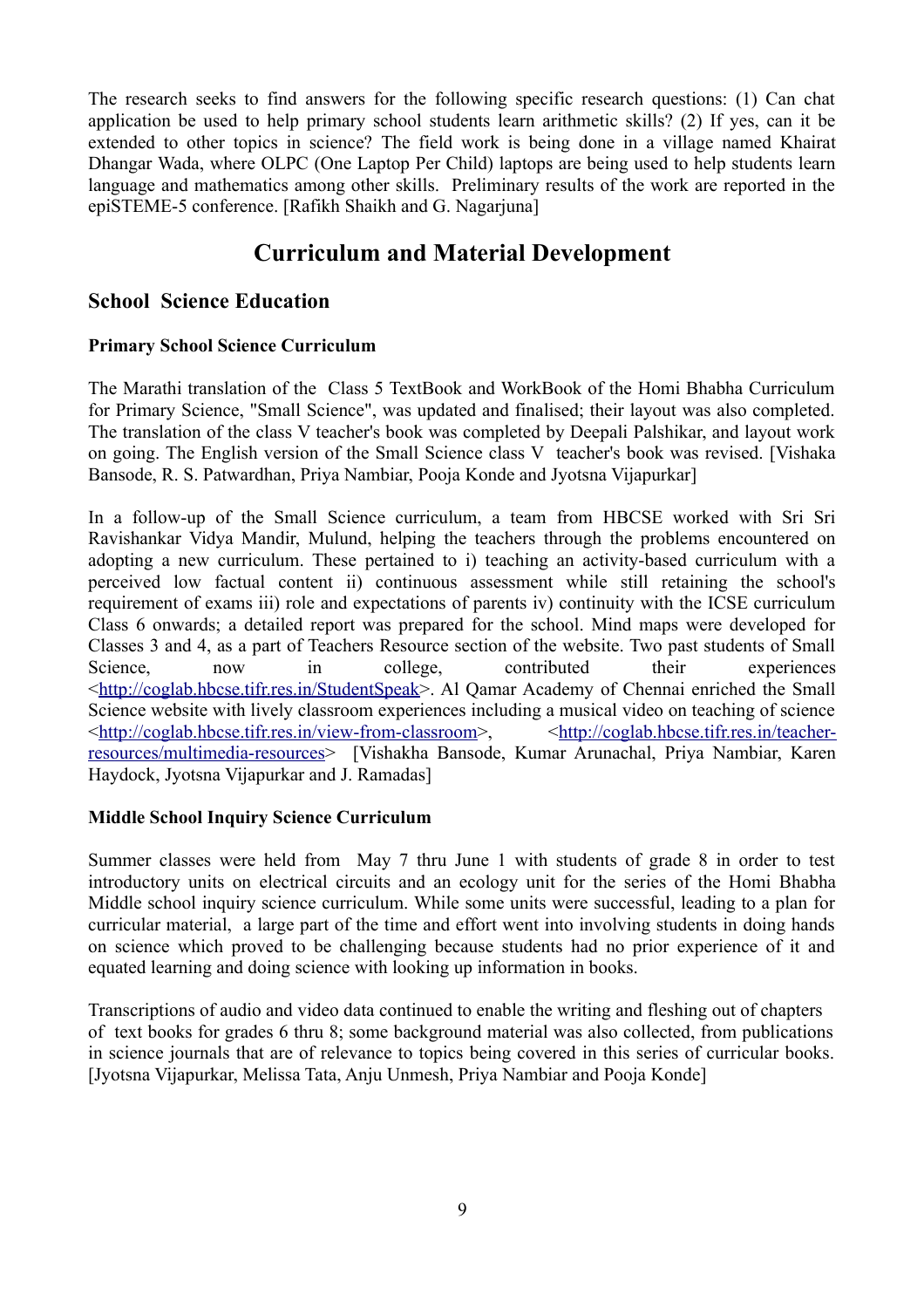The research seeks to find answers for the following specific research questions: (1) Can chat application be used to help primary school students learn arithmetic skills? (2) If yes, can it be extended to other topics in science? The field work is being done in a village named Khairat Dhangar Wada, where OLPC (One Laptop Per Child) laptops are being used to help students learn language and mathematics among other skills. Preliminary results of the work are reported in the epiSTEME-5 conference. [Rafikh Shaikh and G. Nagarjuna]

# Curriculum and Material Development

## School Science Education

### Primary School Science Curriculum

The Marathi translation of the Class 5 TextBook and WorkBook of the Homi Bhabha Curriculum for Primary Science, "Small Science", was updated and finalised; their layout was also completed. The translation of the class V teacher's book was completed by Deepali Palshikar, and layout work on going. The English version of the Small Science class V teacher's book was revised. [Vishaka Bansode, R. S. Patwardhan, Priya Nambiar, Pooja Konde and Jyotsna Vijapurkar]

In a follow-up of the Small Science curriculum, a team from HBCSE worked with Sri Sri Ravishankar Vidya Mandir, Mulund, helping the teachers through the problems encountered on adopting a new curriculum. These pertained to i) teaching an activity-based curriculum with a perceived low factual content ii) continuous assessment while still retaining the school's requirement of exams iii) role and expectations of parents iv) continuity with the ICSE curriculum Class 6 onwards; a detailed report was prepared for the school. Mind maps were developed for Classes 3 and 4, as a part of Teachers Resource section of the website. Two past students of Small Science, now in college, contributed their experiences <http://coglab.hbcse.tifr.res.in/StudentSpeak>. Al Qamar Academy of Chennai enriched the Small Science website with lively classroom experiences including a musical video on teaching of science <http://coglab.hbcse.tifr.res.in/view-from-classroom>, <http://coglab.hbcse.tifr.res.in/teacher-resources/multimedia-resources> [Vishakha Bansode, Kumar Arunachal, Priya Nambiar, Karen Haydock, Jyotsna Vijapurkar and J. Ramadas]

### Middle School Inquiry Science Curriculum

Summer classes were held from May 7 thru June 1 with students of grade 8 in order to test introductory units on electrical circuits and an ecology unit for the series of the Homi Bhabha Middle school inquiry science curriculum. While some units were successful, leading to a plan for curricular material, a large part of the time and effort went into involving students in doing hands on science which proved to be challenging because students had no prior experience of it and equated learning and doing science with looking up information in books.

Transcriptions of audio and video data continued to enable the writing and fleshing out of chapters of text books for grades 6 thru 8; some background material was also collected, from publications in science journals that are of relevance to topics being covered in this series of curricular books. [Jyotsna Vijapurkar, Melissa Tata, Anju Unmesh, Priya Nambiar and Pooja Konde]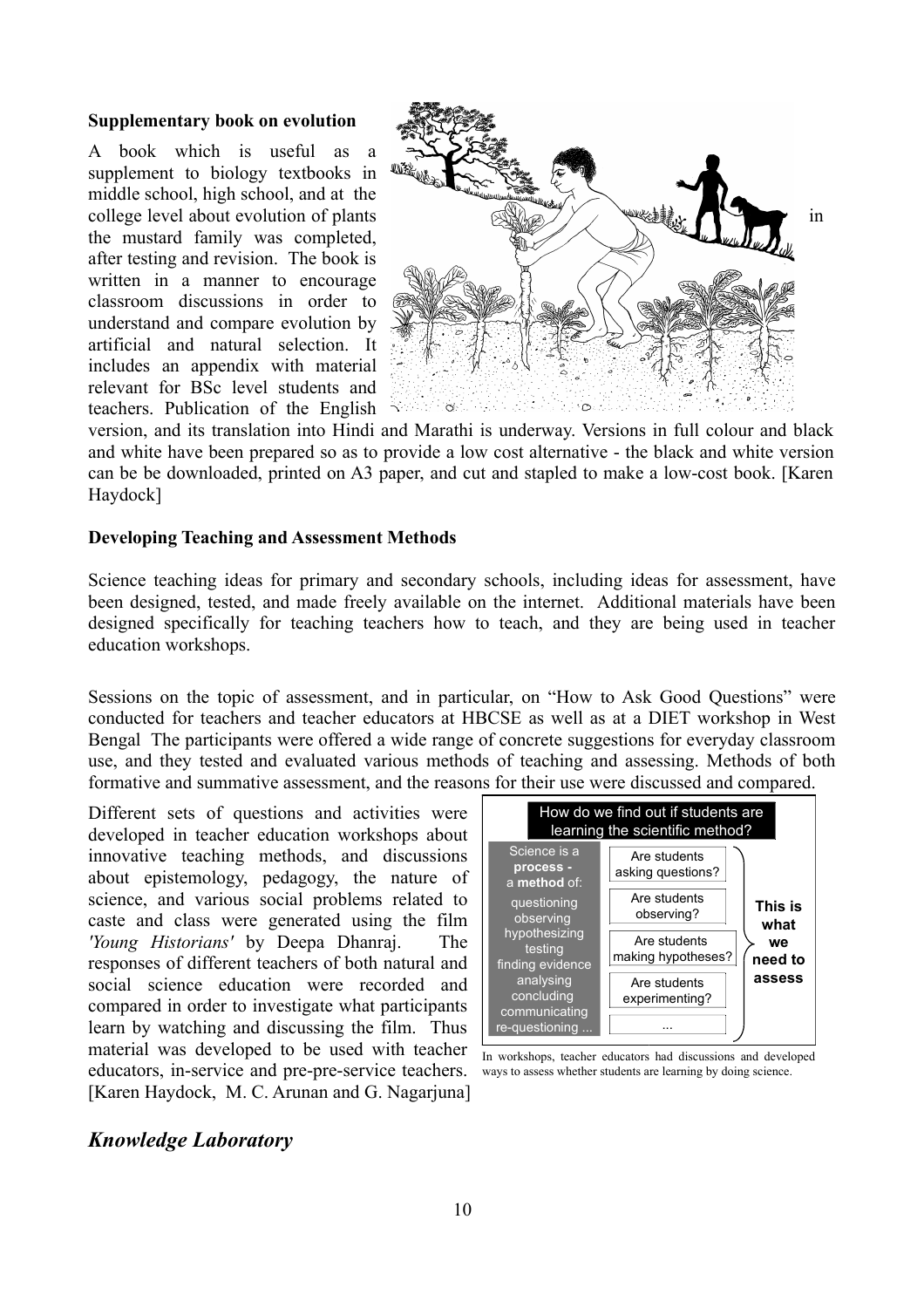**Supplementary book on evolution**

A book which is useful as a supplement to biology textbooks in middle school, high school, and at the college level about evolution of plants in the mustard family was completed, after testing and revision. The book is written in a manner to encourage classroom discussions in order to understand and compare evolution by artificial and natural selection. It includes an appendix with material relevant for BSc level students and teachers. Publication of the English version, and its translation into Hindi and Marathi is underway. Versions in full colour and black and white have been prepared so as to provide a low cost alternative - the black and white version can be be downloaded, printed on A3 paper, and cut and stapled to make a low-cost book. [Karen Haydock]

**Developing Teaching and Assessment Methods**

Science teaching ideas for primary and secondary schools, including ideas for assessment, have been designed, tested, and made freely available on the internet. Additional materials have been designed specifically for teaching teachers how to teach, and they are being used in teacher education workshops.

Sessions on the topic of assessment, and in particular, on "How to Ask Good Questions" were conducted for teachers and teacher educators at HBCSE as well as at a DIET workshop in West Bengal The participants were offered a wide range of concrete suggestions for everyday classroom use, and they tested and evaluated various methods of teaching and assessing. Methods of both formative and summative assessment, and the reasons for their use were discussed and compared.

Different sets of questions and activities were developed in teacher education workshops about innovative teaching methods, and discussions about epistemology, pedagogy, the nature of science, and various social problems related to caste and class were generated using the film *'Young Historians'* by Deepa Dhanraj. The responses of different teachers of both natural and social science education were recorded and compared in order to investigate what participants learn by watching and discussing the film. Thus material was developed to be used with teacher educators, in-service and pre-pre-service teachers. [Karen Haydock, M. C. Arunan and G. Nagarjuna]

How do we find out if students are learning the scientific method?

Science is a **process** - a **method** of: questioning, observing, hypothesizing, testing, finding evidence, analysing, concluding, communicating, re-questioning ...

- Are students asking questions?
- Are students observing?
- Are students making hypotheses?
- Are students experimenting?
- ...

**This is what we need to assess**

In workshops, teacher educators had discussions and developed ways to assess whether students are learning by doing science.

## *Knowledge Laboratory*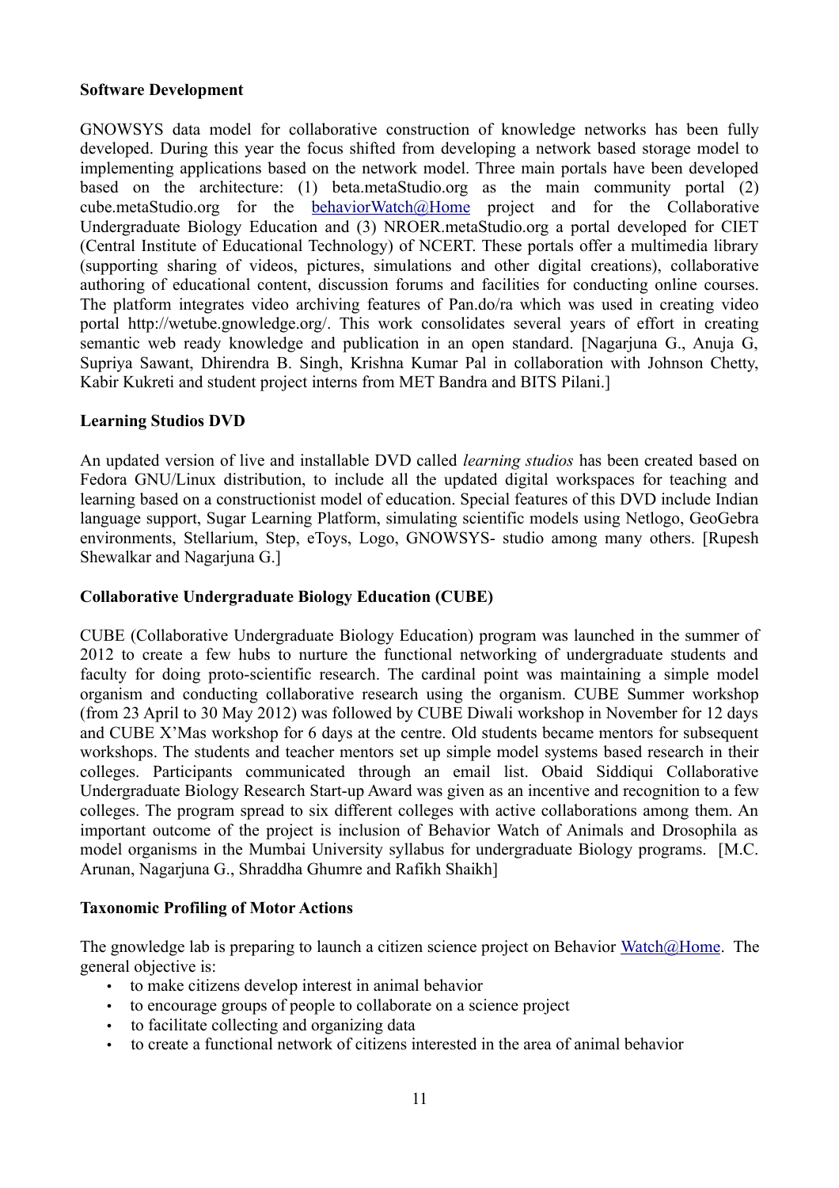**Software Development**

GNOWSYS data model for collaborative construction of knowledge networks has been fully developed. During this year the focus shifted from developing a network based storage model to implementing applications based on the network model. Three main portals have been developed based on the architecture: (1) beta.metaStudio.org as the main community portal (2) cube.metaStudio.org for the behaviorWatch@Home project and for the Collaborative Undergraduate Biology Education and (3) NROER.metaStudio.org a portal developed for CIET (Central Institute of Educational Technology) of NCERT. These portals offer a multimedia library (supporting sharing of videos, pictures, simulations and other digital creations), collaborative authoring of educational content, discussion forums and facilities for conducting online courses. The platform integrates video archiving features of Pan.do/ra which was used in creating video portal http://wetube.gnowledge.org/. This work consolidates several years of effort in creating semantic web ready knowledge and publication in an open standard. [Nagarjuna G., Anuja G, Supriya Sawant, Dhirendra B. Singh, Krishna Kumar Pal in collaboration with Johnson Chetty, Kabir Kukreti and student project interns from MET Bandra and BITS Pilani.]

**Learning Studios DVD**

An updated version of live and installable DVD called *learning studios* has been created based on Fedora GNU/Linux distribution, to include all the updated digital workspaces for teaching and learning based on a constructionist model of education. Special features of this DVD include Indian language support, Sugar Learning Platform, simulating scientific models using Netlogo, GeoGebra environments, Stellarium, Step, eToys, Logo, GNOWSYS- studio among many others. [Rupesh Shewalkar and Nagarjuna G.]

**Collaborative Undergraduate Biology Education (CUBE)**

CUBE (Collaborative Undergraduate Biology Education) program was launched in the summer of 2012 to create a few hubs to nurture the functional networking of undergraduate students and faculty for doing proto-scientific research. The cardinal point was maintaining a simple model organism and conducting collaborative research using the organism. CUBE Summer workshop (from 23 April to 30 May 2012) was followed by CUBE Diwali workshop in November for 12 days and CUBE X'Mas workshop for 6 days at the centre. Old students became mentors for subsequent workshops. The students and teacher mentors set up simple model systems based research in their colleges. Participants communicated through an email list. Obaid Siddiqui Collaborative Undergraduate Biology Research Start-up Award was given as an incentive and recognition to a few colleges. The program spread to six different colleges with active collaborations among them. An important outcome of the project is inclusion of Behavior Watch of Animals and Drosophila as model organisms in the Mumbai University syllabus for undergraduate Biology programs. [M.C. Arunan, Nagarjuna G., Shraddha Ghumre and Rafikh Shaikh]

**Taxonomic Profiling of Motor Actions**

The gnowledge lab is preparing to launch a citizen science project on Behavior Watch@Home. The general objective is:

- to make citizens develop interest in animal behavior
- to encourage groups of people to collaborate on a science project
- to facilitate collecting and organizing data
- to create a functional network of citizens interested in the area of animal behavior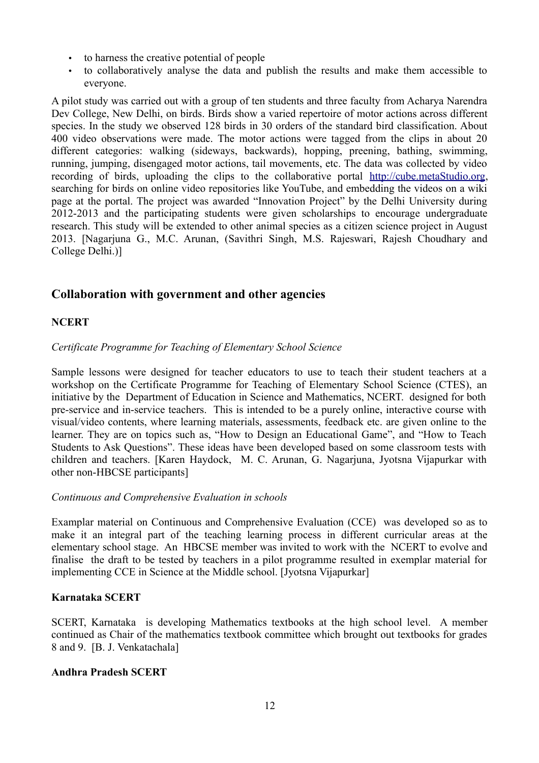- to harness the creative potential of people
- to collaboratively analyse the data and publish the results and make them accessible to everyone.

A pilot study was carried out with a group of ten students and three faculty from Acharya Narendra Dev College, New Delhi, on birds. Birds show a varied repertoire of motor actions across different species. In the study we observed 128 birds in 30 orders of the standard bird classification. About 400 video observations were made. The motor actions were tagged from the clips in about 20 different categories: walking (sideways, backwards), hopping, preening, bathing, swimming, running, jumping, disengaged motor actions, tail movements, etc. The data was collected by video recording of birds, uploading the clips to the collaborative portal http://cube.metaStudio.org, searching for birds on online video repositories like YouTube, and embedding the videos on a wiki page at the portal. The project was awarded "Innovation Project" by the Delhi University during 2012-2013 and the participating students were given scholarships to encourage undergraduate research. This study will be extended to other animal species as a citizen science project in August 2013. [Nagarjuna G., M.C. Arunan, (Savithri Singh, M.S. Rajeswari, Rajesh Choudhary and College Delhi.)]

## Collaboration with government and other agencies

### NCERT

*Certificate Programme for Teaching of Elementary School Science*

Sample lessons were designed for teacher educators to use to teach their student teachers at a workshop on the Certificate Programme for Teaching of Elementary School Science (CTES), an initiative by the Department of Education in Science and Mathematics, NCERT. designed for both pre-service and in-service teachers. This is intended to be a purely online, interactive course with visual/video contents, where learning materials, assessments, feedback etc. are given online to the learner. They are on topics such as, "How to Design an Educational Game", and "How to Teach Students to Ask Questions". These ideas have been developed based on some classroom tests with children and teachers. [Karen Haydock, M. C. Arunan, G. Nagarjuna, Jyotsna Vijapurkar with other non-HBCSE participants]

*Continuous and Comprehensive Evaluation in schools*

Examplar material on Continuous and Comprehensive Evaluation (CCE) was developed so as to make it an integral part of the teaching learning process in different curricular areas at the elementary school stage. An HBCSE member was invited to work with the NCERT to evolve and finalise the draft to be tested by teachers in a pilot programme resulted in exemplar material for implementing CCE in Science at the Middle school. [Jyotsna Vijapurkar]

### Karnataka SCERT

SCERT, Karnataka is developing Mathematics textbooks at the high school level. A member continued as Chair of the mathematics textbook committee which brought out textbooks for grades 8 and 9. [B. J. Venkatachala]

### Andhra Pradesh SCERT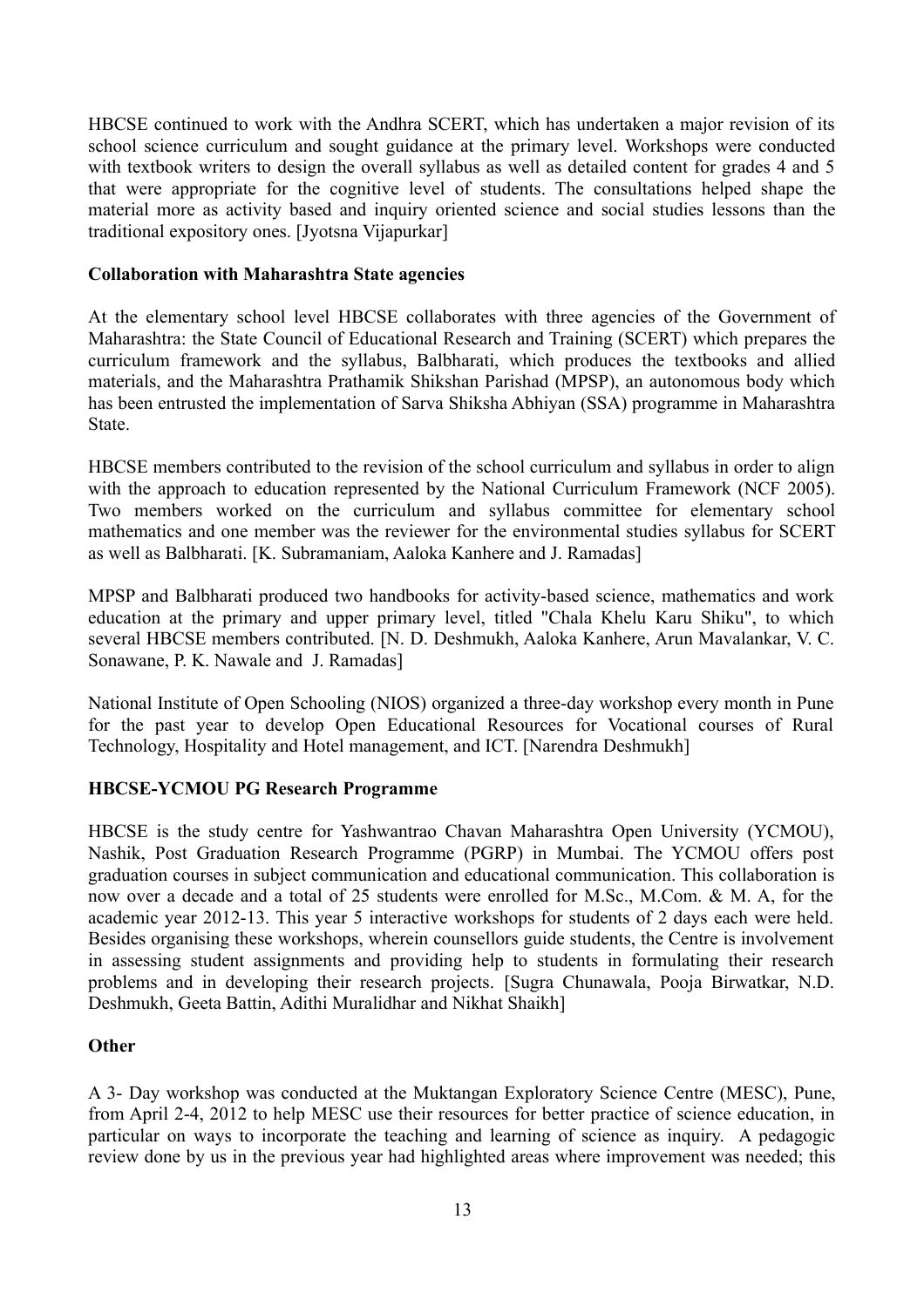HBCSE continued to work with the Andhra SCERT, which has undertaken a major revision of its school science curriculum and sought guidance at the primary level. Workshops were conducted with textbook writers to design the overall syllabus as well as detailed content for grades 4 and 5 that were appropriate for the cognitive level of students. The consultations helped shape the material more as activity based and inquiry oriented science and social studies lessons than the traditional expository ones. [Jyotsna Vijapurkar]

**Collaboration with Maharashtra State agencies**

At the elementary school level HBCSE collaborates with three agencies of the Government of Maharashtra: the State Council of Educational Research and Training (SCERT) which prepares the curriculum framework and the syllabus, Balbharati, which produces the textbooks and allied materials, and the Maharashtra Prathamik Shikshan Parishad (MPSP), an autonomous body which has been entrusted the implementation of Sarva Shiksha Abhiyan (SSA) programme in Maharashtra State.

HBCSE members contributed to the revision of the school curriculum and syllabus in order to align with the approach to education represented by the National Curriculum Framework (NCF 2005). Two members worked on the curriculum and syllabus committee for elementary school mathematics and one member was the reviewer for the environmental studies syllabus for SCERT as well as Balbharati. [K. Subramaniam, Aaloka Kanhere and J. Ramadas]

MPSP and Balbharati produced two handbooks for activity-based science, mathematics and work education at the primary and upper primary level, titled "Chala Khelu Karu Shiku", to which several HBCSE members contributed. [N. D. Deshmukh, Aaloka Kanhere, Arun Mavalankar, V. C. Sonawane, P. K. Nawale and J. Ramadas]

National Institute of Open Schooling (NIOS) organized a three-day workshop every month in Pune for the past year to develop Open Educational Resources for Vocational courses of Rural Technology, Hospitality and Hotel management, and ICT. [Narendra Deshmukh]

**HBCSE-YCMOU PG Research Programme**

HBCSE is the study centre for Yashwantrao Chavan Maharashtra Open University (YCMOU), Nashik, Post Graduation Research Programme (PGRP) in Mumbai. The YCMOU offers post graduation courses in subject communication and educational communication. This collaboration is now over a decade and a total of 25 students were enrolled for M.Sc., M.Com. & M. A, for the academic year 2012-13. This year 5 interactive workshops for students of 2 days each were held. Besides organising these workshops, wherein counsellors guide students, the Centre is involvement in assessing student assignments and providing help to students in formulating their research problems and in developing their research projects. [Sugra Chunawala, Pooja Birwatkar, N.D. Deshmukh, Geeta Battin, Adithi Muralidhar and Nikhat Shaikh]

**Other**

A 3- Day workshop was conducted at the Muktangan Exploratory Science Centre (MESC), Pune, from April 2-4, 2012 to help MESC use their resources for better practice of science education, in particular on ways to incorporate the teaching and learning of science as inquiry. A pedagogic review done by us in the previous year had highlighted areas where improvement was needed; this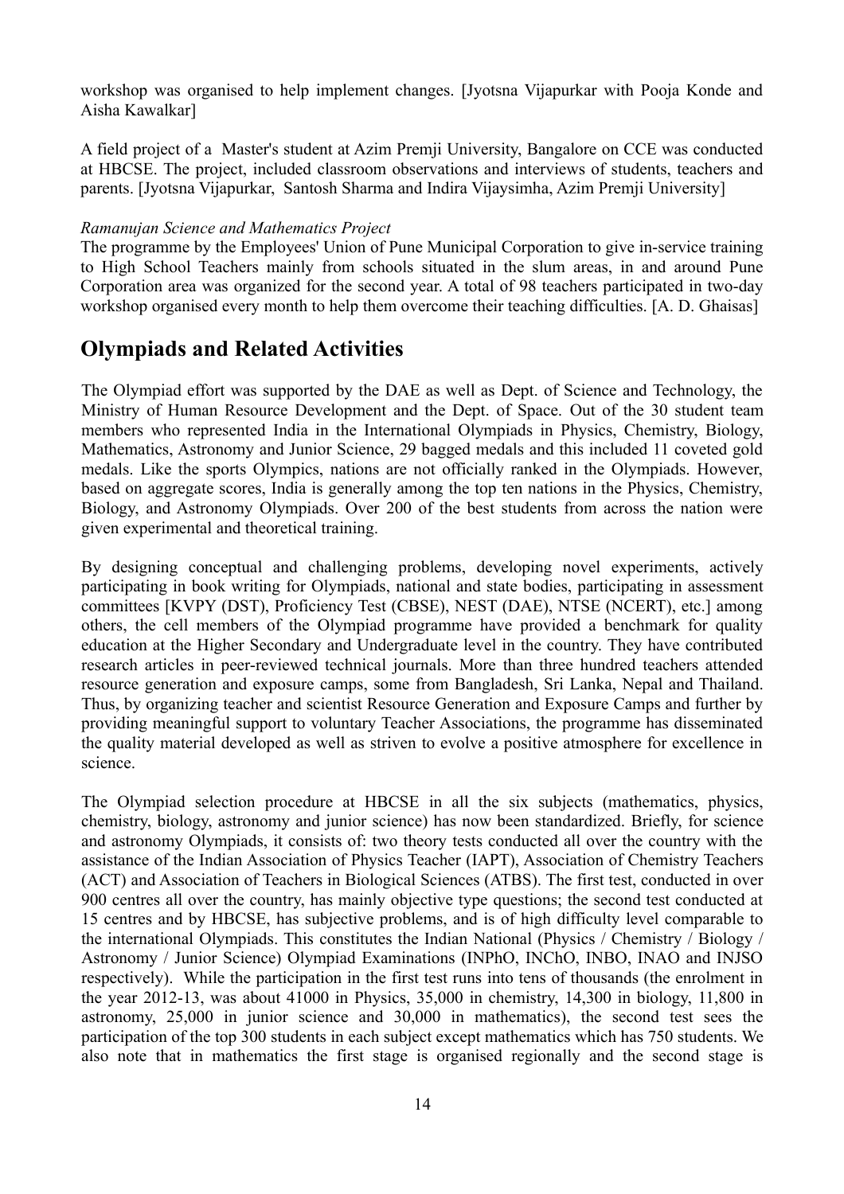workshop was organised to help implement changes. [Jyotsna Vijapurkar with Pooja Konde and Aisha Kawalkar]

A field project of a Master's student at Azim Premji University, Bangalore on CCE was conducted at HBCSE. The project, included classroom observations and interviews of students, teachers and parents. [Jyotsna Vijapurkar, Santosh Sharma and Indira Vijaysimha, Azim Premji University]

*Ramanujan Science and Mathematics Project*

The programme by the Employees' Union of Pune Municipal Corporation to give in-service training to High School Teachers mainly from schools situated in the slum areas, in and around Pune Corporation area was organized for the second year. A total of 98 teachers participated in two-day workshop organised every month to help them overcome their teaching difficulties. [A. D. Ghaisas]

## Olympiads and Related Activities

The Olympiad effort was supported by the DAE as well as Dept. of Science and Technology, the Ministry of Human Resource Development and the Dept. of Space. Out of the 30 student team members who represented India in the International Olympiads in Physics, Chemistry, Biology, Mathematics, Astronomy and Junior Science, 29 bagged medals and this included 11 coveted gold medals. Like the sports Olympics, nations are not officially ranked in the Olympiads. However, based on aggregate scores, India is generally among the top ten nations in the Physics, Chemistry, Biology, and Astronomy Olympiads. Over 200 of the best students from across the nation were given experimental and theoretical training.

By designing conceptual and challenging problems, developing novel experiments, actively participating in book writing for Olympiads, national and state bodies, participating in assessment committees [KVPY (DST), Proficiency Test (CBSE), NEST (DAE), NTSE (NCERT), etc.] among others, the cell members of the Olympiad programme have provided a benchmark for quality education at the Higher Secondary and Undergraduate level in the country. They have contributed research articles in peer-reviewed technical journals. More than three hundred teachers attended resource generation and exposure camps, some from Bangladesh, Sri Lanka, Nepal and Thailand. Thus, by organizing teacher and scientist Resource Generation and Exposure Camps and further by providing meaningful support to voluntary Teacher Associations, the programme has disseminated the quality material developed as well as striven to evolve a positive atmosphere for excellence in science.

The Olympiad selection procedure at HBCSE in all the six subjects (mathematics, physics, chemistry, biology, astronomy and junior science) has now been standardized. Briefly, for science and astronomy Olympiads, it consists of: two theory tests conducted all over the country with the assistance of the Indian Association of Physics Teacher (IAPT), Association of Chemistry Teachers (ACT) and Association of Teachers in Biological Sciences (ATBS). The first test, conducted in over 900 centres all over the country, has mainly objective type questions; the second test conducted at 15 centres and by HBCSE, has subjective problems, and is of high difficulty level comparable to the international Olympiads. This constitutes the Indian National (Physics / Chemistry / Biology / Astronomy / Junior Science) Olympiad Examinations (INPhO, INChO, INBO, INAO and INJSO respectively). While the participation in the first test runs into tens of thousands (the enrolment in the year 2012-13, was about 41000 in Physics, 35,000 in chemistry, 14,300 in biology, 11,800 in astronomy, 25,000 in junior science and 30,000 in mathematics), the second test sees the participation of the top 300 students in each subject except mathematics which has 750 students. We also note that in mathematics the first stage is organised regionally and the second stage is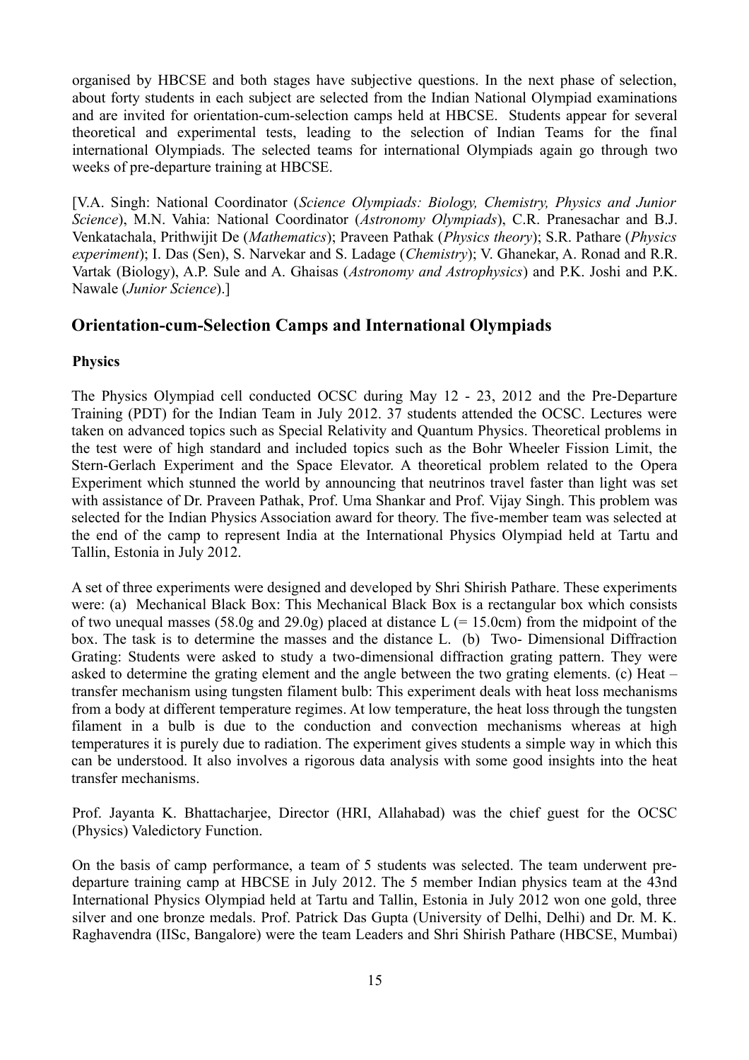organised by HBCSE and both stages have subjective questions. In the next phase of selection, about forty students in each subject are selected from the Indian National Olympiad examinations and are invited for orientation-cum-selection camps held at HBCSE. Students appear for several theoretical and experimental tests, leading to the selection of Indian Teams for the final international Olympiads. The selected teams for international Olympiads again go through two weeks of pre-departure training at HBCSE.

[V.A. Singh: National Coordinator (*Science Olympiads: Biology, Chemistry, Physics and Junior Science*), M.N. Vahia: National Coordinator (*Astronomy Olympiads*), C.R. Pranesachar and B.J. Venkatachala, Prithwijit De (*Mathematics*); Praveen Pathak (*Physics theory*); S.R. Pathare (*Physics experiment*); I. Das (Sen), S. Narvekar and S. Ladage (*Chemistry*); V. Ghanekar, A. Ronad and R.R. Vartak (Biology), A.P. Sule and A. Ghaisas (*Astronomy and Astrophysics*) and P.K. Joshi and P.K. Nawale (*Junior Science*).]

## Orientation-cum-Selection Camps and International Olympiads

### Physics

The Physics Olympiad cell conducted OCSC during May 12 - 23, 2012 and the Pre-Departure Training (PDT) for the Indian Team in July 2012. 37 students attended the OCSC. Lectures were taken on advanced topics such as Special Relativity and Quantum Physics. Theoretical problems in the test were of high standard and included topics such as the Bohr Wheeler Fission Limit, the Stern-Gerlach Experiment and the Space Elevator. A theoretical problem related to the Opera Experiment which stunned the world by announcing that neutrinos travel faster than light was set with assistance of Dr. Praveen Pathak, Prof. Uma Shankar and Prof. Vijay Singh. This problem was selected for the Indian Physics Association award for theory. The five-member team was selected at the end of the camp to represent India at the International Physics Olympiad held at Tartu and Tallin, Estonia in July 2012.

A set of three experiments were designed and developed by Shri Shirish Pathare. These experiments were: (a) Mechanical Black Box: This Mechanical Black Box is a rectangular box which consists of two unequal masses (58.0g and 29.0g) placed at distance L (= 15.0cm) from the midpoint of the box. The task is to determine the masses and the distance L. (b) Two- Dimensional Diffraction Grating: Students were asked to study a two-dimensional diffraction grating pattern. They were asked to determine the grating element and the angle between the two grating elements. (c) Heat – transfer mechanism using tungsten filament bulb: This experiment deals with heat loss mechanisms from a body at different temperature regimes. At low temperature, the heat loss through the tungsten filament in a bulb is due to the conduction and convection mechanisms whereas at high temperatures it is purely due to radiation. The experiment gives students a simple way in which this can be understood. It also involves a rigorous data analysis with some good insights into the heat transfer mechanisms.

Prof. Jayanta K. Bhattacharjee, Director (HRI, Allahabad) was the chief guest for the OCSC (Physics) Valedictory Function.

On the basis of camp performance, a team of 5 students was selected. The team underwent pre-departure training camp at HBCSE in July 2012. The 5 member Indian physics team at the 43nd International Physics Olympiad held at Tartu and Tallin, Estonia in July 2012 won one gold, three silver and one bronze medals. Prof. Patrick Das Gupta (University of Delhi, Delhi) and Dr. M. K. Raghavendra (IISc, Bangalore) were the team Leaders and Shri Shirish Pathare (HBCSE, Mumbai)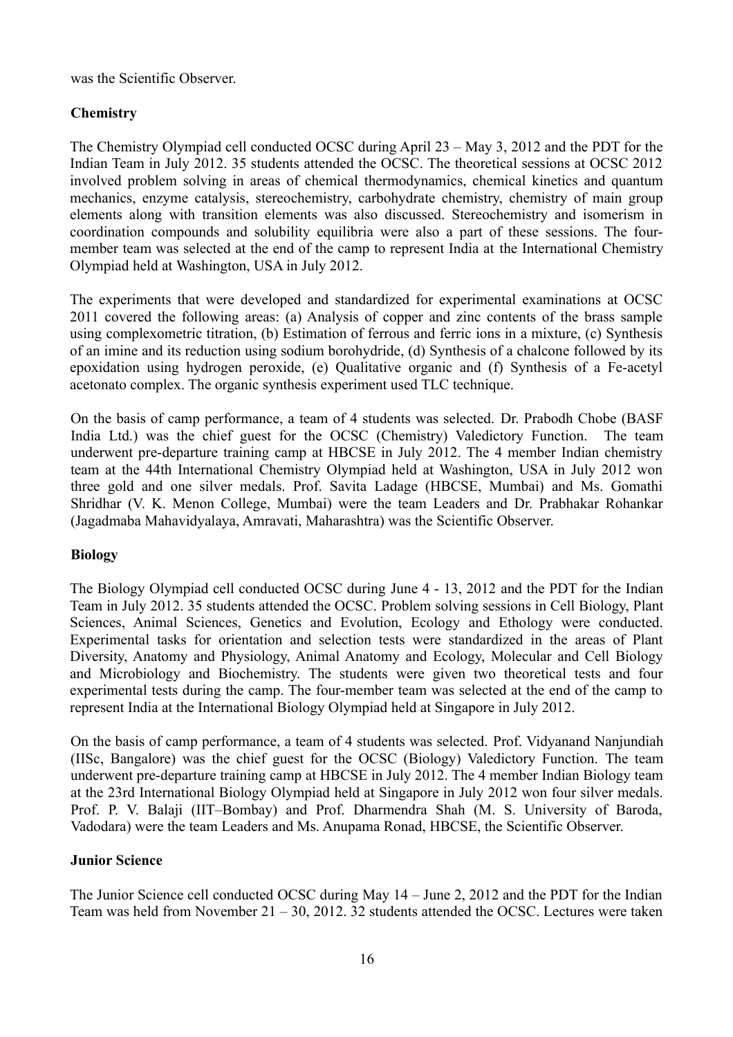was the Scientific Observer.

**Chemistry**

The Chemistry Olympiad cell conducted OCSC during April 23 – May 3, 2012 and the PDT for the Indian Team in July 2012. 35 students attended the OCSC. The theoretical sessions at OCSC 2012 involved problem solving in areas of chemical thermodynamics, chemical kinetics and quantum mechanics, enzyme catalysis, stereochemistry, carbohydrate chemistry, chemistry of main group elements along with transition elements was also discussed. Stereochemistry and isomerism in coordination compounds and solubility equilibria were also a part of these sessions. The four-member team was selected at the end of the camp to represent India at the International Chemistry Olympiad held at Washington, USA in July 2012.

The experiments that were developed and standardized for experimental examinations at OCSC 2011 covered the following areas: (a) Analysis of copper and zinc contents of the brass sample using complexometric titration, (b) Estimation of ferrous and ferric ions in a mixture, (c) Synthesis of an imine and its reduction using sodium borohydride, (d) Synthesis of a chalcone followed by its epoxidation using hydrogen peroxide, (e) Qualitative organic and (f) Synthesis of a Fe-acetyl acetonato complex. The organic synthesis experiment used TLC technique.

On the basis of camp performance, a team of 4 students was selected. Dr. Prabodh Chobe (BASF India Ltd.) was the chief guest for the OCSC (Chemistry) Valedictory Function. The team underwent pre-departure training camp at HBCSE in July 2012. The 4 member Indian chemistry team at the 44th International Chemistry Olympiad held at Washington, USA in July 2012 won three gold and one silver medals. Prof. Savita Ladage (HBCSE, Mumbai) and Ms. Gomathi Shridhar (V. K. Menon College, Mumbai) were the team Leaders and Dr. Prabhakar Rohankar (Jagadmaba Mahavidyalaya, Amravati, Maharashtra) was the Scientific Observer.

**Biology**

The Biology Olympiad cell conducted OCSC during June 4 - 13, 2012 and the PDT for the Indian Team in July 2012. 35 students attended the OCSC. Problem solving sessions in Cell Biology, Plant Sciences, Animal Sciences, Genetics and Evolution, Ecology and Ethology were conducted. Experimental tasks for orientation and selection tests were standardized in the areas of Plant Diversity, Anatomy and Physiology, Animal Anatomy and Ecology, Molecular and Cell Biology and Microbiology and Biochemistry. The students were given two theoretical tests and four experimental tests during the camp. The four-member team was selected at the end of the camp to represent India at the International Biology Olympiad held at Singapore in July 2012.

On the basis of camp performance, a team of 4 students was selected. Prof. Vidyanand Nanjundiah (IISc, Bangalore) was the chief guest for the OCSC (Biology) Valedictory Function. The team underwent pre-departure training camp at HBCSE in July 2012. The 4 member Indian Biology team at the 23rd International Biology Olympiad held at Singapore in July 2012 won four silver medals. Prof. P. V. Balaji (IIT–Bombay) and Prof. Dharmendra Shah (M. S. University of Baroda, Vadodara) were the team Leaders and Ms. Anupama Ronad, HBCSE, the Scientific Observer.

**Junior Science**

The Junior Science cell conducted OCSC during May 14 – June 2, 2012 and the PDT for the Indian Team was held from November 21 – 30, 2012. 32 students attended the OCSC. Lectures were taken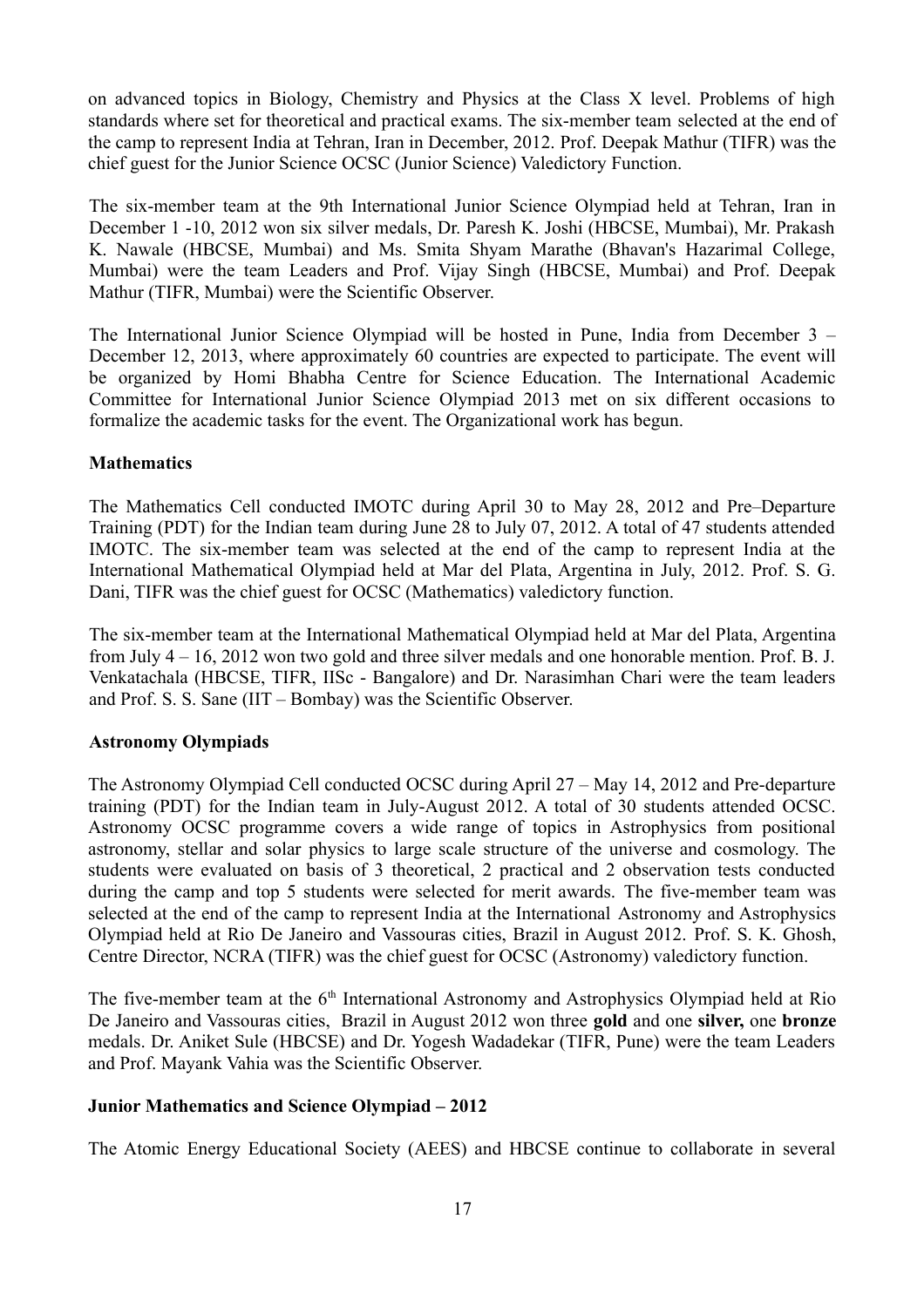on advanced topics in Biology, Chemistry and Physics at the Class X level. Problems of high standards where set for theoretical and practical exams. The six-member team selected at the end of the camp to represent India at Tehran, Iran in December, 2012. Prof. Deepak Mathur (TIFR) was the chief guest for the Junior Science OCSC (Junior Science) Valedictory Function.

The six-member team at the 9th International Junior Science Olympiad held at Tehran, Iran in December 1 -10, 2012 won six silver medals, Dr. Paresh K. Joshi (HBCSE, Mumbai), Mr. Prakash K. Nawale (HBCSE, Mumbai) and Ms. Smita Shyam Marathe (Bhavan's Hazarimal College, Mumbai) were the team Leaders and Prof. Vijay Singh (HBCSE, Mumbai) and Prof. Deepak Mathur (TIFR, Mumbai) were the Scientific Observer.

The International Junior Science Olympiad will be hosted in Pune, India from December 3 – December 12, 2013, where approximately 60 countries are expected to participate. The event will be organized by Homi Bhabha Centre for Science Education. The International Academic Committee for International Junior Science Olympiad 2013 met on six different occasions to formalize the academic tasks for the event. The Organizational work has begun.

**Mathematics**

The Mathematics Cell conducted IMOTC during April 30 to May 28, 2012 and Pre–Departure Training (PDT) for the Indian team during June 28 to July 07, 2012. A total of 47 students attended IMOTC. The six-member team was selected at the end of the camp to represent India at the International Mathematical Olympiad held at Mar del Plata, Argentina in July, 2012. Prof. S. G. Dani, TIFR was the chief guest for OCSC (Mathematics) valedictory function.

The six-member team at the International Mathematical Olympiad held at Mar del Plata, Argentina from July 4 – 16, 2012 won two gold and three silver medals and one honorable mention. Prof. B. J. Venkatachala (HBCSE, TIFR, IISc - Bangalore) and Dr. Narasimhan Chari were the team leaders and Prof. S. S. Sane (IIT – Bombay) was the Scientific Observer.

**Astronomy Olympiads**

The Astronomy Olympiad Cell conducted OCSC during April 27 – May 14, 2012 and Pre-departure training (PDT) for the Indian team in July-August 2012. A total of 30 students attended OCSC. Astronomy OCSC programme covers a wide range of topics in Astrophysics from positional astronomy, stellar and solar physics to large scale structure of the universe and cosmology. The students were evaluated on basis of 3 theoretical, 2 practical and 2 observation tests conducted during the camp and top 5 students were selected for merit awards. The five-member team was selected at the end of the camp to represent India at the International Astronomy and Astrophysics Olympiad held at Rio De Janeiro and Vassouras cities, Brazil in August 2012. Prof. S. K. Ghosh, Centre Director, NCRA (TIFR) was the chief guest for OCSC (Astronomy) valedictory function.

The five-member team at the 6th International Astronomy and Astrophysics Olympiad held at Rio De Janeiro and Vassouras cities, Brazil in August 2012 won three **gold** and one **silver,** one **bronze** medals. Dr. Aniket Sule (HBCSE) and Dr. Yogesh Wadadekar (TIFR, Pune) were the team Leaders and Prof. Mayank Vahia was the Scientific Observer.

**Junior Mathematics and Science Olympiad – 2012**

The Atomic Energy Educational Society (AEES) and HBCSE continue to collaborate in several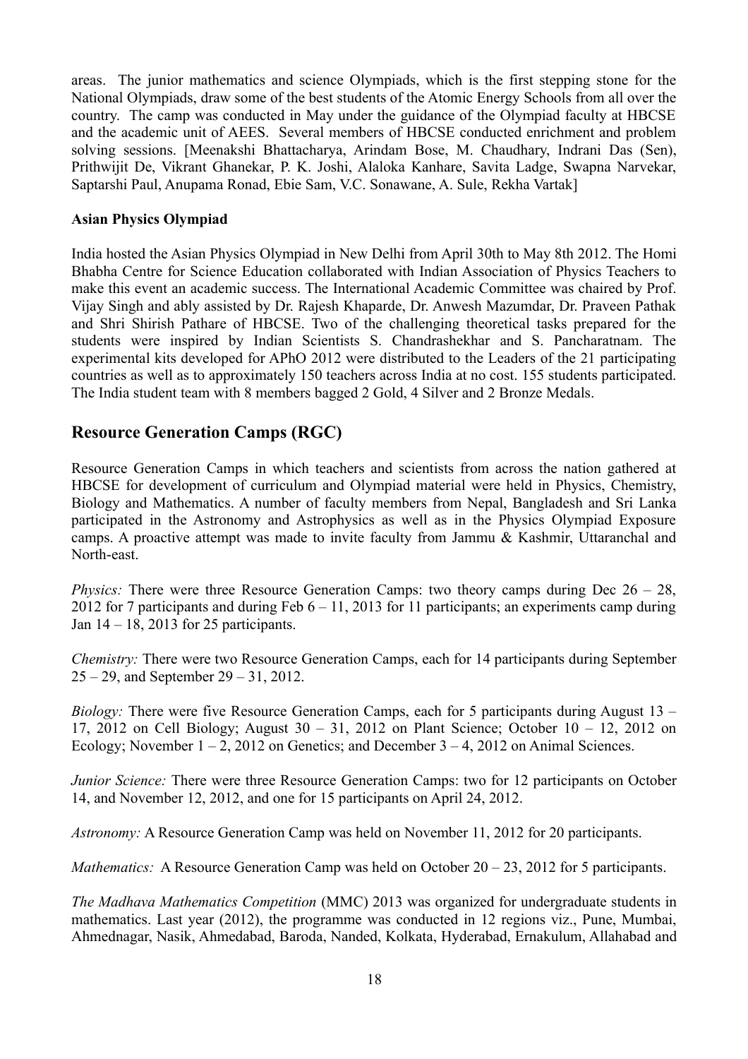areas. The junior mathematics and science Olympiads, which is the first stepping stone for the National Olympiads, draw some of the best students of the Atomic Energy Schools from all over the country. The camp was conducted in May under the guidance of the Olympiad faculty at HBCSE and the academic unit of AEES. Several members of HBCSE conducted enrichment and problem solving sessions. [Meenakshi Bhattacharya, Arindam Bose, M. Chaudhary, Indrani Das (Sen), Prithwijit De, Vikrant Ghanekar, P. K. Joshi, Alaloka Kanhare, Savita Ladge, Swapna Narvekar, Saptarshi Paul, Anupama Ronad, Ebie Sam, V.C. Sonawane, A. Sule, Rekha Vartak]

**Asian Physics Olympiad**

India hosted the Asian Physics Olympiad in New Delhi from April 30th to May 8th 2012. The Homi Bhabha Centre for Science Education collaborated with Indian Association of Physics Teachers to make this event an academic success. The International Academic Committee was chaired by Prof. Vijay Singh and ably assisted by Dr. Rajesh Khaparde, Dr. Anwesh Mazumdar, Dr. Praveen Pathak and Shri Shirish Pathare of HBCSE. Two of the challenging theoretical tasks prepared for the students were inspired by Indian Scientists S. Chandrashekhar and S. Pancharatnam. The experimental kits developed for APhO 2012 were distributed to the Leaders of the 21 participating countries as well as to approximately 150 teachers across India at no cost. 155 students participated. The India student team with 8 members bagged 2 Gold, 4 Silver and 2 Bronze Medals.

## Resource Generation Camps (RGC)

Resource Generation Camps in which teachers and scientists from across the nation gathered at HBCSE for development of curriculum and Olympiad material were held in Physics, Chemistry, Biology and Mathematics. A number of faculty members from Nepal, Bangladesh and Sri Lanka participated in the Astronomy and Astrophysics as well as in the Physics Olympiad Exposure camps. A proactive attempt was made to invite faculty from Jammu & Kashmir, Uttaranchal and North-east.

*Physics:* There were three Resource Generation Camps: two theory camps during Dec 26 – 28, 2012 for 7 participants and during Feb 6 – 11, 2013 for 11 participants; an experiments camp during Jan 14 – 18, 2013 for 25 participants.

*Chemistry:* There were two Resource Generation Camps, each for 14 participants during September 25 – 29, and September 29 – 31, 2012.

*Biology:* There were five Resource Generation Camps, each for 5 participants during August 13 – 17, 2012 on Cell Biology; August 30 – 31, 2012 on Plant Science; October 10 – 12, 2012 on Ecology; November 1 – 2, 2012 on Genetics; and December 3 – 4, 2012 on Animal Sciences.

*Junior Science:* There were three Resource Generation Camps: two for 12 participants on October 14, and November 12, 2012, and one for 15 participants on April 24, 2012.

*Astronomy:* A Resource Generation Camp was held on November 11, 2012 for 20 participants.

*Mathematics:* A Resource Generation Camp was held on October 20 – 23, 2012 for 5 participants.

*The Madhava Mathematics Competition* (MMC) 2013 was organized for undergraduate students in mathematics. Last year (2012), the programme was conducted in 12 regions viz., Pune, Mumbai, Ahmednagar, Nasik, Ahmedabad, Baroda, Nanded, Kolkata, Hyderabad, Ernakulum, Allahabad and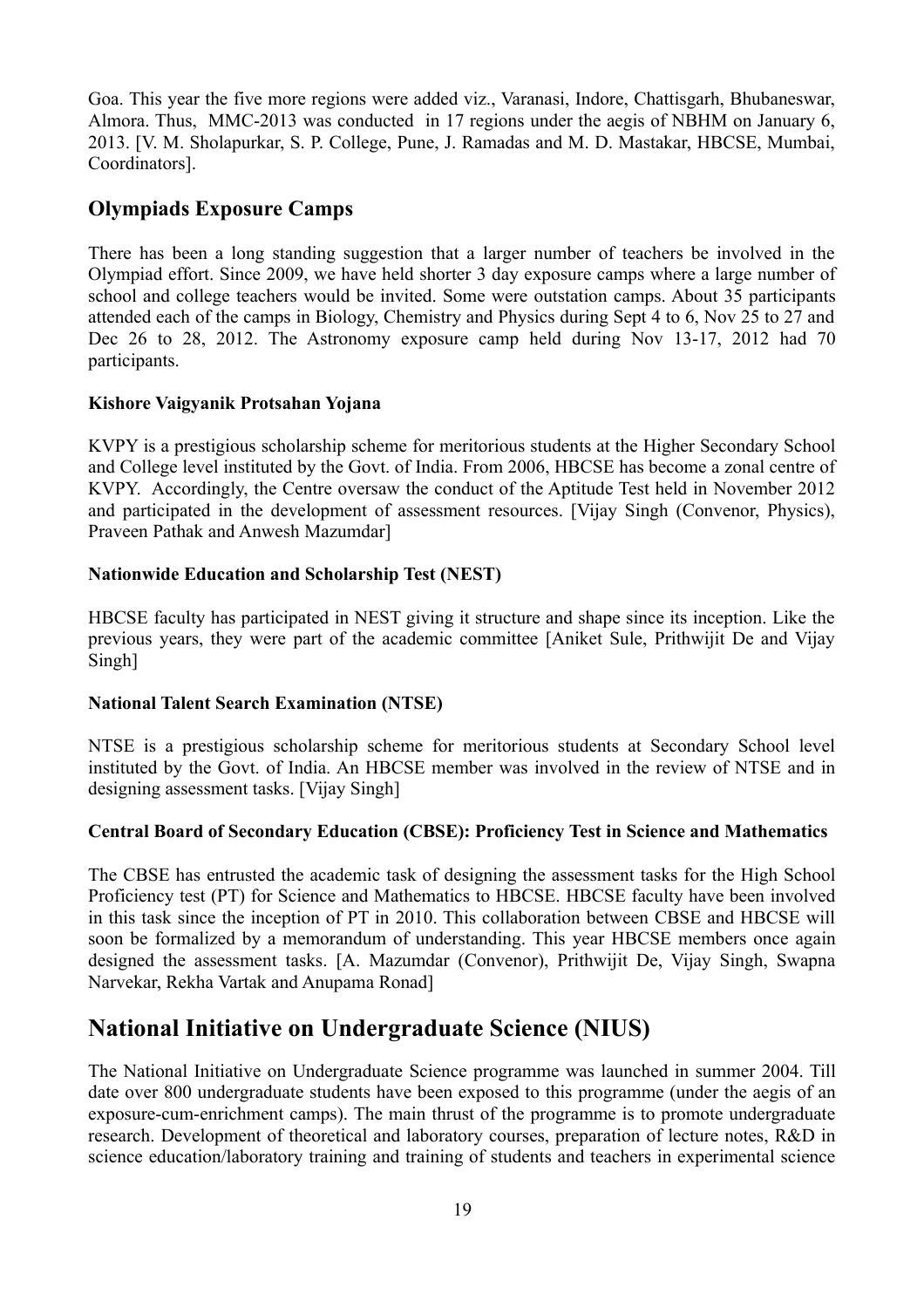Goa. This year the five more regions were added viz., Varanasi, Indore, Chattisgarh, Bhubaneswar, Almora. Thus, MMC-2013 was conducted in 17 regions under the aegis of NBHM on January 6, 2013. [V. M. Sholapurkar, S. P. College, Pune, J. Ramadas and M. D. Mastakar, HBCSE, Mumbai, Coordinators].

## Olympiads Exposure Camps

There has been a long standing suggestion that a larger number of teachers be involved in the Olympiad effort. Since 2009, we have held shorter 3 day exposure camps where a large number of school and college teachers would be invited. Some were outstation camps. About 35 participants attended each of the camps in Biology, Chemistry and Physics during Sept 4 to 6, Nov 25 to 27 and Dec 26 to 28, 2012. The Astronomy exposure camp held during Nov 13-17, 2012 had 70 participants.

### Kishore Vaigyanik Protsahan Yojana

KVPY is a prestigious scholarship scheme for meritorious students at the Higher Secondary School and College level instituted by the Govt. of India. From 2006, HBCSE has become a zonal centre of KVPY. Accordingly, the Centre oversaw the conduct of the Aptitude Test held in November 2012 and participated in the development of assessment resources. [Vijay Singh (Convenor, Physics), Praveen Pathak and Anwesh Mazumdar]

### Nationwide Education and Scholarship Test (NEST)

HBCSE faculty has participated in NEST giving it structure and shape since its inception. Like the previous years, they were part of the academic committee [Aniket Sule, Prithwijit De and Vijay Singh]

### National Talent Search Examination (NTSE)

NTSE is a prestigious scholarship scheme for meritorious students at Secondary School level instituted by the Govt. of India. An HBCSE member was involved in the review of NTSE and in designing assessment tasks. [Vijay Singh]

### Central Board of Secondary Education (CBSE): Proficiency Test in Science and Mathematics

The CBSE has entrusted the academic task of designing the assessment tasks for the High School Proficiency test (PT) for Science and Mathematics to HBCSE. HBCSE faculty have been involved in this task since the inception of PT in 2010. This collaboration between CBSE and HBCSE will soon be formalized by a memorandum of understanding. This year HBCSE members once again designed the assessment tasks. [A. Mazumdar (Convenor), Prithwijit De, Vijay Singh, Swapna Narvekar, Rekha Vartak and Anupama Ronad]

# National Initiative on Undergraduate Science (NIUS)

The National Initiative on Undergraduate Science programme was launched in summer 2004. Till date over 800 undergraduate students have been exposed to this programme (under the aegis of an exposure-cum-enrichment camps). The main thrust of the programme is to promote undergraduate research. Development of theoretical and laboratory courses, preparation of lecture notes, R&D in science education/laboratory training and training of students and teachers in experimental science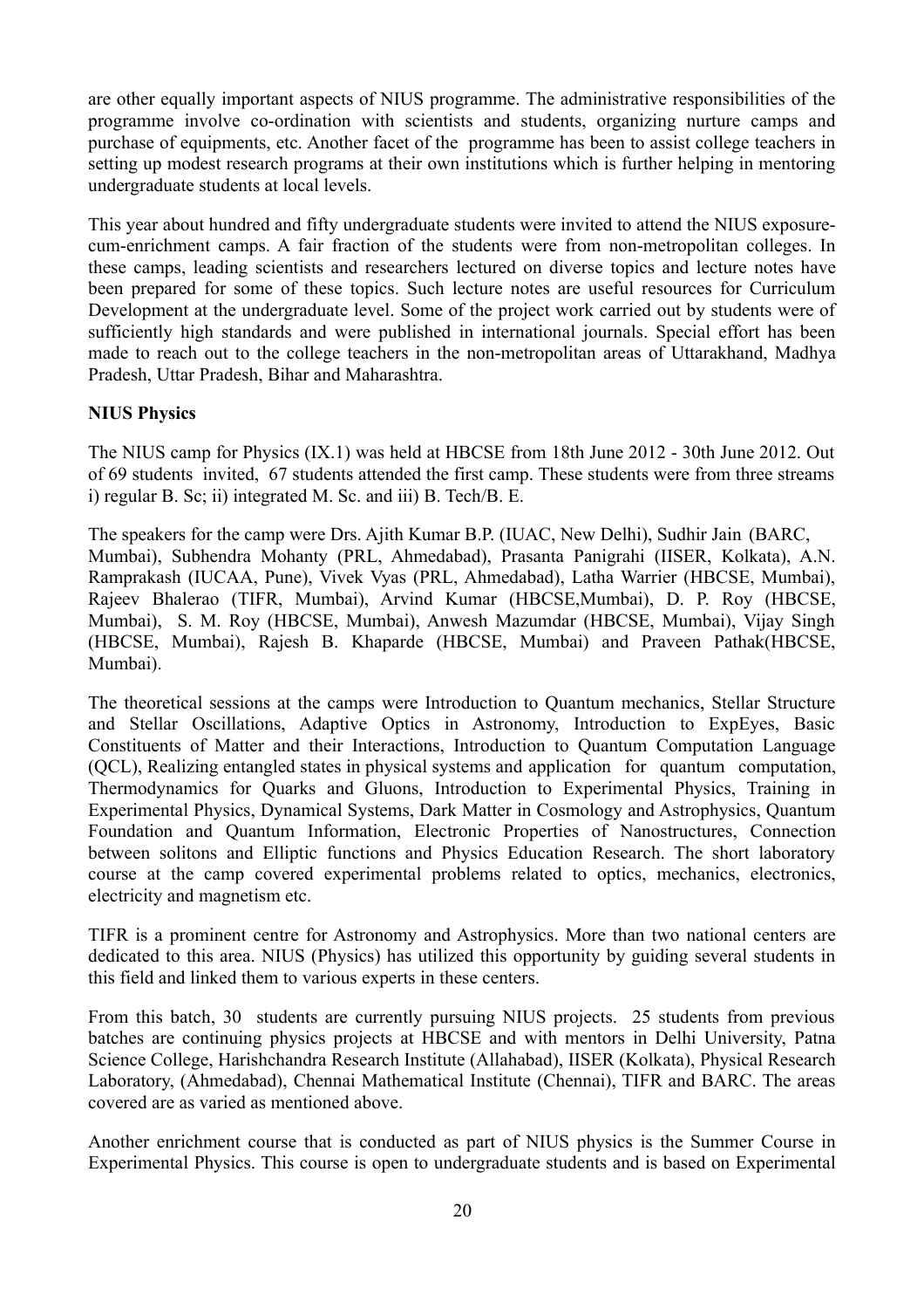are other equally important aspects of NIUS programme. The administrative responsibilities of the programme involve co-ordination with scientists and students, organizing nurture camps and purchase of equipments, etc. Another facet of the programme has been to assist college teachers in setting up modest research programs at their own institutions which is further helping in mentoring undergraduate students at local levels.

This year about hundred and fifty undergraduate students were invited to attend the NIUS exposure-cum-enrichment camps. A fair fraction of the students were from non-metropolitan colleges. In these camps, leading scientists and researchers lectured on diverse topics and lecture notes have been prepared for some of these topics. Such lecture notes are useful resources for Curriculum Development at the undergraduate level. Some of the project work carried out by students were of sufficiently high standards and were published in international journals. Special effort has been made to reach out to the college teachers in the non-metropolitan areas of Uttarakhand, Madhya Pradesh, Uttar Pradesh, Bihar and Maharashtra.

**NIUS Physics**

The NIUS camp for Physics (IX.1) was held at HBCSE from 18th June 2012 - 30th June 2012. Out of 69 students invited, 67 students attended the first camp. These students were from three streams i) regular B. Sc; ii) integrated M. Sc. and iii) B. Tech/B. E.

The speakers for the camp were Drs. Ajith Kumar B.P. (IUAC, New Delhi), Sudhir Jain (BARC, Mumbai), Subhendra Mohanty (PRL, Ahmedabad), Prasanta Panigrahi (IISER, Kolkata), A.N. Ramprakash (IUCAA, Pune), Vivek Vyas (PRL, Ahmedabad), Latha Warrier (HBCSE, Mumbai), Rajeev Bhalerao (TIFR, Mumbai), Arvind Kumar (HBCSE,Mumbai), D. P. Roy (HBCSE, Mumbai), S. M. Roy (HBCSE, Mumbai), Anwesh Mazumdar (HBCSE, Mumbai), Vijay Singh (HBCSE, Mumbai), Rajesh B. Khaparde (HBCSE, Mumbai) and Praveen Pathak(HBCSE, Mumbai).

The theoretical sessions at the camps were Introduction to Quantum mechanics, Stellar Structure and Stellar Oscillations, Adaptive Optics in Astronomy, Introduction to ExpEyes, Basic Constituents of Matter and their Interactions, Introduction to Quantum Computation Language (QCL), Realizing entangled states in physical systems and application for quantum computation, Thermodynamics for Quarks and Gluons, Introduction to Experimental Physics, Training in Experimental Physics, Dynamical Systems, Dark Matter in Cosmology and Astrophysics, Quantum Foundation and Quantum Information, Electronic Properties of Nanostructures, Connection between solitons and Elliptic functions and Physics Education Research. The short laboratory course at the camp covered experimental problems related to optics, mechanics, electronics, electricity and magnetism etc.

TIFR is a prominent centre for Astronomy and Astrophysics. More than two national centers are dedicated to this area. NIUS (Physics) has utilized this opportunity by guiding several students in this field and linked them to various experts in these centers.

From this batch, 30 students are currently pursuing NIUS projects. 25 students from previous batches are continuing physics projects at HBCSE and with mentors in Delhi University, Patna Science College, Harishchandra Research Institute (Allahabad), IISER (Kolkata), Physical Research Laboratory, (Ahmedabad), Chennai Mathematical Institute (Chennai), TIFR and BARC. The areas covered are as varied as mentioned above.

Another enrichment course that is conducted as part of NIUS physics is the Summer Course in Experimental Physics. This course is open to undergraduate students and is based on Experimental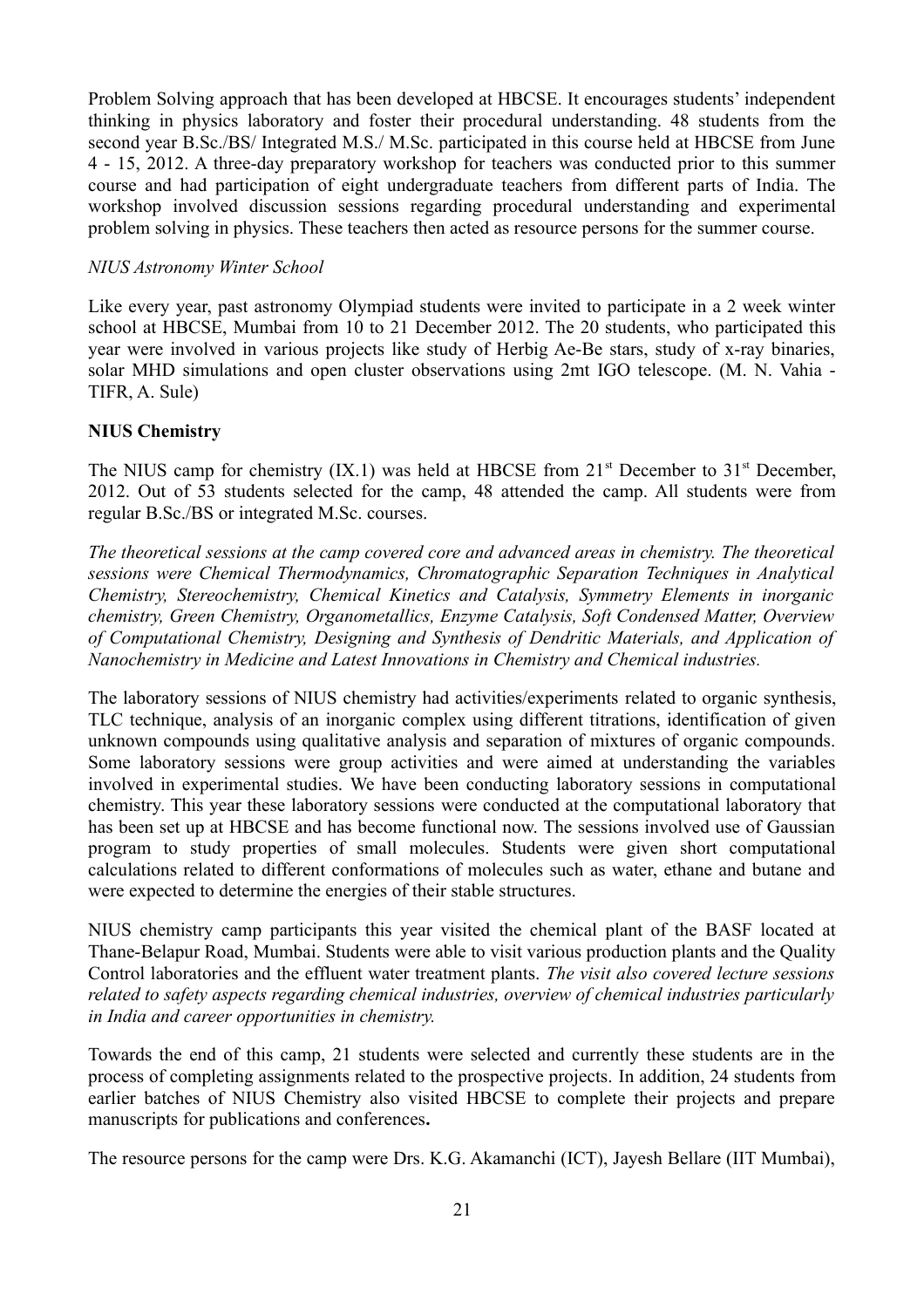Problem Solving approach that has been developed at HBCSE. It encourages students' independent thinking in physics laboratory and foster their procedural understanding. 48 students from the second year B.Sc./BS/ Integrated M.S./ M.Sc. participated in this course held at HBCSE from June 4 - 15, 2012. A three-day preparatory workshop for teachers was conducted prior to this summer course and had participation of eight undergraduate teachers from different parts of India. The workshop involved discussion sessions regarding procedural understanding and experimental problem solving in physics. These teachers then acted as resource persons for the summer course.

*NIUS Astronomy Winter School*

Like every year, past astronomy Olympiad students were invited to participate in a 2 week winter school at HBCSE, Mumbai from 10 to 21 December 2012. The 20 students, who participated this year were involved in various projects like study of Herbig Ae-Be stars, study of x-ray binaries, solar MHD simulations and open cluster observations using 2mt IGO telescope. (M. N. Vahia - TIFR, A. Sule)

**NIUS Chemistry**

The NIUS camp for chemistry (IX.1) was held at HBCSE from 21st December to 31st December, 2012. Out of 53 students selected for the camp, 48 attended the camp. All students were from regular B.Sc./BS or integrated M.Sc. courses.

*The theoretical sessions at the camp covered core and advanced areas in chemistry. The theoretical sessions were Chemical Thermodynamics, Chromatographic Separation Techniques in Analytical Chemistry, Stereochemistry, Chemical Kinetics and Catalysis, Symmetry Elements in inorganic chemistry, Green Chemistry, Organometallics, Enzyme Catalysis, Soft Condensed Matter, Overview of Computational Chemistry, Designing and Synthesis of Dendritic Materials, and Application of Nanochemistry in Medicine and Latest Innovations in Chemistry and Chemical industries.*

The laboratory sessions of NIUS chemistry had activities/experiments related to organic synthesis, TLC technique, analysis of an inorganic complex using different titrations, identification of given unknown compounds using qualitative analysis and separation of mixtures of organic compounds. Some laboratory sessions were group activities and were aimed at understanding the variables involved in experimental studies. We have been conducting laboratory sessions in computational chemistry. This year these laboratory sessions were conducted at the computational laboratory that has been set up at HBCSE and has become functional now. The sessions involved use of Gaussian program to study properties of small molecules. Students were given short computational calculations related to different conformations of molecules such as water, ethane and butane and were expected to determine the energies of their stable structures.

NIUS chemistry camp participants this year visited the chemical plant of the BASF located at Thane-Belapur Road, Mumbai. Students were able to visit various production plants and the Quality Control laboratories and the effluent water treatment plants. *The visit also covered lecture sessions related to safety aspects regarding chemical industries, overview of chemical industries particularly in India and career opportunities in chemistry.*

Towards the end of this camp, 21 students were selected and currently these students are in the process of completing assignments related to the prospective projects. In addition, 24 students from earlier batches of NIUS Chemistry also visited HBCSE to complete their projects and prepare manuscripts for publications and conferences**.**

The resource persons for the camp were Drs. K.G. Akamanchi (ICT), Jayesh Bellare (IIT Mumbai),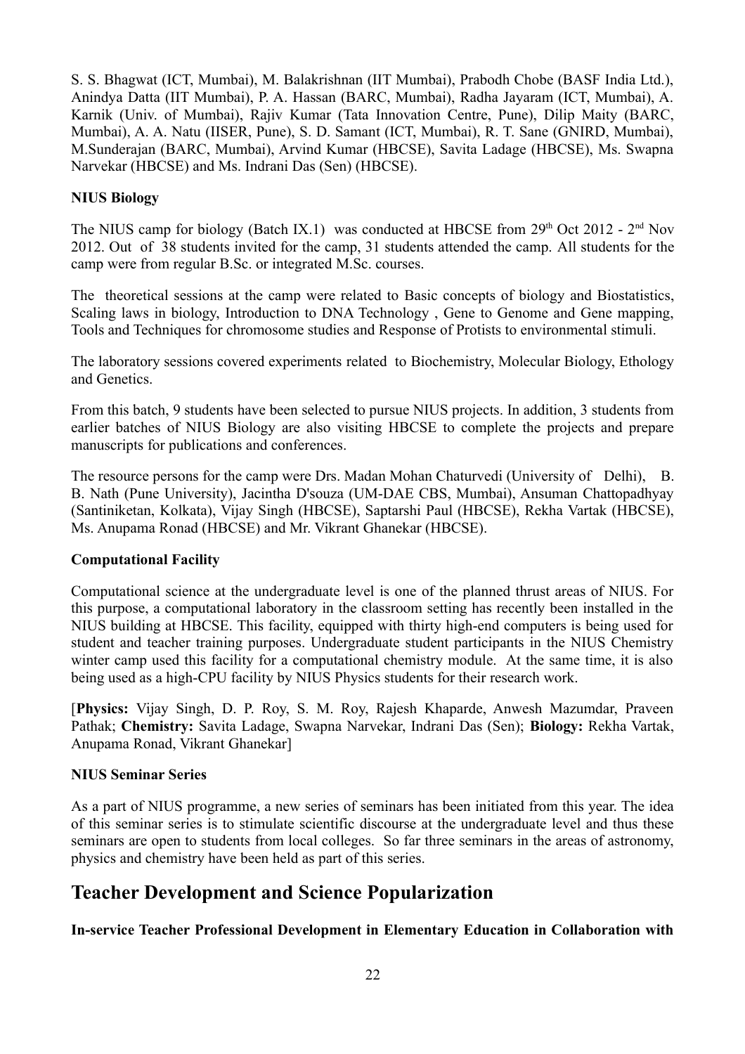S. S. Bhagwat (ICT, Mumbai), M. Balakrishnan (IIT Mumbai), Prabodh Chobe (BASF India Ltd.), Anindya Datta (IIT Mumbai), P. A. Hassan (BARC, Mumbai), Radha Jayaram (ICT, Mumbai), A. Karnik (Univ. of Mumbai), Rajiv Kumar (Tata Innovation Centre, Pune), Dilip Maity (BARC, Mumbai), A. A. Natu (IISER, Pune), S. D. Samant (ICT, Mumbai), R. T. Sane (GNIRD, Mumbai), M.Sunderajan (BARC, Mumbai), Arvind Kumar (HBCSE), Savita Ladage (HBCSE), Ms. Swapna Narvekar (HBCSE) and Ms. Indrani Das (Sen) (HBCSE).

**NIUS Biology**

The NIUS camp for biology (Batch IX.1) was conducted at HBCSE from 29th Oct 2012 - 2nd Nov 2012. Out of 38 students invited for the camp, 31 students attended the camp. All students for the camp were from regular B.Sc. or integrated M.Sc. courses.

The theoretical sessions at the camp were related to Basic concepts of biology and Biostatistics, Scaling laws in biology, Introduction to DNA Technology , Gene to Genome and Gene mapping, Tools and Techniques for chromosome studies and Response of Protists to environmental stimuli.

The laboratory sessions covered experiments related to Biochemistry, Molecular Biology, Ethology and Genetics.

From this batch, 9 students have been selected to pursue NIUS projects. In addition, 3 students from earlier batches of NIUS Biology are also visiting HBCSE to complete the projects and prepare manuscripts for publications and conferences.

The resource persons for the camp were Drs. Madan Mohan Chaturvedi (University of Delhi), B. B. Nath (Pune University), Jacintha D'souza (UM-DAE CBS, Mumbai), Ansuman Chattopadhyay (Santiniketan, Kolkata), Vijay Singh (HBCSE), Saptarshi Paul (HBCSE), Rekha Vartak (HBCSE), Ms. Anupama Ronad (HBCSE) and Mr. Vikrant Ghanekar (HBCSE).

**Computational Facility**

Computational science at the undergraduate level is one of the planned thrust areas of NIUS. For this purpose, a computational laboratory in the classroom setting has recently been installed in the NIUS building at HBCSE. This facility, equipped with thirty high-end computers is being used for student and teacher training purposes. Undergraduate student participants in the NIUS Chemistry winter camp used this facility for a computational chemistry module. At the same time, it is also being used as a high-CPU facility by NIUS Physics students for their research work.

[**Physics:** Vijay Singh, D. P. Roy, S. M. Roy, Rajesh Khaparde, Anwesh Mazumdar, Praveen Pathak; **Chemistry:** Savita Ladage, Swapna Narvekar, Indrani Das (Sen); **Biology:** Rekha Vartak, Anupama Ronad, Vikrant Ghanekar]

**NIUS Seminar Series**

As a part of NIUS programme, a new series of seminars has been initiated from this year. The idea of this seminar series is to stimulate scientific discourse at the undergraduate level and thus these seminars are open to students from local colleges. So far three seminars in the areas of astronomy, physics and chemistry have been held as part of this series.

## Teacher Development and Science Popularization

**In-service Teacher Professional Development in Elementary Education in Collaboration with**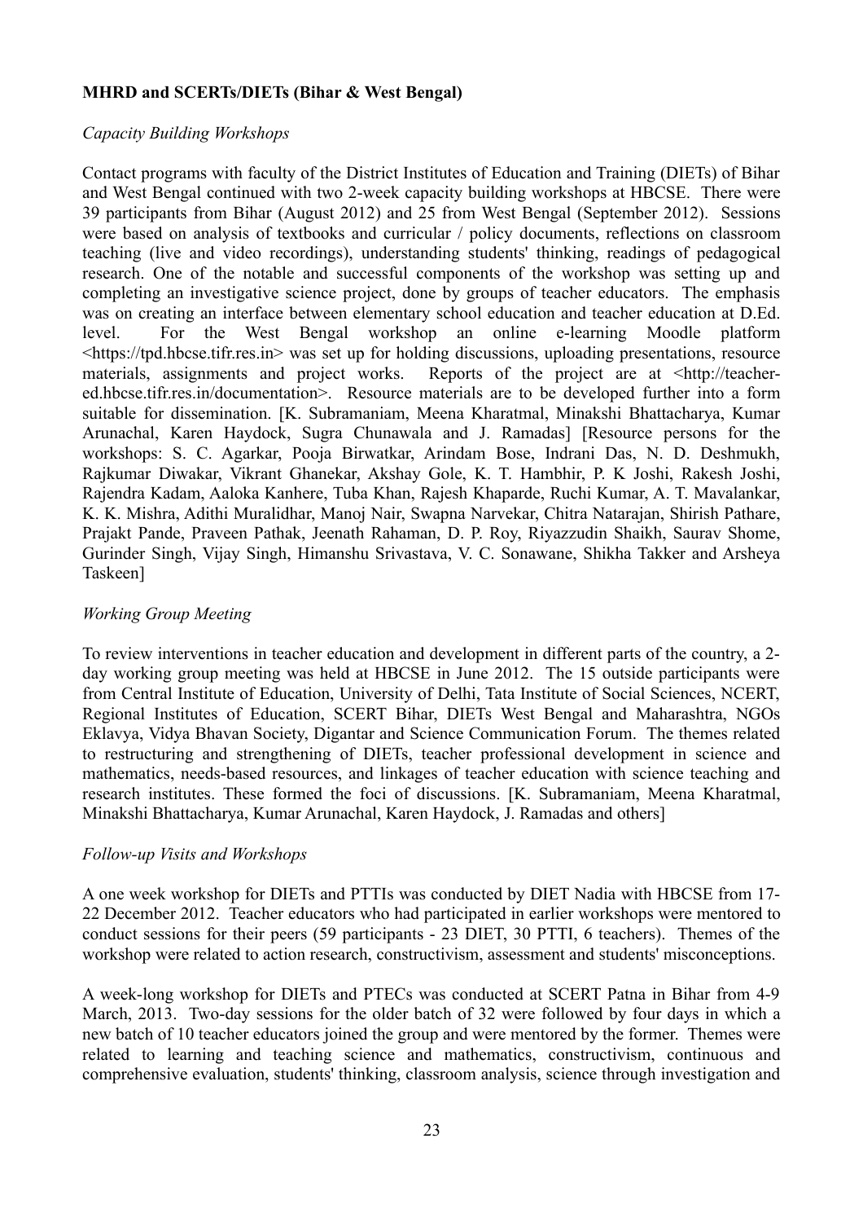**MHRD and SCERTs/DIETs (Bihar & West Bengal)**

*Capacity Building Workshops*

Contact programs with faculty of the District Institutes of Education and Training (DIETs) of Bihar and West Bengal continued with two 2-week capacity building workshops at HBCSE. There were 39 participants from Bihar (August 2012) and 25 from West Bengal (September 2012). Sessions were based on analysis of textbooks and curricular / policy documents, reflections on classroom teaching (live and video recordings), understanding students' thinking, readings of pedagogical research. One of the notable and successful components of the workshop was setting up and completing an investigative science project, done by groups of teacher educators. The emphasis was on creating an interface between elementary school education and teacher education at D.Ed. level. For the West Bengal workshop an online e-learning Moodle platform <https://tpd.hbcse.tifr.res.in> was set up for holding discussions, uploading presentations, resource materials, assignments and project works. Reports of the project are at <http://teacher-ed.hbcse.tifr.res.in/documentation>. Resource materials are to be developed further into a form suitable for dissemination. [K. Subramaniam, Meena Kharatmal, Minakshi Bhattacharya, Kumar Arunachal, Karen Haydock, Sugra Chunawala and J. Ramadas] [Resource persons for the workshops: S. C. Agarkar, Pooja Birwatkar, Arindam Bose, Indrani Das, N. D. Deshmukh, Rajkumar Diwakar, Vikrant Ghanekar, Akshay Gole, K. T. Hambhir, P. K Joshi, Rakesh Joshi, Rajendra Kadam, Aaloka Kanhere, Tuba Khan, Rajesh Khaparde, Ruchi Kumar, A. T. Mavalankar, K. K. Mishra, Adithi Muralidhar, Manoj Nair, Swapna Narvekar, Chitra Natarajan, Shirish Pathare, Prajakt Pande, Praveen Pathak, Jeenath Rahaman, D. P. Roy, Riyazzudin Shaikh, Saurav Shome, Gurinder Singh, Vijay Singh, Himanshu Srivastava, V. C. Sonawane, Shikha Takker and Arsheya Taskeen]

*Working Group Meeting*

To review interventions in teacher education and development in different parts of the country, a 2-day working group meeting was held at HBCSE in June 2012. The 15 outside participants were from Central Institute of Education, University of Delhi, Tata Institute of Social Sciences, NCERT, Regional Institutes of Education, SCERT Bihar, DIETs West Bengal and Maharashtra, NGOs Eklavya, Vidya Bhavan Society, Digantar and Science Communication Forum. The themes related to restructuring and strengthening of DIETs, teacher professional development in science and mathematics, needs-based resources, and linkages of teacher education with science teaching and research institutes. These formed the foci of discussions. [K. Subramaniam, Meena Kharatmal, Minakshi Bhattacharya, Kumar Arunachal, Karen Haydock, J. Ramadas and others]

*Follow-up Visits and Workshops*

A one week workshop for DIETs and PTTIs was conducted by DIET Nadia with HBCSE from 17-22 December 2012. Teacher educators who had participated in earlier workshops were mentored to conduct sessions for their peers (59 participants - 23 DIET, 30 PTTI, 6 teachers). Themes of the workshop were related to action research, constructivism, assessment and students' misconceptions.

A week-long workshop for DIETs and PTECs was conducted at SCERT Patna in Bihar from 4-9 March, 2013. Two-day sessions for the older batch of 32 were followed by four days in which a new batch of 10 teacher educators joined the group and were mentored by the former. Themes were related to learning and teaching science and mathematics, constructivism, continuous and comprehensive evaluation, students' thinking, classroom analysis, science through investigation and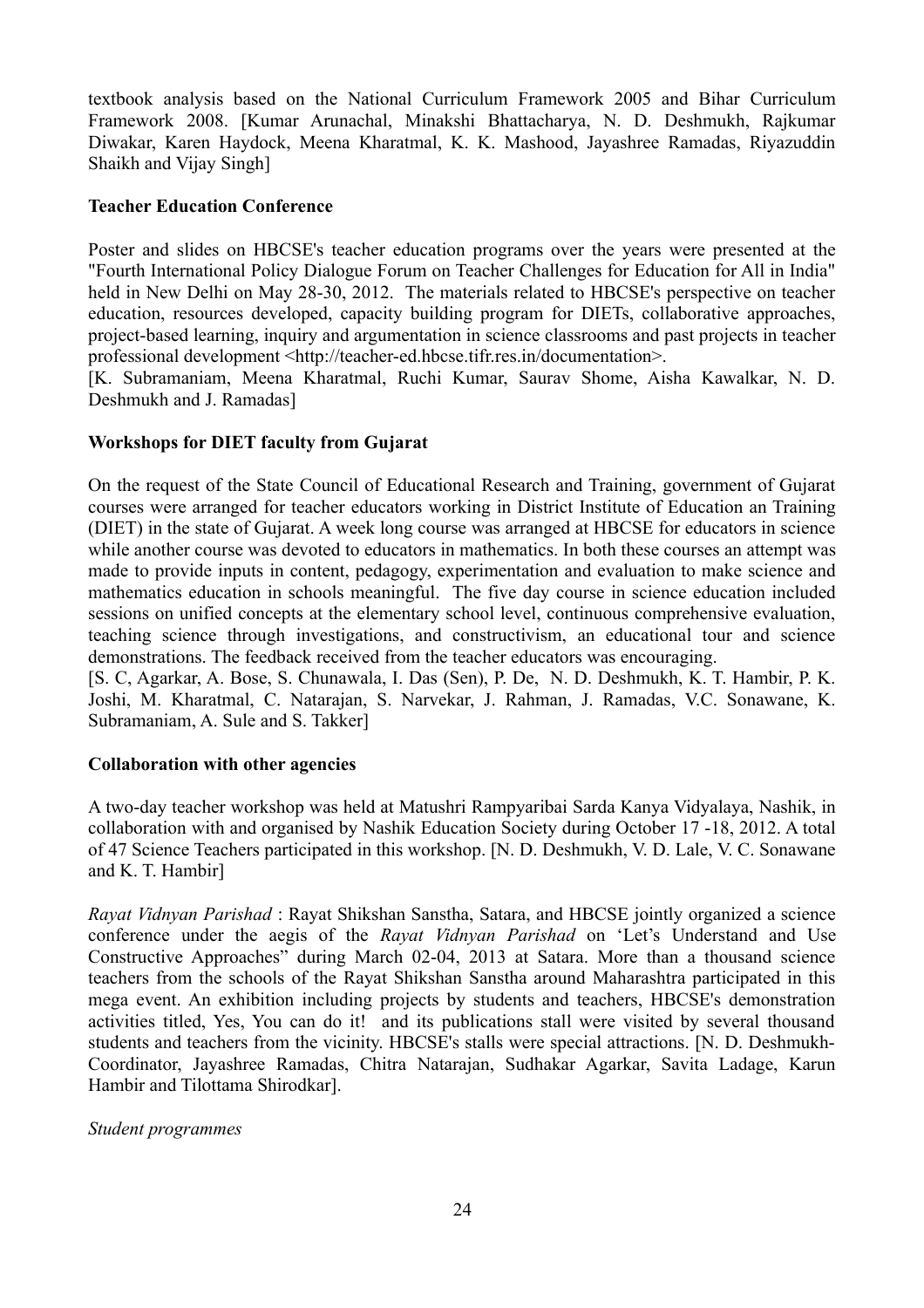textbook analysis based on the National Curriculum Framework 2005 and Bihar Curriculum Framework 2008. [Kumar Arunachal, Minakshi Bhattacharya, N. D. Deshmukh, Rajkumar Diwakar, Karen Haydock, Meena Kharatmal, K. K. Mashood, Jayashree Ramadas, Riyazuddin Shaikh and Vijay Singh]

**Teacher Education Conference**

Poster and slides on HBCSE's teacher education programs over the years were presented at the "Fourth International Policy Dialogue Forum on Teacher Challenges for Education for All in India" held in New Delhi on May 28-30, 2012. The materials related to HBCSE's perspective on teacher education, resources developed, capacity building program for DIETs, collaborative approaches, project-based learning, inquiry and argumentation in science classrooms and past projects in teacher professional development <http://teacher-ed.hbcse.tifr.res.in/documentation>.
[K. Subramaniam, Meena Kharatmal, Ruchi Kumar, Saurav Shome, Aisha Kawalkar, N. D. Deshmukh and J. Ramadas]

**Workshops for DIET faculty from Gujarat**

On the request of the State Council of Educational Research and Training, government of Gujarat courses were arranged for teacher educators working in District Institute of Education an Training (DIET) in the state of Gujarat. A week long course was arranged at HBCSE for educators in science while another course was devoted to educators in mathematics. In both these courses an attempt was made to provide inputs in content, pedagogy, experimentation and evaluation to make science and mathematics education in schools meaningful. The five day course in science education included sessions on unified concepts at the elementary school level, continuous comprehensive evaluation, teaching science through investigations, and constructivism, an educational tour and science demonstrations. The feedback received from the teacher educators was encouraging.
[S. C, Agarkar, A. Bose, S. Chunawala, I. Das (Sen), P. De, N. D. Deshmukh, K. T. Hambir, P. K. Joshi, M. Kharatmal, C. Natarajan, S. Narvekar, J. Rahman, J. Ramadas, V.C. Sonawane, K. Subramaniam, A. Sule and S. Takker]

**Collaboration with other agencies**

A two-day teacher workshop was held at Matushri Rampyaribai Sarda Kanya Vidyalaya, Nashik, in collaboration with and organised by Nashik Education Society during October 17 -18, 2012. A total of 47 Science Teachers participated in this workshop. [N. D. Deshmukh, V. D. Lale, V. C. Sonawane and K. T. Hambir]

*Rayat Vidnyan Parishad* : Rayat Shikshan Sanstha, Satara, and HBCSE jointly organized a science conference under the aegis of the *Rayat Vidnyan Parishad* on 'Let's Understand and Use Constructive Approaches" during March 02-04, 2013 at Satara. More than a thousand science teachers from the schools of the Rayat Shikshan Sanstha around Maharashtra participated in this mega event. An exhibition including projects by students and teachers, HBCSE's demonstration activities titled, Yes, You can do it! and its publications stall were visited by several thousand students and teachers from the vicinity. HBCSE's stalls were special attractions. [N. D. Deshmukh-Coordinator, Jayashree Ramadas, Chitra Natarajan, Sudhakar Agarkar, Savita Ladage, Karun Hambir and Tilottama Shirodkar].

*Student programmes*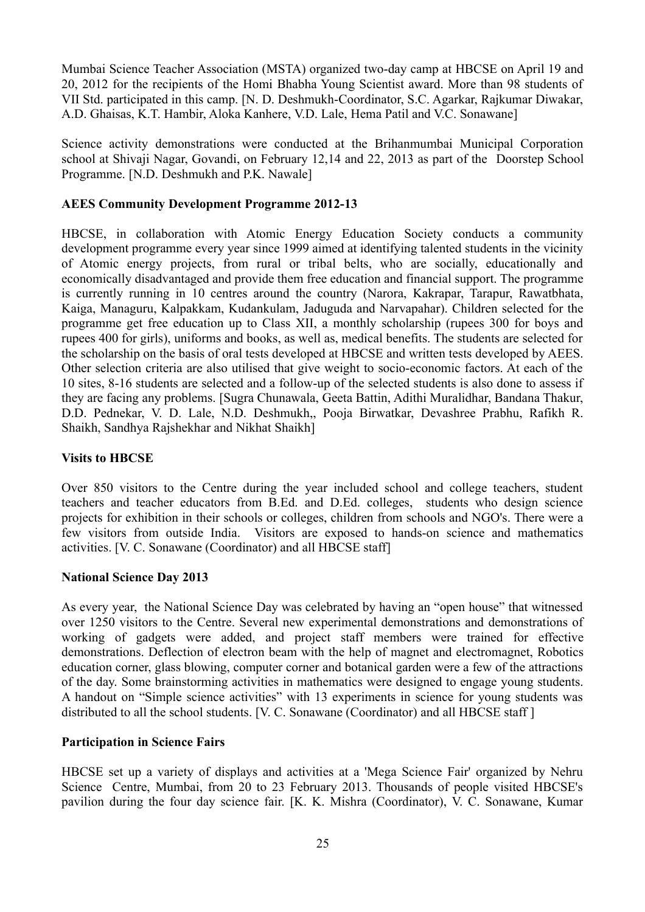Mumbai Science Teacher Association (MSTA) organized two-day camp at HBCSE on April 19 and 20, 2012 for the recipients of the Homi Bhabha Young Scientist award. More than 98 students of VII Std. participated in this camp. [N. D. Deshmukh-Coordinator, S.C. Agarkar, Rajkumar Diwakar, A.D. Ghaisas, K.T. Hambir, Aloka Kanhere, V.D. Lale, Hema Patil and V.C. Sonawane]

Science activity demonstrations were conducted at the Brihanmumbai Municipal Corporation school at Shivaji Nagar, Govandi, on February 12,14 and 22, 2013 as part of the Doorstep School Programme. [N.D. Deshmukh and P.K. Nawale]

**AEES Community Development Programme 2012-13**

HBCSE, in collaboration with Atomic Energy Education Society conducts a community development programme every year since 1999 aimed at identifying talented students in the vicinity of Atomic energy projects, from rural or tribal belts, who are socially, educationally and economically disadvantaged and provide them free education and financial support. The programme is currently running in 10 centres around the country (Narora, Kakrapar, Tarapur, Rawatbhata, Kaiga, Managuru, Kalpakkam, Kudankulam, Jaduguda and Narvapahar). Children selected for the programme get free education up to Class XII, a monthly scholarship (rupees 300 for boys and rupees 400 for girls), uniforms and books, as well as, medical benefits. The students are selected for the scholarship on the basis of oral tests developed at HBCSE and written tests developed by AEES. Other selection criteria are also utilised that give weight to socio-economic factors. At each of the 10 sites, 8-16 students are selected and a follow-up of the selected students is also done to assess if they are facing any problems. [Sugra Chunawala, Geeta Battin, Adithi Muralidhar, Bandana Thakur, D.D. Pednekar, V. D. Lale, N.D. Deshmukh,, Pooja Birwatkar, Devashree Prabhu, Rafikh R. Shaikh, Sandhya Rajshekhar and Nikhat Shaikh]

**Visits to HBCSE**

Over 850 visitors to the Centre during the year included school and college teachers, student teachers and teacher educators from B.Ed. and D.Ed. colleges, students who design science projects for exhibition in their schools or colleges, children from schools and NGO's. There were a few visitors from outside India. Visitors are exposed to hands-on science and mathematics activities. [V. C. Sonawane (Coordinator) and all HBCSE staff]

**National Science Day 2013**

As every year, the National Science Day was celebrated by having an "open house" that witnessed over 1250 visitors to the Centre. Several new experimental demonstrations and demonstrations of working of gadgets were added, and project staff members were trained for effective demonstrations. Deflection of electron beam with the help of magnet and electromagnet, Robotics education corner, glass blowing, computer corner and botanical garden were a few of the attractions of the day. Some brainstorming activities in mathematics were designed to engage young students. A handout on "Simple science activities" with 13 experiments in science for young students was distributed to all the school students. [V. C. Sonawane (Coordinator) and all HBCSE staff ]

**Participation in Science Fairs**

HBCSE set up a variety of displays and activities at a 'Mega Science Fair' organized by Nehru Science Centre, Mumbai, from 20 to 23 February 2013. Thousands of people visited HBCSE's pavilion during the four day science fair. [K. K. Mishra (Coordinator), V. C. Sonawane, Kumar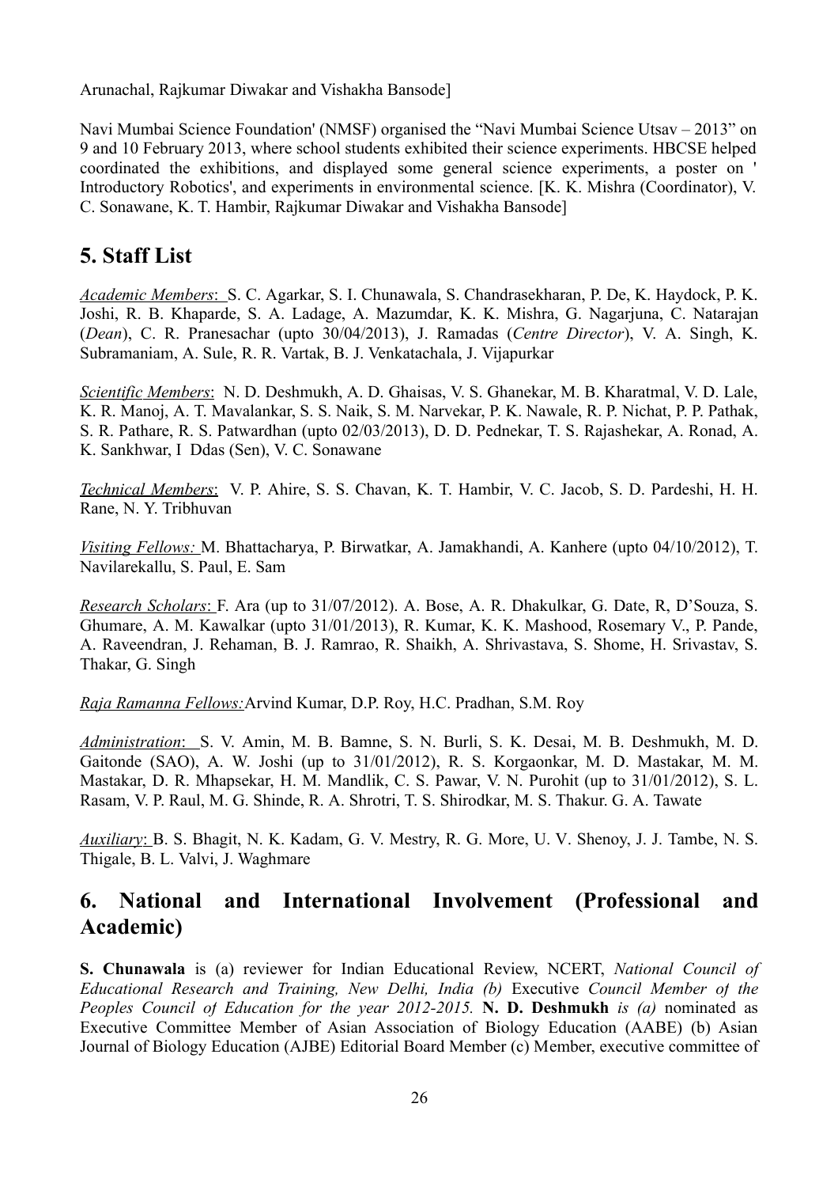Arunachal, Rajkumar Diwakar and Vishakha Bansode]

Navi Mumbai Science Foundation' (NMSF) organised the "Navi Mumbai Science Utsav – 2013" on 9 and 10 February 2013, where school students exhibited their science experiments. HBCSE helped coordinated the exhibitions, and displayed some general science experiments, a poster on ' Introductory Robotics', and experiments in environmental science. [K. K. Mishra (Coordinator), V. C. Sonawane, K. T. Hambir, Rajkumar Diwakar and Vishakha Bansode]

## 5. Staff List

*Academic Members*: S. C. Agarkar, S. I. Chunawala, S. Chandrasekharan, P. De, K. Haydock, P. K. Joshi, R. B. Khaparde, S. A. Ladage, A. Mazumdar, K. K. Mishra, G. Nagarjuna, C. Natarajan (*Dean*), C. R. Pranesachar (upto 30/04/2013), J. Ramadas (*Centre Director*), V. A. Singh, K. Subramaniam, A. Sule, R. R. Vartak, B. J. Venkatachala, J. Vijapurkar

*Scientific Members*: N. D. Deshmukh, A. D. Ghaisas, V. S. Ghanekar, M. B. Kharatmal, V. D. Lale, K. R. Manoj, A. T. Mavalankar, S. S. Naik, S. M. Narvekar, P. K. Nawale, R. P. Nichat, P. P. Pathak, S. R. Pathare, R. S. Patwardhan (upto 02/03/2013), D. D. Pednekar, T. S. Rajashekar, A. Ronad, A. K. Sankhwar, I Ddas (Sen), V. C. Sonawane

*Technical Members*: V. P. Ahire, S. S. Chavan, K. T. Hambir, V. C. Jacob, S. D. Pardeshi, H. H. Rane, N. Y. Tribhuvan

*Visiting Fellows:* M. Bhattacharya, P. Birwatkar, A. Jamakhandi, A. Kanhere (upto 04/10/2012), T. Navilarekallu, S. Paul, E. Sam

*Research Scholars*: F. Ara (up to 31/07/2012). A. Bose, A. R. Dhakulkar, G. Date, R, D'Souza, S. Ghumare, A. M. Kawalkar (upto 31/01/2013), R. Kumar, K. K. Mashood, Rosemary V., P. Pande, A. Raveendran, J. Rehaman, B. J. Ramrao, R. Shaikh, A. Shrivastava, S. Shome, H. Srivastav, S. Thakar, G. Singh

*Raja Ramanna Fellows:* Arvind Kumar, D.P. Roy, H.C. Pradhan, S.M. Roy

*Administration*: S. V. Amin, M. B. Bamne, S. N. Burli, S. K. Desai, M. B. Deshmukh, M. D. Gaitonde (SAO), A. W. Joshi (up to 31/01/2012), R. S. Korgaonkar, M. D. Mastakar, M. M. Mastakar, D. R. Mhapsekar, H. M. Mandlik, C. S. Pawar, V. N. Purohit (up to 31/01/2012), S. L. Rasam, V. P. Raul, M. G. Shinde, R. A. Shrotri, T. S. Shirodkar, M. S. Thakur. G. A. Tawate

*Auxiliary*: B. S. Bhagit, N. K. Kadam, G. V. Mestry, R. G. More, U. V. Shenoy, J. J. Tambe, N. S. Thigale, B. L. Valvi, J. Waghmare

## 6. National and International Involvement (Professional and Academic)

**S. Chunawala** is (a) reviewer for Indian Educational Review, NCERT, *National Council of Educational Research and Training, New Delhi, India (b)* Executive *Council Member of the Peoples Council of Education for the year 2012-2015.* **N. D. Deshmukh** *is (a)* nominated as Executive Committee Member of Asian Association of Biology Education (AABE) (b) Asian Journal of Biology Education (AJBE) Editorial Board Member (c) Member, executive committee of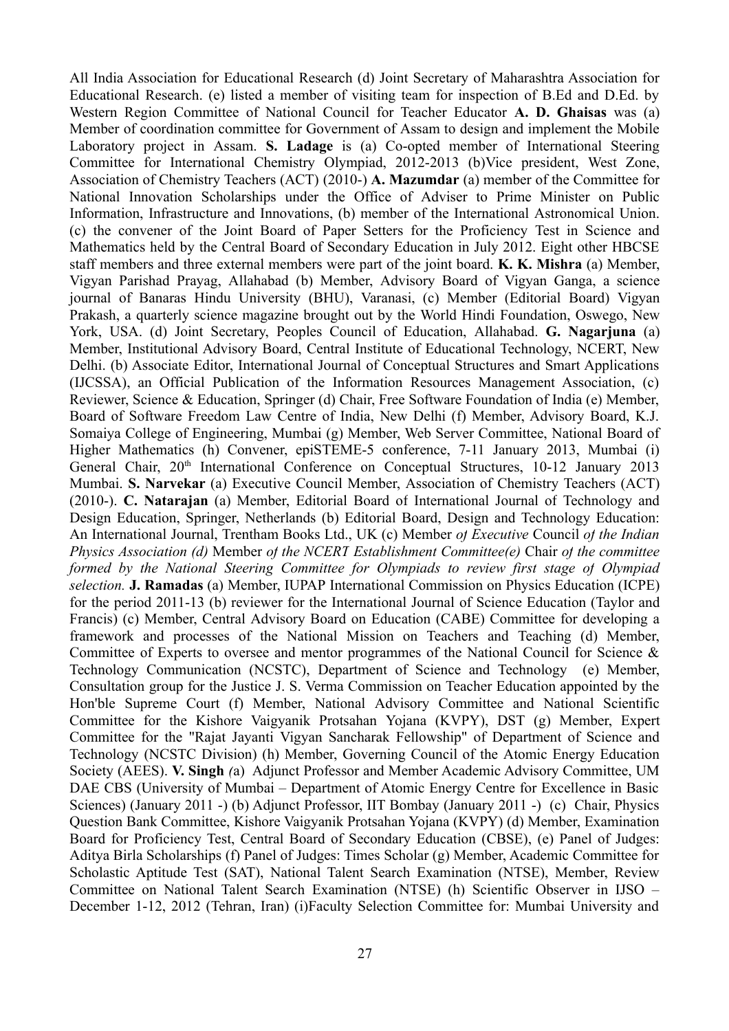All India Association for Educational Research (d) Joint Secretary of Maharashtra Association for Educational Research. (e) listed a member of visiting team for inspection of B.Ed and D.Ed. by Western Region Committee of National Council for Teacher Educator **A. D. Ghaisas** was (a) Member of coordination committee for Government of Assam to design and implement the Mobile Laboratory project in Assam. **S. Ladage** is (a) Co-opted member of International Steering Committee for International Chemistry Olympiad, 2012-2013 (b)Vice president, West Zone, Association of Chemistry Teachers (ACT) (2010-) **A. Mazumdar** (a) member of the Committee for National Innovation Scholarships under the Office of Adviser to Prime Minister on Public Information, Infrastructure and Innovations, (b) member of the International Astronomical Union. (c) the convener of the Joint Board of Paper Setters for the Proficiency Test in Science and Mathematics held by the Central Board of Secondary Education in July 2012. Eight other HBCSE staff members and three external members were part of the joint board. **K. K. Mishra** (a) Member, Vigyan Parishad Prayag, Allahabad (b) Member, Advisory Board of Vigyan Ganga, a science journal of Banaras Hindu University (BHU), Varanasi, (c) Member (Editorial Board) Vigyan Prakash, a quarterly science magazine brought out by the World Hindi Foundation, Oswego, New York, USA. (d) Joint Secretary, Peoples Council of Education, Allahabad. **G. Nagarjuna** (a) Member, Institutional Advisory Board, Central Institute of Educational Technology, NCERT, New Delhi. (b) Associate Editor, International Journal of Conceptual Structures and Smart Applications (IJCSSA), an Official Publication of the Information Resources Management Association, (c) Reviewer, Science & Education, Springer (d) Chair, Free Software Foundation of India (e) Member, Board of Software Freedom Law Centre of India, New Delhi (f) Member, Advisory Board, K.J. Somaiya College of Engineering, Mumbai (g) Member, Web Server Committee, National Board of Higher Mathematics (h) Convener, epiSTEME-5 conference, 7-11 January 2013, Mumbai (i) General Chair, 20th International Conference on Conceptual Structures, 10-12 January 2013 Mumbai. **S. Narvekar** (a) Executive Council Member, Association of Chemistry Teachers (ACT) (2010-). **C. Natarajan** (a) Member, Editorial Board of International Journal of Technology and Design Education, Springer, Netherlands (b) Editorial Board, Design and Technology Education: An International Journal, Trentham Books Ltd., UK (c) Member *of Executive* Council *of the Indian Physics Association (d)* Member *of the NCERT Establishment Committee(e)* Chair *of the committee formed by the National Steering Committee for Olympiads to review first stage of Olympiad selection.* **J. Ramadas** (a) Member, IUPAP International Commission on Physics Education (ICPE) for the period 2011-13 (b) reviewer for the International Journal of Science Education (Taylor and Francis) (c) Member, Central Advisory Board on Education (CABE) Committee for developing a framework and processes of the National Mission on Teachers and Teaching (d) Member, Committee of Experts to oversee and mentor programmes of the National Council for Science & Technology Communication (NCSTC), Department of Science and Technology (e) Member, Consultation group for the Justice J. S. Verma Commission on Teacher Education appointed by the Hon'ble Supreme Court (f) Member, National Advisory Committee and National Scientific Committee for the Kishore Vaigyanik Protsahan Yojana (KVPY), DST (g) Member, Expert Committee for the "Rajat Jayanti Vigyan Sancharak Fellowship" of Department of Science and Technology (NCSTC Division) (h) Member, Governing Council of the Atomic Energy Education Society (AEES). **V. Singh** *(*a) Adjunct Professor and Member Academic Advisory Committee, UM DAE CBS (University of Mumbai – Department of Atomic Energy Centre for Excellence in Basic Sciences) (January 2011 -) (b) Adjunct Professor, IIT Bombay (January 2011 -) (c) Chair, Physics Question Bank Committee, Kishore Vaigyanik Protsahan Yojana (KVPY) (d) Member, Examination Board for Proficiency Test, Central Board of Secondary Education (CBSE), (e) Panel of Judges: Aditya Birla Scholarships (f) Panel of Judges: Times Scholar (g) Member, Academic Committee for Scholastic Aptitude Test (SAT), National Talent Search Examination (NTSE), Member, Review Committee on National Talent Search Examination (NTSE) (h) Scientific Observer in IJSO – December 1-12, 2012 (Tehran, Iran) (i)Faculty Selection Committee for: Mumbai University and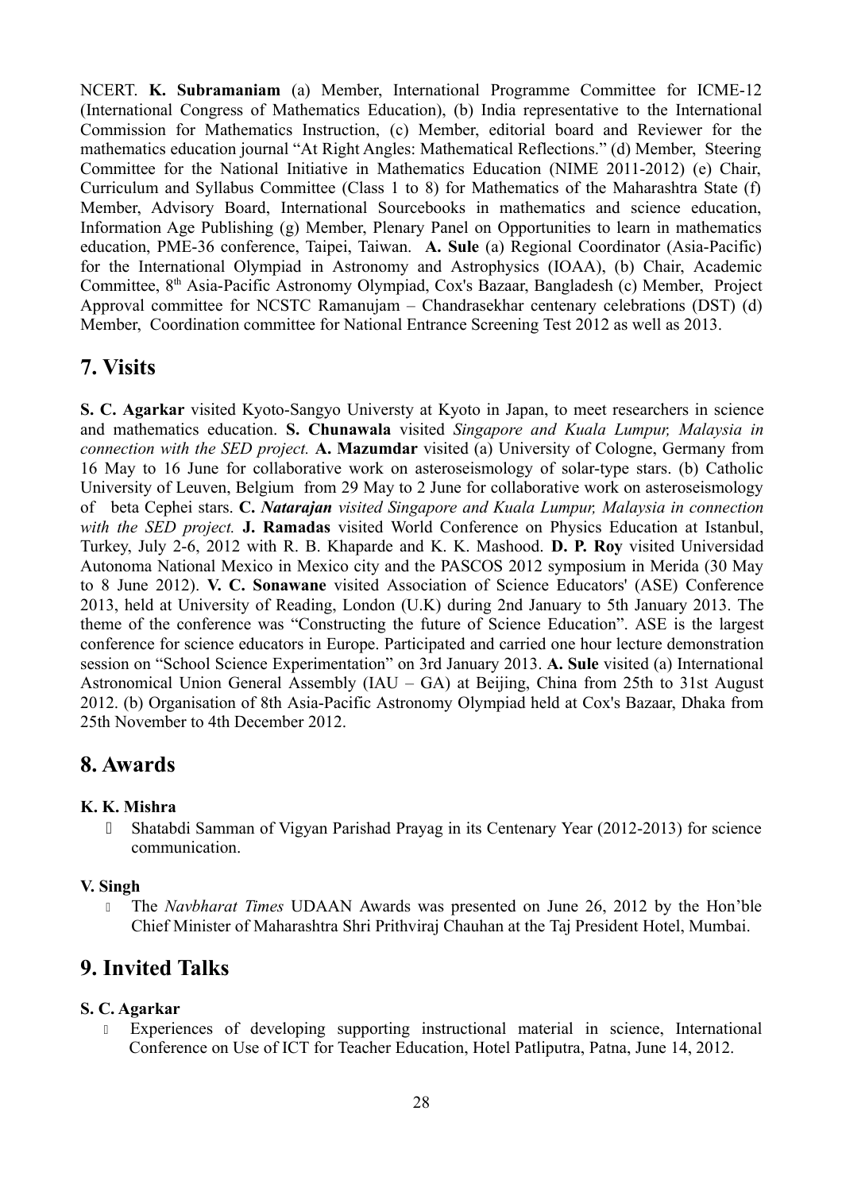NCERT. **K. Subramaniam** (a) Member, International Programme Committee for ICME-12 (International Congress of Mathematics Education), (b) India representative to the International Commission for Mathematics Instruction, (c) Member, editorial board and Reviewer for the mathematics education journal "At Right Angles: Mathematical Reflections." (d) Member, Steering Committee for the National Initiative in Mathematics Education (NIME 2011-2012) (e) Chair, Curriculum and Syllabus Committee (Class 1 to 8) for Mathematics of the Maharashtra State (f) Member, Advisory Board, International Sourcebooks in mathematics and science education, Information Age Publishing (g) Member, Plenary Panel on Opportunities to learn in mathematics education, PME-36 conference, Taipei, Taiwan. **A. Sule** (a) Regional Coordinator (Asia-Pacific) for the International Olympiad in Astronomy and Astrophysics (IOAA), (b) Chair, Academic Committee, 8th Asia-Pacific Astronomy Olympiad, Cox's Bazaar, Bangladesh (c) Member, Project Approval committee for NCSTC Ramanujam – Chandrasekhar centenary celebrations (DST) (d) Member, Coordination committee for National Entrance Screening Test 2012 as well as 2013.

## 7. Visits

**S. C. Agarkar** visited Kyoto-Sangyo Universty at Kyoto in Japan, to meet researchers in science and mathematics education. **S. Chunawala** visited *Singapore and Kuala Lumpur, Malaysia in connection with the SED project.* **A. Mazumdar** visited (a) University of Cologne, Germany from 16 May to 16 June for collaborative work on asteroseismology of solar-type stars. (b) Catholic University of Leuven, Belgium from 29 May to 2 June for collaborative work on asteroseismology of beta Cephei stars. ***C. Natarajan*** *visited Singapore and Kuala Lumpur, Malaysia in connection with the SED project.* **J. Ramadas** visited World Conference on Physics Education at Istanbul, Turkey, July 2-6, 2012 with R. B. Khaparde and K. K. Mashood. **D. P. Roy** visited Universidad Autonoma National Mexico in Mexico city and the PASCOS 2012 symposium in Merida (30 May to 8 June 2012). **V. C. Sonawane** visited Association of Science Educators' (ASE) Conference 2013, held at University of Reading, London (U.K) during 2nd January to 5th January 2013. The theme of the conference was "Constructing the future of Science Education". ASE is the largest conference for science educators in Europe. Participated and carried one hour lecture demonstration session on "School Science Experimentation" on 3rd January 2013. **A. Sule** visited (a) International Astronomical Union General Assembly (IAU – GA) at Beijing, China from 25th to 31st August 2012. (b) Organisation of 8th Asia-Pacific Astronomy Olympiad held at Cox's Bazaar, Dhaka from 25th November to 4th December 2012.

## 8. Awards

**K. K. Mishra**

- Shatabdi Samman of Vigyan Parishad Prayag in its Centenary Year (2012-2013) for science communication.

**V. Singh**

- The *Navbharat Times* UDAAN Awards was presented on June 26, 2012 by the Hon'ble Chief Minister of Maharashtra Shri Prithviraj Chauhan at the Taj President Hotel, Mumbai.

## 9. Invited Talks

**S. C. Agarkar**

- Experiences of developing supporting instructional material in science, International Conference on Use of ICT for Teacher Education, Hotel Patliputra, Patna, June 14, 2012.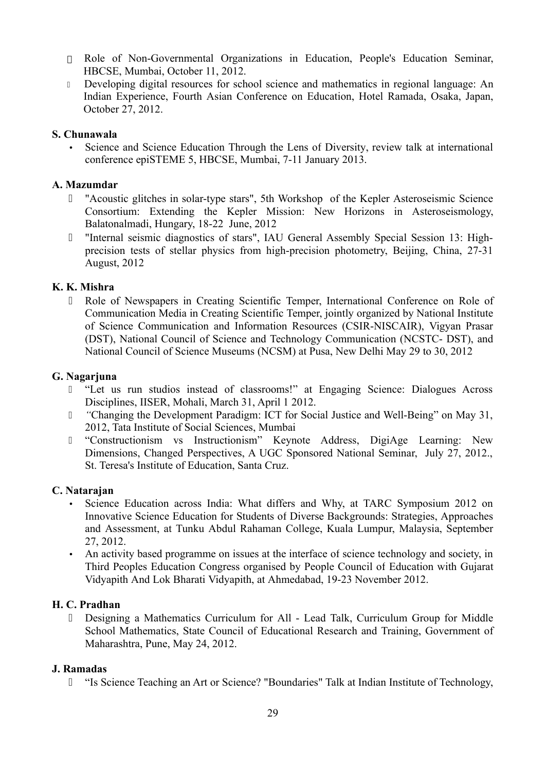- Role of Non-Governmental Organizations in Education, People's Education Seminar, HBCSE, Mumbai, October 11, 2012.
- Developing digital resources for school science and mathematics in regional language: An Indian Experience, Fourth Asian Conference on Education, Hotel Ramada, Osaka, Japan, October 27, 2012.

**S. Chunawala**

- Science and Science Education Through the Lens of Diversity, review talk at international conference epiSTEME 5, HBCSE, Mumbai, 7-11 January 2013.

**A. Mazumdar**

- "Acoustic glitches in solar-type stars", 5th Workshop of the Kepler Asteroseismic Science Consortium: Extending the Kepler Mission: New Horizons in Asteroseismology, Balatonalmadi, Hungary, 18-22 June, 2012
- "Internal seismic diagnostics of stars", IAU General Assembly Special Session 13: High-precision tests of stellar physics from high-precision photometry, Beijing, China, 27-31 August, 2012

**K. K. Mishra**

- Role of Newspapers in Creating Scientific Temper, International Conference on Role of Communication Media in Creating Scientific Temper, jointly organized by National Institute of Science Communication and Information Resources (CSIR-NISCAIR), Vigyan Prasar (DST), National Council of Science and Technology Communication (NCSTC- DST), and National Council of Science Museums (NCSM) at Pusa, New Delhi May 29 to 30, 2012

**G. Nagarjuna**

- "Let us run studios instead of classrooms!" at Engaging Science: Dialogues Across Disciplines, IISER, Mohali, March 31, April 1 2012.
- "Changing the Development Paradigm: ICT for Social Justice and Well-Being" on May 31, 2012, Tata Institute of Social Sciences, Mumbai
- "Constructionism vs Instructionism" Keynote Address, DigiAge Learning: New Dimensions, Changed Perspectives, A UGC Sponsored National Seminar, July 27, 2012., St. Teresa's Institute of Education, Santa Cruz.

**C. Natarajan**

- Science Education across India: What differs and Why, at TARC Symposium 2012 on Innovative Science Education for Students of Diverse Backgrounds: Strategies, Approaches and Assessment, at Tunku Abdul Rahaman College, Kuala Lumpur, Malaysia, September 27, 2012.
- An activity based programme on issues at the interface of science technology and society, in Third Peoples Education Congress organised by People Council of Education with Gujarat Vidyapith And Lok Bharati Vidyapith, at Ahmedabad, 19-23 November 2012.

**H. C. Pradhan**

- Designing a Mathematics Curriculum for All - Lead Talk, Curriculum Group for Middle School Mathematics, State Council of Educational Research and Training, Government of Maharashtra, Pune, May 24, 2012.

**J. Ramadas**

- "Is Science Teaching an Art or Science? "Boundaries" Talk at Indian Institute of Technology,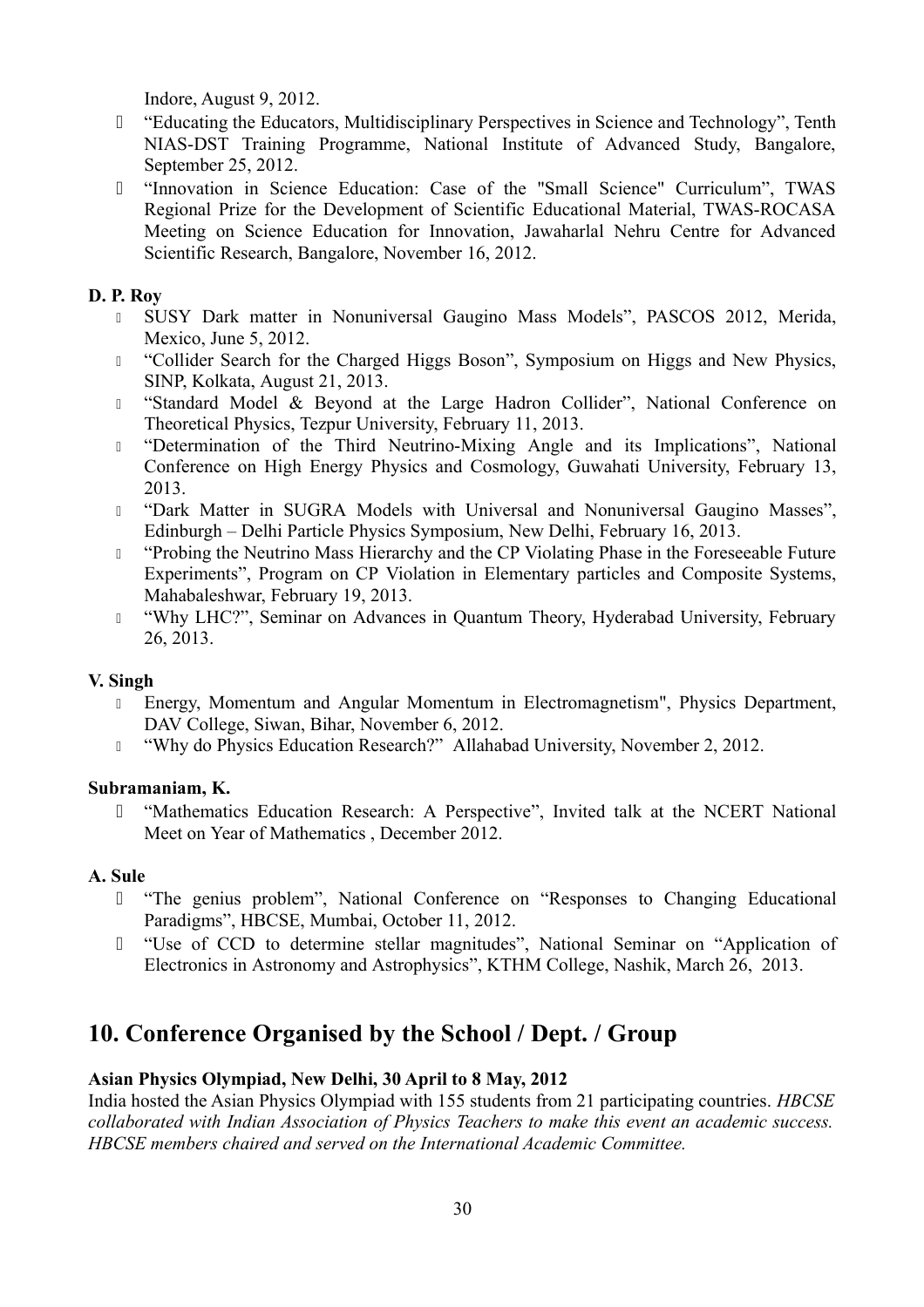Indore, August 9, 2012.

- “Educating the Educators, Multidisciplinary Perspectives in Science and Technology”, Tenth NIAS-DST Training Programme, National Institute of Advanced Study, Bangalore, September 25, 2012.
- “Innovation in Science Education: Case of the "Small Science" Curriculum”, TWAS Regional Prize for the Development of Scientific Educational Material, TWAS-ROCASA Meeting on Science Education for Innovation, Jawaharlal Nehru Centre for Advanced Scientific Research, Bangalore, November 16, 2012.

**D. P. Roy**

- SUSY Dark matter in Nonuniversal Gaugino Mass Models”, PASCOS 2012, Merida, Mexico, June 5, 2012.
- “Collider Search for the Charged Higgs Boson”, Symposium on Higgs and New Physics, SINP, Kolkata, August 21, 2013.
- “Standard Model & Beyond at the Large Hadron Collider”, National Conference on Theoretical Physics, Tezpur University, February 11, 2013.
- “Determination of the Third Neutrino-Mixing Angle and its Implications”, National Conference on High Energy Physics and Cosmology, Guwahati University, February 13, 2013.
- “Dark Matter in SUGRA Models with Universal and Nonuniversal Gaugino Masses”, Edinburgh – Delhi Particle Physics Symposium, New Delhi, February 16, 2013.
- “Probing the Neutrino Mass Hierarchy and the CP Violating Phase in the Foreseeable Future Experiments”, Program on CP Violation in Elementary particles and Composite Systems, Mahabaleshwar, February 19, 2013.
- “Why LHC?”, Seminar on Advances in Quantum Theory, Hyderabad University, February 26, 2013.

**V. Singh**

- Energy, Momentum and Angular Momentum in Electromagnetism", Physics Department, DAV College, Siwan, Bihar, November 6, 2012.
- “Why do Physics Education Research?” Allahabad University, November 2, 2012.

**Subramaniam, K.**

- “Mathematics Education Research: A Perspective”, Invited talk at the NCERT National Meet on Year of Mathematics , December 2012.

**A. Sule**

- “The genius problem”, National Conference on “Responses to Changing Educational Paradigms”, HBCSE, Mumbai, October 11, 2012.
- “Use of CCD to determine stellar magnitudes”, National Seminar on “Application of Electronics in Astronomy and Astrophysics”, KTHM College, Nashik, March 26, 2013.

## 10. Conference Organised by the School / Dept. / Group

**Asian Physics Olympiad, New Delhi, 30 April to 8 May, 2012**

India hosted the Asian Physics Olympiad with 155 students from 21 participating countries. *HBCSE collaborated with Indian Association of Physics Teachers to make this event an academic success. HBCSE members chaired and served on the International Academic Committee.*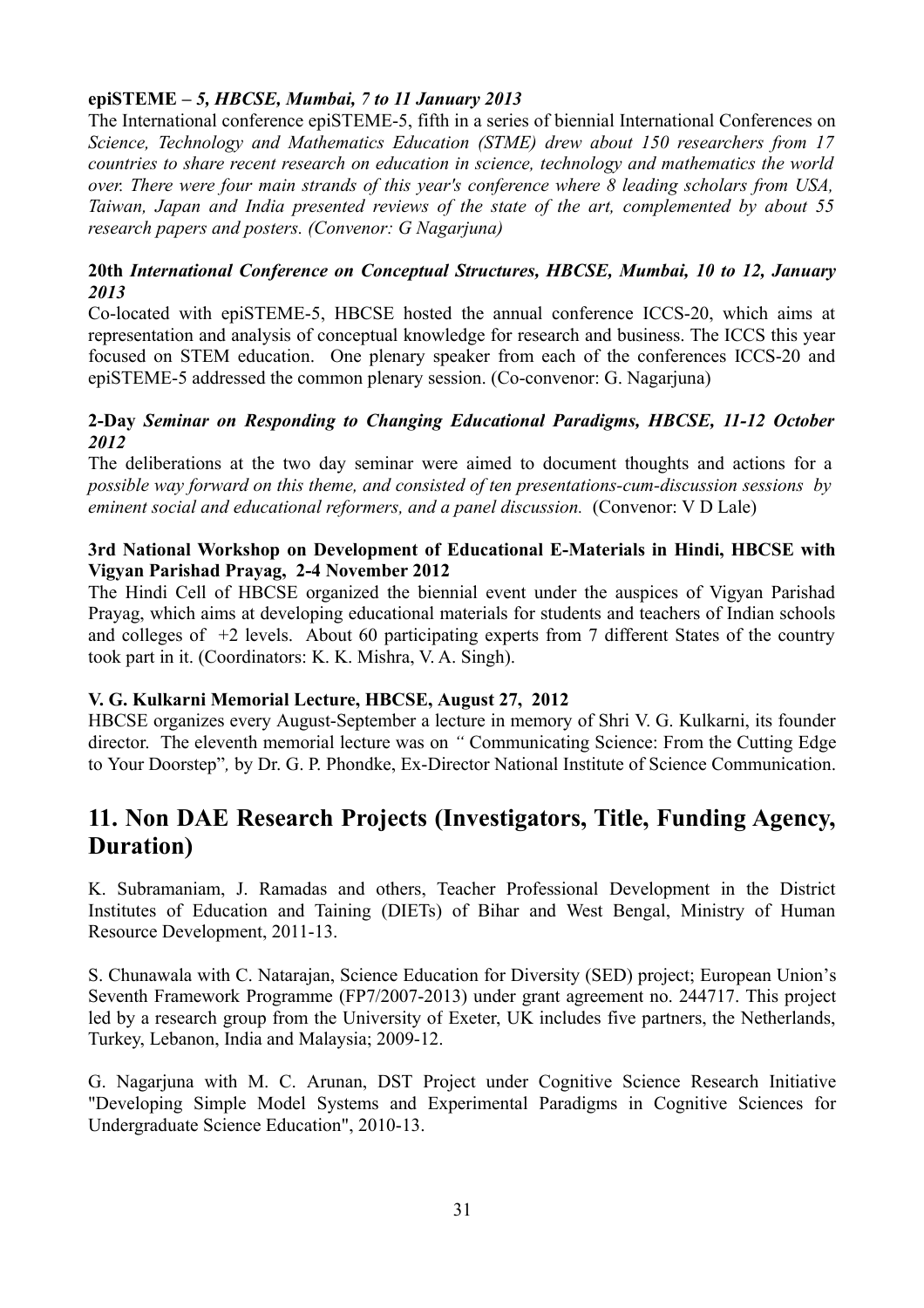**epiSTEME –** ***5, HBCSE, Mumbai, 7 to 11 January 2013***

The International conference epiSTEME-5, fifth in a series of biennial International Conferences on *Science, Technology and Mathematics Education (STME) drew about 150 researchers from 17 countries to share recent research on education in science, technology and mathematics the world over. There were four main strands of this year's conference where 8 leading scholars from USA, Taiwan, Japan and India presented reviews of the state of the art, complemented by about 55 research papers and posters. (Convenor: G Nagarjuna)*

**20th** ***International Conference on Conceptual Structures, HBCSE, Mumbai, 10 to 12, January 2013***

Co-located with epiSTEME-5, HBCSE hosted the annual conference ICCS-20, which aims at representation and analysis of conceptual knowledge for research and business. The ICCS this year focused on STEM education. One plenary speaker from each of the conferences ICCS-20 and epiSTEME-5 addressed the common plenary session. (Co-convenor: G. Nagarjuna)

**2-Day** ***Seminar on Responding to Changing Educational Paradigms, HBCSE, 11-12 October 2012***

The deliberations at the two day seminar were aimed to document thoughts and actions for a *possible way forward on this theme, and consisted of ten presentations-cum-discussion sessions by eminent social and educational reformers, and a panel discussion.* (Convenor: V D Lale)

**3rd National Workshop on Development of Educational E-Materials in Hindi, HBCSE with Vigyan Parishad Prayag, 2-4 November 2012**

The Hindi Cell of HBCSE organized the biennial event under the auspices of Vigyan Parishad Prayag, which aims at developing educational materials for students and teachers of Indian schools and colleges of +2 levels. About 60 participating experts from 7 different States of the country took part in it. (Coordinators: K. K. Mishra, V. A. Singh).

**V. G. Kulkarni Memorial Lecture, HBCSE, August 27, 2012**

HBCSE organizes every August-September a lecture in memory of Shri V. G. Kulkarni, its founder director. The eleventh memorial lecture was on *"* Communicating Science: From the Cutting Edge to Your Doorstep"*,* by Dr. G. P. Phondke, Ex-Director National Institute of Science Communication.

## 11. Non DAE Research Projects (Investigators, Title, Funding Agency, Duration)

K. Subramaniam, J. Ramadas and others, Teacher Professional Development in the District Institutes of Education and Taining (DIETs) of Bihar and West Bengal, Ministry of Human Resource Development, 2011-13.

S. Chunawala with C. Natarajan, Science Education for Diversity (SED) project; European Union's Seventh Framework Programme (FP7/2007-2013) under grant agreement no. 244717. This project led by a research group from the University of Exeter, UK includes five partners, the Netherlands, Turkey, Lebanon, India and Malaysia; 2009-12.

G. Nagarjuna with M. C. Arunan, DST Project under Cognitive Science Research Initiative "Developing Simple Model Systems and Experimental Paradigms in Cognitive Sciences for Undergraduate Science Education", 2010-13.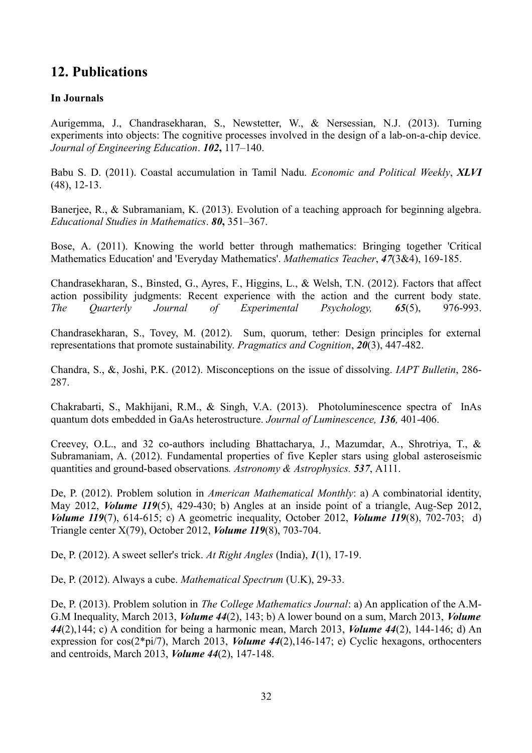## 12. Publications

**In Journals**

Aurigemma, J., Chandrasekharan, S., Newstetter, W., & Nersessian, N.J. (2013). Turning experiments into objects: The cognitive processes involved in the design of a lab-on-a-chip device. *Journal of Engineering Education*. ***102*****,** 117–140.

Babu S. D. (2011). Coastal accumulation in Tamil Nadu. *Economic and Political Weekly*, ***XLVI*** (48), 12-13.

Banerjee, R., & Subramaniam, K. (2013). Evolution of a teaching approach for beginning algebra. *Educational Studies in Mathematics*. ***80*****,** 351–367.

Bose, A. (2011). Knowing the world better through mathematics: Bringing together 'Critical Mathematics Education' and 'Everyday Mathematics'. *Mathematics Teacher*, ***47***(3&4), 169-185.

Chandrasekharan, S., Binsted, G., Ayres, F., Higgins, L., & Welsh, T.N. (2012). Factors that affect action possibility judgments: Recent experience with the action and the current body state. *The Quarterly Journal of Experimental Psychology,* ***65***(5), 976-993.

Chandrasekharan, S., Tovey, M. (2012). Sum, quorum, tether: Design principles for external representations that promote sustainability. *Pragmatics and Cognition*, ***20***(3), 447-482.

Chandra, S., &, Joshi, P.K. (2012). Misconceptions on the issue of dissolving. *IAPT Bulletin*, 286-287.

Chakrabarti, S., Makhijani, R.M., & Singh, V.A. (2013). Photoluminescence spectra of InAs quantum dots embedded in GaAs heterostructure. *Journal of Luminescence,* ***136****,* 401-406.

Creevey, O.L., and 32 co-authors including Bhattacharya, J., Mazumdar, A., Shrotriya, T., & Subramaniam, A. (2012). Fundamental properties of five Kepler stars using global asteroseismic quantities and ground-based observations*. Astronomy & Astrophysics.* ***537***, A111.

De, P. (2012). Problem solution in *American Mathematical Monthly*: a) A combinatorial identity, May 2012, ***Volume 119***(5), 429-430; b) Angles at an inside point of a triangle, Aug-Sep 2012, ***Volume 119***(7), 614-615; c) A geometric inequality, October 2012, ***Volume 119***(8), 702-703; d) Triangle center X(79), October 2012, ***Volume 119***(8), 703-704.

De, P. (2012). A sweet seller's trick. *At Right Angles* (India), ***1***(1), 17-19.

De, P. (2012). Always a cube. *Mathematical Spectrum* (U.K), 29-33.

De, P. (2013). Problem solution in *The College Mathematics Journal*: a) An application of the A.M-G.M Inequality, March 2013, ***Volume 44***(2), 143; b) A lower bound on a sum, March 2013, ***Volume 44***(2),144; c) A condition for being a harmonic mean, March 2013, ***Volume 44***(2), 144-146; d) An expression for cos(2*pi/7), March 2013, ***Volume 44***(2),146-147; e) Cyclic hexagons, orthocenters and centroids, March 2013, ***Volume 44***(2), 147-148.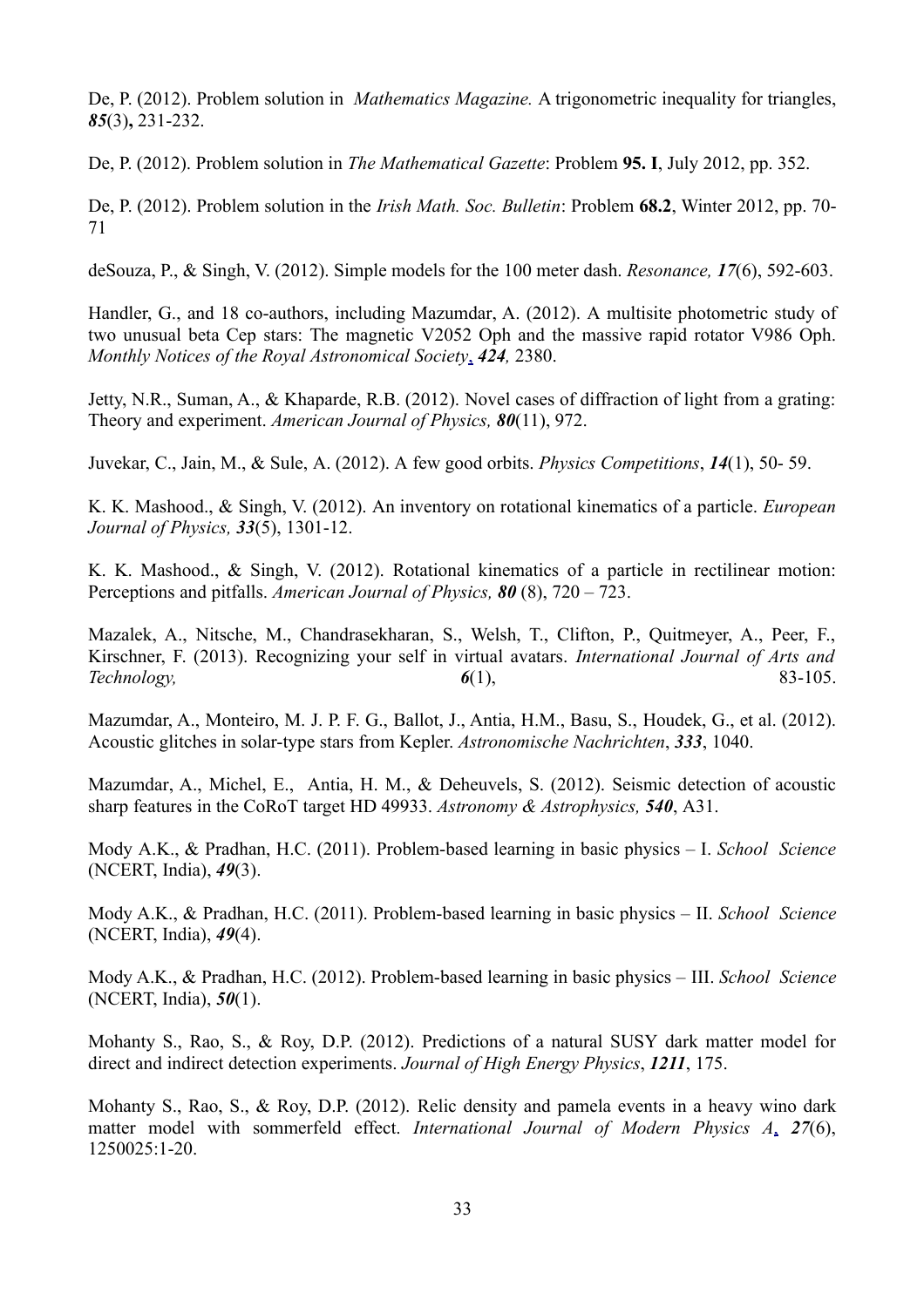De, P. (2012). Problem solution in *Mathematics Magazine.* A trigonometric inequality for triangles, ***85***(3)**,** 231-232.

De, P. (2012). Problem solution in *The Mathematical Gazette*: Problem **95. I**, July 2012, pp. 352.

De, P. (2012). Problem solution in the *Irish Math. Soc. Bulletin*: Problem **68.2**, Winter 2012, pp. 70-71

deSouza, P., & Singh, V. (2012). Simple models for the 100 meter dash. *Resonance, **17***(6), 592-603.

Handler, G., and 18 co-authors, including Mazumdar, A. (2012). A multisite photometric study of two unusual beta Cep stars: The magnetic V2052 Oph and the massive rapid rotator V986 Oph. *Monthly Notices of the Royal Astronomical Society*, ***424**,* 2380.

Jetty, N.R., Suman, A., & Khaparde, R.B. (2012). Novel cases of diffraction of light from a grating: Theory and experiment. *American Journal of Physics, **80***(11), 972.

Juvekar, C., Jain, M., & Sule, A. (2012). A few good orbits. *Physics Competitions*, ***14***(1), 50- 59.

K. K. Mashood., & Singh, V. (2012). An inventory on rotational kinematics of a particle. *European Journal of Physics, **33***(5), 1301-12.

K. K. Mashood., & Singh, V. (2012). Rotational kinematics of a particle in rectilinear motion: Perceptions and pitfalls. *American Journal of Physics, **80*** (8), 720 – 723.

Mazalek, A., Nitsche, M., Chandrasekharan, S., Welsh, T., Clifton, P., Quitmeyer, A., Peer, F., Kirschner, F. (2013). Recognizing your self in virtual avatars. *International Journal of Arts and Technology,* ***6***(1), 83-105.

Mazumdar, A., Monteiro, M. J. P. F. G., Ballot, J., Antia, H.M., Basu, S., Houdek, G., et al. (2012). Acoustic glitches in solar-type stars from Kepler. *Astronomische Nachrichten*, ***333***, 1040.

Mazumdar, A., Michel, E., Antia, H. M., & Deheuvels, S. (2012). Seismic detection of acoustic sharp features in the CoRoT target HD 49933. *Astronomy & Astrophysics, **540***, A31.

Mody A.K., & Pradhan, H.C. (2011). Problem-based learning in basic physics – I. *School Science* (NCERT, India), ***49***(3).

Mody A.K., & Pradhan, H.C. (2011). Problem-based learning in basic physics – II. *School Science* (NCERT, India), ***49***(4).

Mody A.K., & Pradhan, H.C. (2012). Problem-based learning in basic physics – III. *School Science* (NCERT, India), ***50***(1).

Mohanty S., Rao, S., & Roy, D.P. (2012). Predictions of a natural SUSY dark matter model for direct and indirect detection experiments. *Journal of High Energy Physics*, ***1211***, 175.

Mohanty S., Rao, S., & Roy, D.P. (2012). Relic density and pamela events in a heavy wino dark matter model with sommerfeld effect. *International Journal of Modern Physics A*, ***27***(6), 1250025:1-20.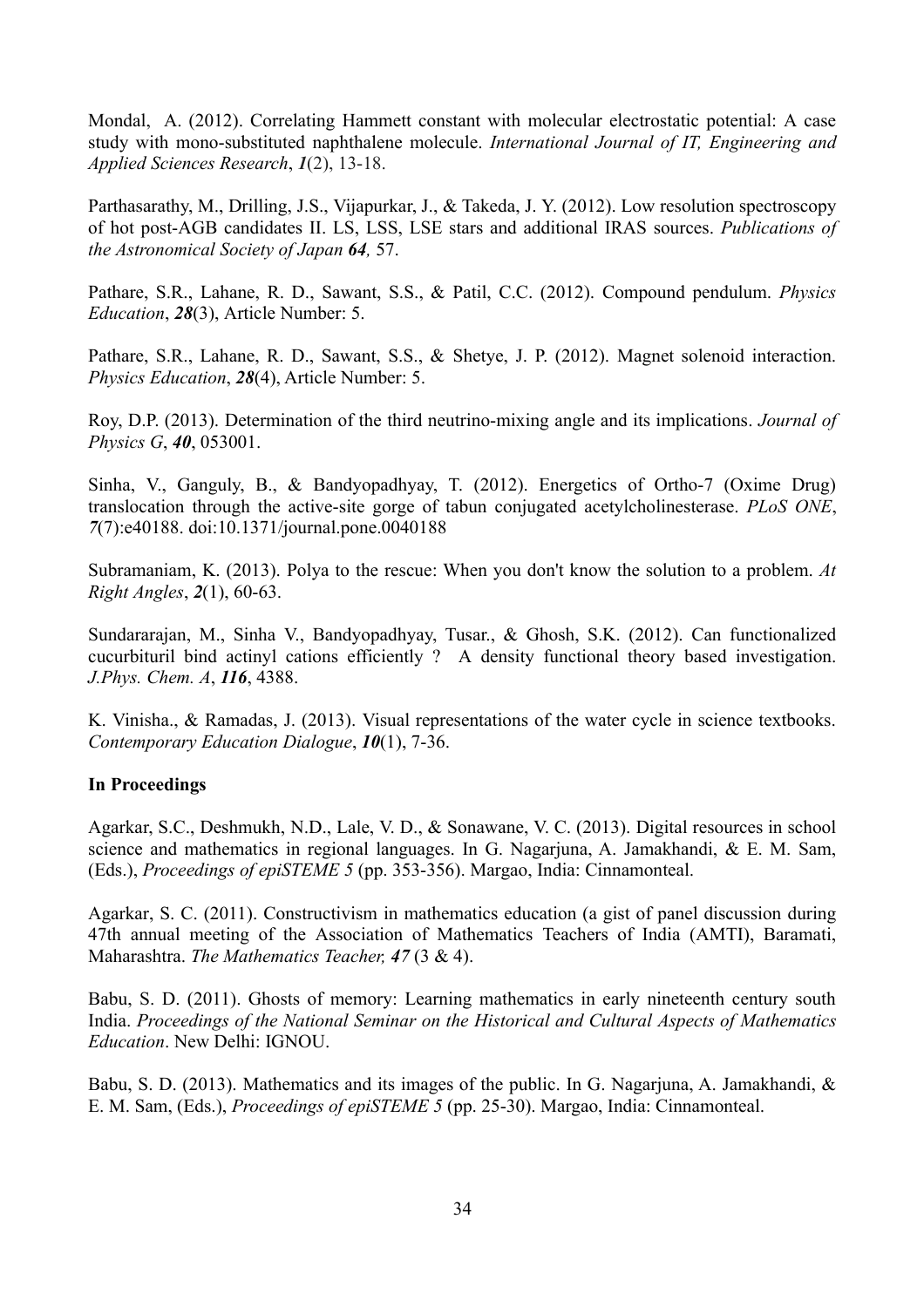Mondal, A. (2012). Correlating Hammett constant with molecular electrostatic potential: A case study with mono-substituted naphthalene molecule. *International Journal of IT, Engineering and Applied Sciences Research*, ***1***(2), 13-18.

Parthasarathy, M., Drilling, J.S., Vijapurkar, J., & Takeda, J. Y. (2012). Low resolution spectroscopy of hot post-AGB candidates II. LS, LSS, LSE stars and additional IRAS sources. *Publications of the Astronomical Society of Japan* ***64****,* 57.

Pathare, S.R., Lahane, R. D., Sawant, S.S., & Patil, C.C. (2012). Compound pendulum. *Physics Education*, ***28***(3), Article Number: 5.

Pathare, S.R., Lahane, R. D., Sawant, S.S., & Shetye, J. P. (2012). Magnet solenoid interaction. *Physics Education*, ***28***(4), Article Number: 5.

Roy, D.P. (2013). Determination of the third neutrino-mixing angle and its implications. *Journal of Physics G*, ***40***, 053001.

Sinha, V., Ganguly, B., & Bandyopadhyay, T. (2012). Energetics of Ortho-7 (Oxime Drug) translocation through the active-site gorge of tabun conjugated acetylcholinesterase. *PLoS ONE*, ***7***(7):e40188. doi:10.1371/journal.pone.0040188

Subramaniam, K. (2013). Polya to the rescue: When you don't know the solution to a problem. *At Right Angles*, ***2***(1), 60-63.

Sundararajan, M., Sinha V., Bandyopadhyay, Tusar., & Ghosh, S.K. (2012). Can functionalized cucurbituril bind actinyl cations efficiently ? A density functional theory based investigation. *J.Phys. Chem. A*, ***116***, 4388.

K. Vinisha., & Ramadas, J. (2013). Visual representations of the water cycle in science textbooks. *Contemporary Education Dialogue*, ***10***(1), 7-36.

**In Proceedings**

Agarkar, S.C., Deshmukh, N.D., Lale, V. D., & Sonawane, V. C. (2013). Digital resources in school science and mathematics in regional languages. In G. Nagarjuna, A. Jamakhandi, & E. M. Sam, (Eds.), *Proceedings of epiSTEME 5* (pp. 353-356). Margao, India: Cinnamonteal.

Agarkar, S. C. (2011). Constructivism in mathematics education (a gist of panel discussion during 47th annual meeting of the Association of Mathematics Teachers of India (AMTI), Baramati, Maharashtra. *The Mathematics Teacher,* ***47*** (3 & 4).

Babu, S. D. (2011). Ghosts of memory: Learning mathematics in early nineteenth century south India. *Proceedings of the National Seminar on the Historical and Cultural Aspects of Mathematics Education*. New Delhi: IGNOU.

Babu, S. D. (2013). Mathematics and its images of the public. In G. Nagarjuna, A. Jamakhandi, & E. M. Sam, (Eds.), *Proceedings of epiSTEME 5* (pp. 25-30). Margao, India: Cinnamonteal.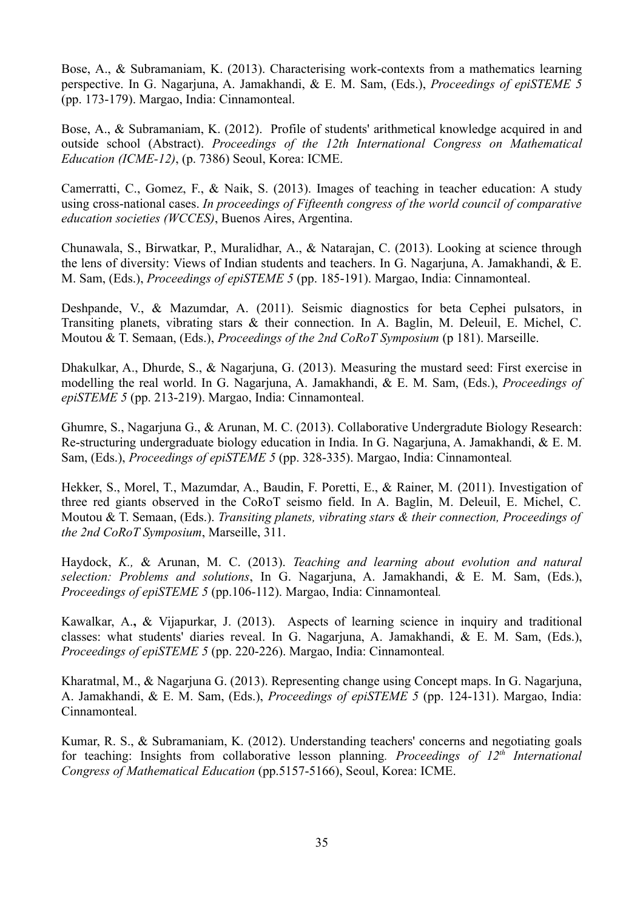Bose, A., & Subramaniam, K. (2013). Characterising work-contexts from a mathematics learning perspective. In G. Nagarjuna, A. Jamakhandi, & E. M. Sam, (Eds.), *Proceedings of epiSTEME 5* (pp. 173-179). Margao, India: Cinnamonteal.

Bose, A., & Subramaniam, K. (2012). Profile of students' arithmetical knowledge acquired in and outside school (Abstract). *Proceedings of the 12th International Congress on Mathematical Education (ICME-12)*, (p. 7386) Seoul, Korea: ICME.

Camerratti, C., Gomez, F., & Naik, S. (2013). Images of teaching in teacher education: A study using cross-national cases. *In proceedings of Fifteenth congress of the world council of comparative education societies (WCCES)*, Buenos Aires, Argentina.

Chunawala, S., Birwatkar, P., Muralidhar, A., & Natarajan, C. (2013). Looking at science through the lens of diversity: Views of Indian students and teachers. In G. Nagarjuna, A. Jamakhandi, & E. M. Sam, (Eds.), *Proceedings of epiSTEME 5* (pp. 185-191). Margao, India: Cinnamonteal.

Deshpande, V., & Mazumdar, A. (2011). Seismic diagnostics for beta Cephei pulsators, in Transiting planets, vibrating stars & their connection. In A. Baglin, M. Deleuil, E. Michel, C. Moutou & T. Semaan, (Eds.), *Proceedings of the 2nd CoRoT Symposium* (p 181). Marseille.

Dhakulkar, A., Dhurde, S., & Nagarjuna, G. (2013). Measuring the mustard seed: First exercise in modelling the real world. In G. Nagarjuna, A. Jamakhandi, & E. M. Sam, (Eds.), *Proceedings of epiSTEME 5* (pp. 213-219). Margao, India: Cinnamonteal.

Ghumre, S., Nagarjuna G., & Arunan, M. C. (2013). Collaborative Undergradute Biology Research: Re-structuring undergraduate biology education in India. In G. Nagarjuna, A. Jamakhandi, & E. M. Sam, (Eds.), *Proceedings of epiSTEME 5* (pp. 328-335). Margao, India: Cinnamonteal.

Hekker, S., Morel, T., Mazumdar, A., Baudin, F. Poretti, E., & Rainer, M. (2011). Investigation of three red giants observed in the CoRoT seismo field. In A. Baglin, M. Deleuil, E. Michel, C. Moutou & T. Semaan, (Eds.). *Transiting planets, vibrating stars & their connection, Proceedings of the 2nd CoRoT Symposium*, Marseille, 311.

Haydock, *K.,* & Arunan, M. C. (2013). *Teaching and learning about evolution and natural selection: Problems and solutions*, In G. Nagarjuna, A. Jamakhandi, & E. M. Sam, (Eds.), *Proceedings of epiSTEME 5* (pp.106-112). Margao, India: Cinnamonteal.

Kawalkar, A.**,** & Vijapurkar, J. (2013). Aspects of learning science in inquiry and traditional classes: what students' diaries reveal. In G. Nagarjuna, A. Jamakhandi, & E. M. Sam, (Eds.), *Proceedings of epiSTEME 5* (pp. 220-226). Margao, India: Cinnamonteal.

Kharatmal, M., & Nagarjuna G. (2013). Representing change using Concept maps. In G. Nagarjuna, A. Jamakhandi, & E. M. Sam, (Eds.), *Proceedings of epiSTEME 5* (pp. 124-131). Margao, India: Cinnamonteal.

Kumar, R. S., & Subramaniam, K. (2012). Understanding teachers' concerns and negotiating goals for teaching: Insights from collaborative lesson planning. *Proceedings of 12th International Congress of Mathematical Education* (pp.5157-5166), Seoul, Korea: ICME.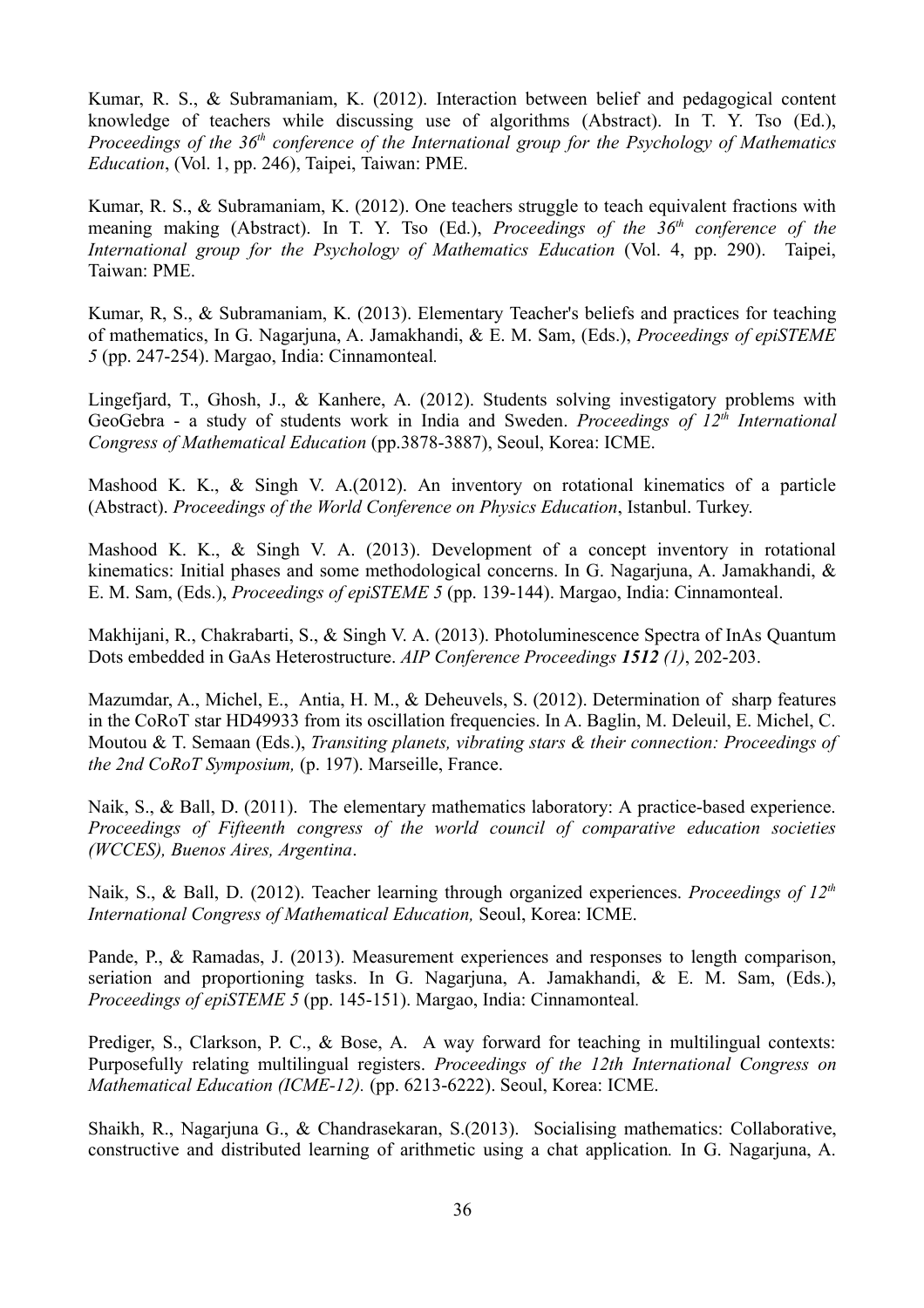Kumar, R. S., & Subramaniam, K. (2012). Interaction between belief and pedagogical content knowledge of teachers while discussing use of algorithms (Abstract). In T. Y. Tso (Ed.), *Proceedings of the 36th conference of the International group for the Psychology of Mathematics Education*, (Vol. 1, pp. 246), Taipei, Taiwan: PME.

Kumar, R. S., & Subramaniam, K. (2012). One teachers struggle to teach equivalent fractions with meaning making (Abstract). In T. Y. Tso (Ed.), *Proceedings of the 36th conference of the International group for the Psychology of Mathematics Education* (Vol. 4, pp. 290). Taipei, Taiwan: PME.

Kumar, R, S., & Subramaniam, K. (2013). Elementary Teacher's beliefs and practices for teaching of mathematics, In G. Nagarjuna, A. Jamakhandi, & E. M. Sam, (Eds.), *Proceedings of epiSTEME 5* (pp. 247-254). Margao, India: Cinnamonteal.

Lingefjard, T., Ghosh, J., & Kanhere, A. (2012). Students solving investigatory problems with GeoGebra - a study of students work in India and Sweden. *Proceedings of 12th International Congress of Mathematical Education* (pp.3878-3887), Seoul, Korea: ICME.

Mashood K. K., & Singh V. A.(2012). An inventory on rotational kinematics of a particle (Abstract). *Proceedings of the World Conference on Physics Education*, Istanbul. Turkey.

Mashood K. K., & Singh V. A. (2013). Development of a concept inventory in rotational kinematics: Initial phases and some methodological concerns. In G. Nagarjuna, A. Jamakhandi, & E. M. Sam, (Eds.), *Proceedings of epiSTEME 5* (pp. 139-144). Margao, India: Cinnamonteal.

Makhijani, R., Chakrabarti, S., & Singh V. A. (2013). Photoluminescence Spectra of InAs Quantum Dots embedded in GaAs Heterostructure. *AIP Conference Proceedings **1512 (1)***, 202-203.

Mazumdar, A., Michel, E., Antia, H. M., & Deheuvels, S. (2012). Determination of sharp features in the CoRoT star HD49933 from its oscillation frequencies. In A. Baglin, M. Deleuil, E. Michel, C. Moutou & T. Semaan (Eds.), *Transiting planets, vibrating stars & their connection: Proceedings of the 2nd CoRoT Symposium,* (p. 197). Marseille, France.

Naik, S., & Ball, D. (2011). The elementary mathematics laboratory: A practice-based experience. *Proceedings of Fifteenth congress of the world council of comparative education societies (WCCES), Buenos Aires, Argentina*.

Naik, S., & Ball, D. (2012). Teacher learning through organized experiences. *Proceedings of 12th International Congress of Mathematical Education,* Seoul, Korea: ICME.

Pande, P., & Ramadas, J. (2013). Measurement experiences and responses to length comparison, seriation and proportioning tasks. In G. Nagarjuna, A. Jamakhandi, & E. M. Sam, (Eds.), *Proceedings of epiSTEME 5* (pp. 145-151). Margao, India: Cinnamonteal.

Prediger, S., Clarkson, P. C., & Bose, A. A way forward for teaching in multilingual contexts: Purposefully relating multilingual registers. *Proceedings of the 12th International Congress on Mathematical Education (ICME-12).* (pp. 6213-6222). Seoul, Korea: ICME.

Shaikh, R., Nagarjuna G., & Chandrasekaran, S.(2013). Socialising mathematics: Collaborative, constructive and distributed learning of arithmetic using a chat application. In G. Nagarjuna, A.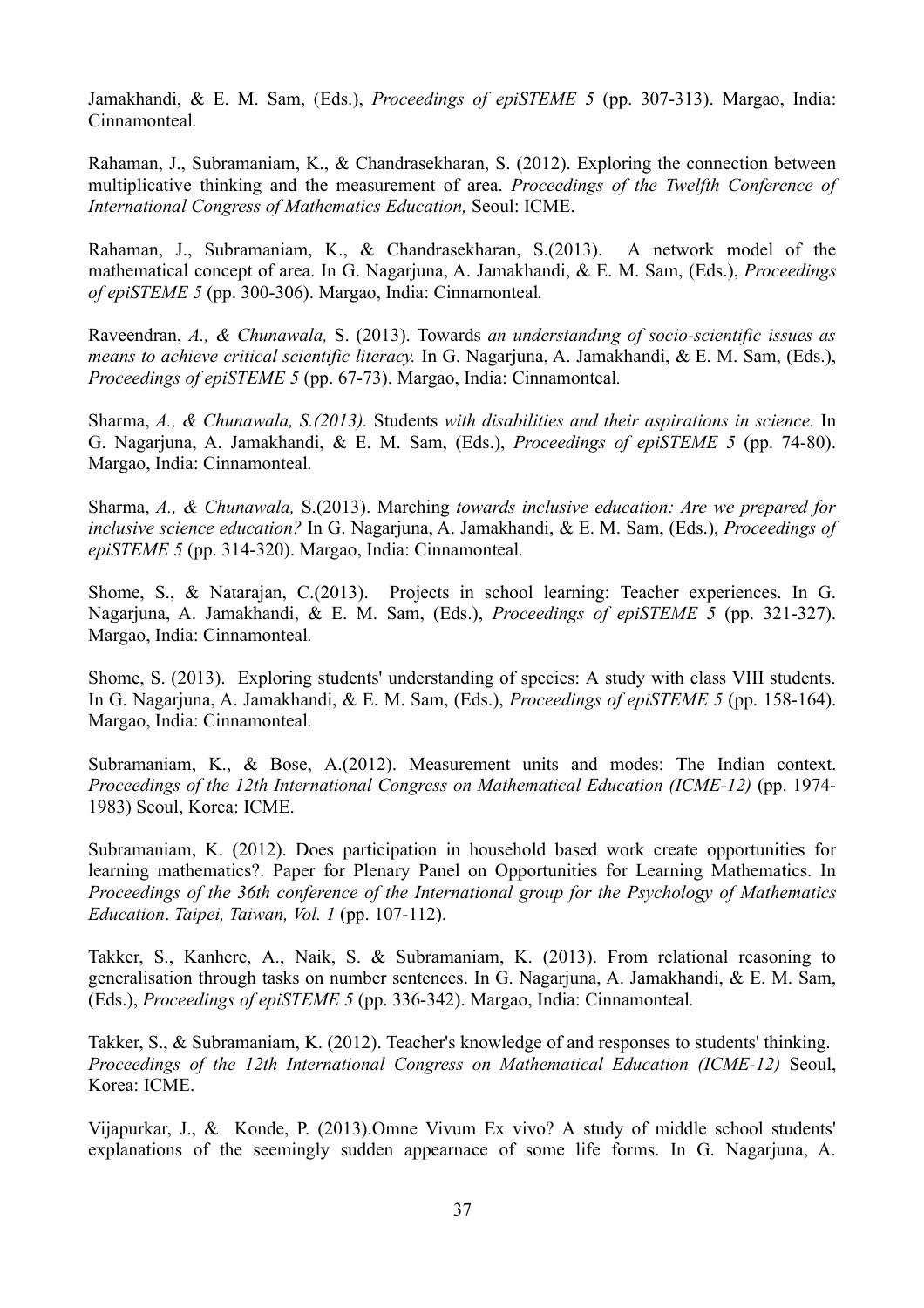Jamakhandi, & E. M. Sam, (Eds.), *Proceedings of epiSTEME 5* (pp. 307-313). Margao, India: Cinnamonteal.

Rahaman, J., Subramaniam, K., & Chandrasekharan, S. (2012). Exploring the connection between multiplicative thinking and the measurement of area. *Proceedings of the Twelfth Conference of International Congress of Mathematics Education,* Seoul: ICME.

Rahaman, J., Subramaniam, K., & Chandrasekharan, S.(2013). A network model of the mathematical concept of area. In G. Nagarjuna, A. Jamakhandi, & E. M. Sam, (Eds.), *Proceedings of epiSTEME 5* (pp. 300-306). Margao, India: Cinnamonteal.

Raveendran, *A., & Chunawala,* S. (2013). Towards *an understanding of socio-scientific issues as means to achieve critical scientific literacy.* In G. Nagarjuna, A. Jamakhandi, & E. M. Sam, (Eds.), *Proceedings of epiSTEME 5* (pp. 67-73). Margao, India: Cinnamonteal.

Sharma, *A., & Chunawala, S.(2013).* Students *with disabilities and their aspirations in science.* In G. Nagarjuna, A. Jamakhandi, & E. M. Sam, (Eds.), *Proceedings of epiSTEME 5* (pp. 74-80). Margao, India: Cinnamonteal.

Sharma, *A., & Chunawala,* S.(2013). Marching *towards inclusive education: Are we prepared for inclusive science education?* In G. Nagarjuna, A. Jamakhandi, & E. M. Sam, (Eds.), *Proceedings of epiSTEME 5* (pp. 314-320). Margao, India: Cinnamonteal.

Shome, S., & Natarajan, C.(2013). Projects in school learning: Teacher experiences. In G. Nagarjuna, A. Jamakhandi, & E. M. Sam, (Eds.), *Proceedings of epiSTEME 5* (pp. 321-327). Margao, India: Cinnamonteal.

Shome, S. (2013). Exploring students' understanding of species: A study with class VIII students. In G. Nagarjuna, A. Jamakhandi, & E. M. Sam, (Eds.), *Proceedings of epiSTEME 5* (pp. 158-164). Margao, India: Cinnamonteal.

Subramaniam, K., & Bose, A.(2012). Measurement units and modes: The Indian context. *Proceedings of the 12th International Congress on Mathematical Education (ICME-12)* (pp. 1974-1983) Seoul, Korea: ICME.

Subramaniam, K. (2012). Does participation in household based work create opportunities for learning mathematics?. Paper for Plenary Panel on Opportunities for Learning Mathematics. In *Proceedings of the 36th conference of the International group for the Psychology of Mathematics Education*. *Taipei, Taiwan, Vol. 1* (pp. 107-112).

Takker, S., Kanhere, A., Naik, S. & Subramaniam, K. (2013). From relational reasoning to generalisation through tasks on number sentences. In G. Nagarjuna, A. Jamakhandi, & E. M. Sam, (Eds.), *Proceedings of epiSTEME 5* (pp. 336-342). Margao, India: Cinnamonteal.

Takker, S., & Subramaniam, K. (2012). Teacher's knowledge of and responses to students' thinking. *Proceedings of the 12th International Congress on Mathematical Education (ICME-12)* Seoul, Korea: ICME.

Vijapurkar, J., & Konde, P. (2013).Omne Vivum Ex vivo? A study of middle school students' explanations of the seemingly sudden appearnace of some life forms. In G. Nagarjuna, A.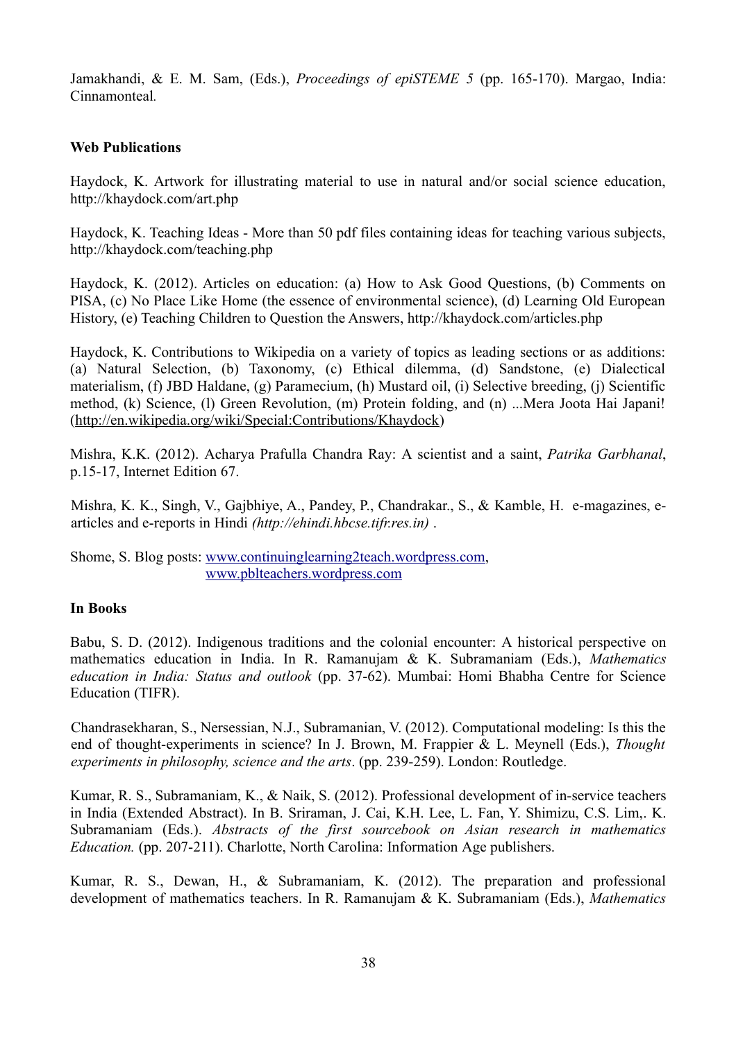Jamakhandi, & E. M. Sam, (Eds.), *Proceedings of epiSTEME 5* (pp. 165-170). Margao, India: Cinnamonteal.

**Web Publications**

Haydock, K. Artwork for illustrating material to use in natural and/or social science education, http://khaydock.com/art.php

Haydock, K. Teaching Ideas - More than 50 pdf files containing ideas for teaching various subjects, http://khaydock.com/teaching.php

Haydock, K. (2012). Articles on education: (a) How to Ask Good Questions, (b) Comments on PISA, (c) No Place Like Home (the essence of environmental science), (d) Learning Old European History, (e) Teaching Children to Question the Answers, http://khaydock.com/articles.php

Haydock, K. Contributions to Wikipedia on a variety of topics as leading sections or as additions: (a) Natural Selection, (b) Taxonomy, (c) Ethical dilemma, (d) Sandstone, (e) Dialectical materialism, (f) JBD Haldane, (g) Paramecium, (h) Mustard oil, (i) Selective breeding, (j) Scientific method, (k) Science, (l) Green Revolution, (m) Protein folding, and (n) ...Mera Joota Hai Japani! (http://en.wikipedia.org/wiki/Special:Contributions/Khaydock)

Mishra, K.K. (2012). Acharya Prafulla Chandra Ray: A scientist and a saint, *Patrika Garbhanal*, p.15-17, Internet Edition 67.

Mishra, K. K., Singh, V., Gajbhiye, A., Pandey, P., Chandrakar., S., & Kamble, H. e-magazines, e-articles and e-reports in Hindi *(http://ehindi.hbcse.tifr.res.in)* .

Shome, S. Blog posts: www.continuinglearning2teach.wordpress.com,
www.pblteachers.wordpress.com

**In Books**

Babu, S. D. (2012). Indigenous traditions and the colonial encounter: A historical perspective on mathematics education in India. In R. Ramanujam & K. Subramaniam (Eds.), *Mathematics education in India: Status and outlook* (pp. 37-62). Mumbai: Homi Bhabha Centre for Science Education (TIFR).

Chandrasekharan, S., Nersessian, N.J., Subramanian, V. (2012). Computational modeling: Is this the end of thought-experiments in science? In J. Brown, M. Frappier & L. Meynell (Eds.), *Thought experiments in philosophy, science and the arts*. (pp. 239-259). London: Routledge.

Kumar, R. S., Subramaniam, K., & Naik, S. (2012). Professional development of in-service teachers in India (Extended Abstract). In B. Sriraman, J. Cai, K.H. Lee, L. Fan, Y. Shimizu, C.S. Lim,. K. Subramaniam (Eds.). *Abstracts of the first sourcebook on Asian research in mathematics Education.* (pp. 207-211). Charlotte, North Carolina: Information Age publishers.

Kumar, R. S., Dewan, H., & Subramaniam, K. (2012). The preparation and professional development of mathematics teachers. In R. Ramanujam & K. Subramaniam (Eds.), *Mathematics*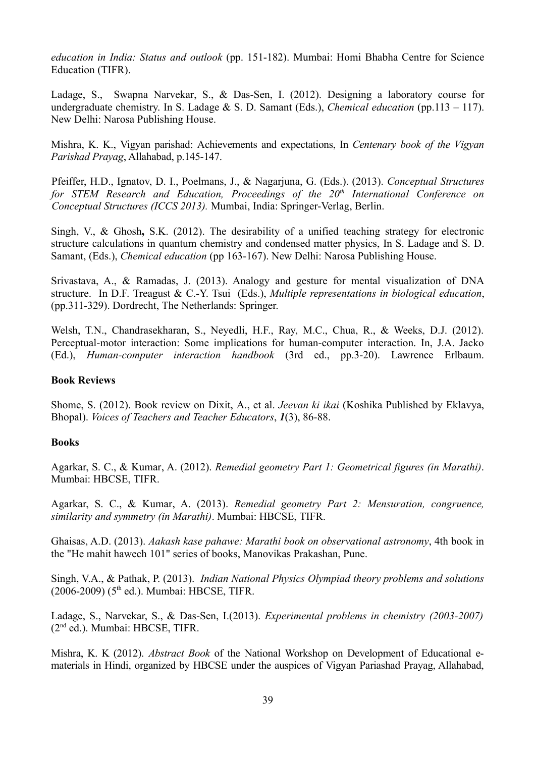*education in India: Status and outlook* (pp. 151-182). Mumbai: Homi Bhabha Centre for Science Education (TIFR).

Ladage, S., Swapna Narvekar, S., & Das-Sen, I. (2012). Designing a laboratory course for undergraduate chemistry. In S. Ladage & S. D. Samant (Eds.), *Chemical education* (pp.113 – 117). New Delhi: Narosa Publishing House.

Mishra, K. K., Vigyan parishad: Achievements and expectations, In *Centenary book of the Vigyan Parishad Prayag*, Allahabad, p.145-147.

Pfeiffer, H.D., Ignatov, D. I., Poelmans, J., & Nagarjuna, G. (Eds.). (2013). *Conceptual Structures for STEM Research and Education, Proceedings of the 20$^{th}$ International Conference on Conceptual Structures (ICCS 2013).* Mumbai, India: Springer-Verlag, Berlin.

Singh, V., & Ghosh**,** S.K. (2012). The desirability of a unified teaching strategy for electronic structure calculations in quantum chemistry and condensed matter physics, In S. Ladage and S. D. Samant, (Eds.), *Chemical education* (pp 163-167). New Delhi: Narosa Publishing House.

Srivastava, A., & Ramadas, J. (2013). Analogy and gesture for mental visualization of DNA structure. In D.F. Treagust & C.-Y. Tsui (Eds.), *Multiple representations in biological education*, (pp.311-329). Dordrecht, The Netherlands: Springer.

Welsh, T.N., Chandrasekharan, S., Neyedli, H.F., Ray, M.C., Chua, R., & Weeks, D.J. (2012). Perceptual-motor interaction: Some implications for human-computer interaction. In, J.A. Jacko (Ed.), *Human-computer interaction handbook* (3rd ed., pp.3-20). Lawrence Erlbaum.

**Book Reviews**

Shome, S. (2012). Book review on Dixit, A., et al. *Jeevan ki ikai* (Koshika Published by Eklavya, Bhopal). *Voices of Teachers and Teacher Educators*, ***1***(3), 86-88.

**Books**

Agarkar, S. C., & Kumar, A. (2012). *Remedial geometry Part 1: Geometrical figures (in Marathi)*. Mumbai: HBCSE, TIFR.

Agarkar, S. C., & Kumar, A. (2013). *Remedial geometry Part 2: Mensuration, congruence, similarity and symmetry (in Marathi)*. Mumbai: HBCSE, TIFR.

Ghaisas, A.D. (2013). *Aakash kase pahawe: Marathi book on observational astronomy*, 4th book in the "He mahit hawech 101" series of books, Manovikas Prakashan, Pune.

Singh, V.A., & Pathak, P. (2013). *Indian National Physics Olympiad theory problems and solutions* (2006-2009) (5$^{th}$ ed.). Mumbai: HBCSE, TIFR.

Ladage, S., Narvekar, S., & Das-Sen, I.(2013). *Experimental problems in chemistry (2003-2007)* (2$^{nd}$ ed.). Mumbai: HBCSE, TIFR.

Mishra, K. K (2012). *Abstract Book* of the National Workshop on Development of Educational e-materials in Hindi, organized by HBCSE under the auspices of Vigyan Pariashad Prayag, Allahabad,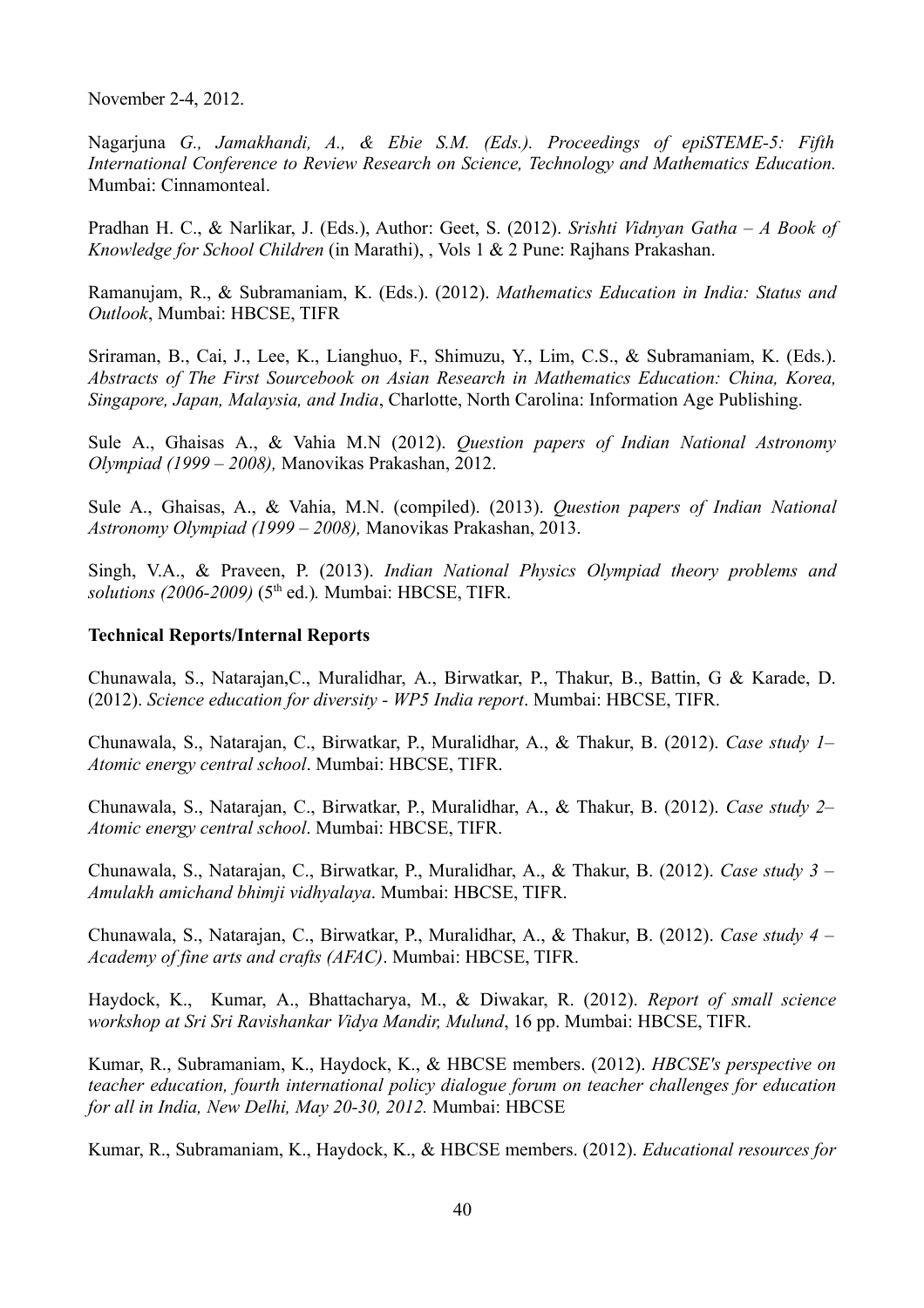November 2-4, 2012.

Nagarjuna *G., Jamakhandi, A., & Ebie S.M. (Eds.). Proceedings of epiSTEME-5: Fifth International Conference to Review Research on Science, Technology and Mathematics Education.* Mumbai: Cinnamonteal.

Pradhan H. C., & Narlikar, J. (Eds.), Author: Geet, S. (2012). *Srishti Vidnyan Gatha – A Book of Knowledge for School Children* (in Marathi), , Vols 1 & 2 Pune: Rajhans Prakashan.

Ramanujam, R., & Subramaniam, K. (Eds.). (2012). *Mathematics Education in India: Status and Outlook*, Mumbai: HBCSE, TIFR

Sriraman, B., Cai, J., Lee, K., Lianghuo, F., Shimuzu, Y., Lim, C.S., & Subramaniam, K. (Eds.). *Abstracts of The First Sourcebook on Asian Research in Mathematics Education: China, Korea, Singapore, Japan, Malaysia, and India*, Charlotte, North Carolina: Information Age Publishing.

Sule A., Ghaisas A., & Vahia M.N (2012). *Question papers of Indian National Astronomy Olympiad (1999 – 2008),* Manovikas Prakashan, 2012.

Sule A., Ghaisas, A., & Vahia, M.N. (compiled). (2013). *Question papers of Indian National Astronomy Olympiad (1999 – 2008),* Manovikas Prakashan, 2013.

Singh, V.A., & Praveen, P. (2013). *Indian National Physics Olympiad theory problems and solutions (2006-2009)* (5th ed.)*.* Mumbai: HBCSE, TIFR.

**Technical Reports/Internal Reports**

Chunawala, S., Natarajan,C., Muralidhar, A., Birwatkar, P., Thakur, B., Battin, G & Karade, D. (2012). *Science education for diversity - WP5 India report*. Mumbai: HBCSE, TIFR.

Chunawala, S., Natarajan, C., Birwatkar, P., Muralidhar, A., & Thakur, B. (2012). *Case study 1– Atomic energy central school*. Mumbai: HBCSE, TIFR.

Chunawala, S., Natarajan, C., Birwatkar, P., Muralidhar, A., & Thakur, B. (2012). *Case study 2– Atomic energy central school*. Mumbai: HBCSE, TIFR.

Chunawala, S., Natarajan, C., Birwatkar, P., Muralidhar, A., & Thakur, B. (2012). *Case study 3 – Amulakh amichand bhimji vidhyalaya*. Mumbai: HBCSE, TIFR.

Chunawala, S., Natarajan, C., Birwatkar, P., Muralidhar, A., & Thakur, B. (2012). *Case study 4 – Academy of fine arts and crafts (AFAC)*. Mumbai: HBCSE, TIFR.

Haydock, K., Kumar, A., Bhattacharya, M., & Diwakar, R. (2012). *Report of small science workshop at Sri Sri Ravishankar Vidya Mandir, Mulund*, 16 pp. Mumbai: HBCSE, TIFR.

Kumar, R., Subramaniam, K., Haydock, K., & HBCSE members. (2012). *HBCSE's perspective on teacher education, fourth international policy dialogue forum on teacher challenges for education for all in India, New Delhi, May 20-30, 2012.* Mumbai: HBCSE

Kumar, R., Subramaniam, K., Haydock, K., & HBCSE members. (2012). *Educational resources for*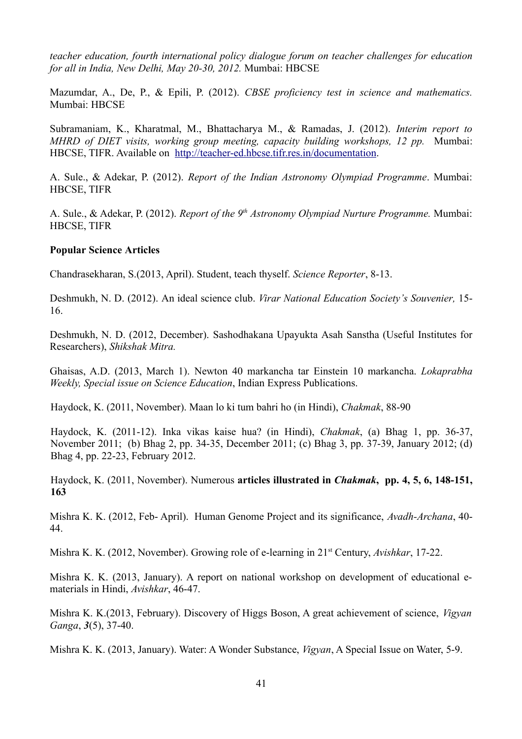*teacher education, fourth international policy dialogue forum on teacher challenges for education for all in India, New Delhi, May 20-30, 2012.* Mumbai: HBCSE

Mazumdar, A., De, P., & Epili, P. (2012). *CBSE proficiency test in science and mathematics.* Mumbai: HBCSE

Subramaniam, K., Kharatmal, M., Bhattacharya M., & Ramadas, J. (2012). *Interim report to MHRD of DIET visits, working group meeting, capacity building workshops, 12 pp.* Mumbai: HBCSE, TIFR. Available on [http://teacher-ed.hbcse.tifr.res.in/documentation](http://teacher-ed.hbcse.tifr.res.in/documentation).

A. Sule., & Adekar, P. (2012). *Report of the Indian Astronomy Olympiad Programme*. Mumbai: HBCSE, TIFR

A. Sule., & Adekar, P. (2012). *Report of the 9th Astronomy Olympiad Nurture Programme.* Mumbai: HBCSE, TIFR

**Popular Science Articles**

Chandrasekharan, S.(2013, April). Student, teach thyself. *Science Reporter*, 8-13.

Deshmukh, N. D. (2012). An ideal science club. *Virar National Education Society's Souvenier,* 15-16.

Deshmukh, N. D. (2012, December). Sashodhakana Upayukta Asah Sanstha (Useful Institutes for Researchers), *Shikshak Mitra.*

Ghaisas, A.D. (2013, March 1). Newton 40 markancha tar Einstein 10 markancha. *Lokaprabha Weekly, Special issue on Science Education*, Indian Express Publications.

Haydock, K. (2011, November). Maan lo ki tum bahri ho (in Hindi), *Chakmak*, 88-90

Haydock, K. (2011-12). Inka vikas kaise hua? (in Hindi), *Chakmak*, (a) Bhag 1, pp. 36-37, November 2011; (b) Bhag 2, pp. 34-35, December 2011; (c) Bhag 3, pp. 37-39, January 2012; (d) Bhag 4, pp. 22-23, February 2012.

Haydock, K. (2011, November). Numerous **articles illustrated in *Chakmak*, pp. 4, 5, 6, 148-151, 163**

Mishra K. K. (2012, Feb- April). Human Genome Project and its significance, *Avadh-Archana*, 40-44.

Mishra K. K. (2012, November). Growing role of e-learning in 21st Century, *Avishkar*, 17-22.

Mishra K. K. (2013, January). A report on national workshop on development of educational e-materials in Hindi, *Avishkar*, 46-47.

Mishra K. K.(2013, February). Discovery of Higgs Boson, A great achievement of science, *Vigyan Ganga*, ***3***(5), 37-40.

Mishra K. K. (2013, January). Water: A Wonder Substance, *Vigyan*, A Special Issue on Water, 5-9.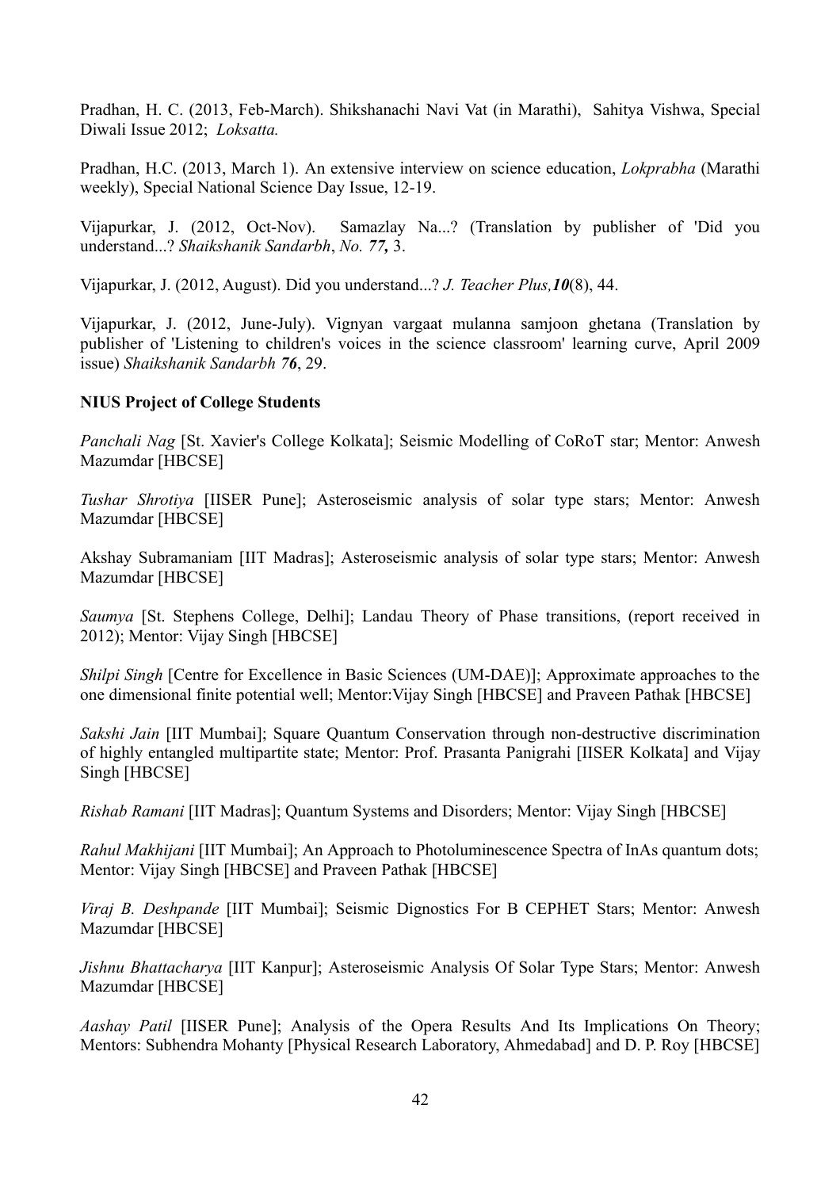Pradhan, H. C. (2013, Feb-March). Shikshanachi Navi Vat (in Marathi), Sahitya Vishwa, Special Diwali Issue 2012; *Loksatta.*

Pradhan, H.C. (2013, March 1). An extensive interview on science education, *Lokprabha* (Marathi weekly), Special National Science Day Issue, 12-19.

Vijapurkar, J. (2012, Oct-Nov). Samazlay Na...? (Translation by publisher of 'Did you understand...? *Shaikshanik Sandarbh*, *No. 77,* 3.

Vijapurkar, J. (2012, August). Did you understand...? *J. Teacher Plus,* ***10***(8), 44.

Vijapurkar, J. (2012, June-July). Vignyan vargaat mulanna samjoon ghetana (Translation by publisher of 'Listening to children's voices in the science classroom' learning curve, April 2009 issue) *Shaikshanik Sandarbh* ***76***, 29.

**NIUS Project of College Students**

*Panchali Nag* [St. Xavier's College Kolkata]; Seismic Modelling of CoRoT star; Mentor: Anwesh Mazumdar [HBCSE]

*Tushar Shrotiya* [IISER Pune]; Asteroseismic analysis of solar type stars; Mentor: Anwesh Mazumdar [HBCSE]

Akshay Subramaniam [IIT Madras]; Asteroseismic analysis of solar type stars; Mentor: Anwesh Mazumdar [HBCSE]

*Saumya* [St. Stephens College, Delhi]; Landau Theory of Phase transitions, (report received in 2012); Mentor: Vijay Singh [HBCSE]

*Shilpi Singh* [Centre for Excellence in Basic Sciences (UM-DAE)]; Approximate approaches to the one dimensional finite potential well; Mentor:Vijay Singh [HBCSE] and Praveen Pathak [HBCSE]

*Sakshi Jain* [IIT Mumbai]; Square Quantum Conservation through non-destructive discrimination of highly entangled multipartite state; Mentor: Prof. Prasanta Panigrahi [IISER Kolkata] and Vijay Singh [HBCSE]

*Rishab Ramani* [IIT Madras]; Quantum Systems and Disorders; Mentor: Vijay Singh [HBCSE]

*Rahul Makhijani* [IIT Mumbai]; An Approach to Photoluminescence Spectra of InAs quantum dots; Mentor: Vijay Singh [HBCSE] and Praveen Pathak [HBCSE]

*Viraj B. Deshpande* [IIT Mumbai]; Seismic Dignostics For B CEPHET Stars; Mentor: Anwesh Mazumdar [HBCSE]

*Jishnu Bhattacharya* [IIT Kanpur]; Asteroseismic Analysis Of Solar Type Stars; Mentor: Anwesh Mazumdar [HBCSE]

*Aashay Patil* [IISER Pune]; Analysis of the Opera Results And Its Implications On Theory; Mentors: Subhendra Mohanty [Physical Research Laboratory, Ahmedabad] and D. P. Roy [HBCSE]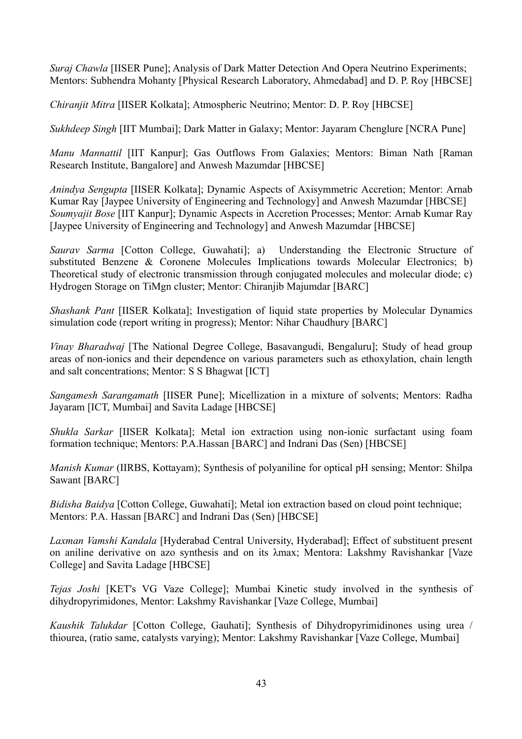*Suraj Chawla* [IISER Pune]; Analysis of Dark Matter Detection And Opera Neutrino Experiments; Mentors: Subhendra Mohanty [Physical Research Laboratory, Ahmedabad] and D. P. Roy [HBCSE]

*Chiranjit Mitra* [IISER Kolkata]; Atmospheric Neutrino; Mentor: D. P. Roy [HBCSE]

*Sukhdeep Singh* [IIT Mumbai]; Dark Matter in Galaxy; Mentor: Jayaram Chenglure [NCRA Pune]

*Manu Mannattil* [IIT Kanpur]; Gas Outflows From Galaxies; Mentors: Biman Nath [Raman Research Institute, Bangalore] and Anwesh Mazumdar [HBCSE]

*Anindya Sengupta* [IISER Kolkata]; Dynamic Aspects of Axisymmetric Accretion; Mentor: Arnab Kumar Ray [Jaypee University of Engineering and Technology] and Anwesh Mazumdar [HBCSE]
*Soumyajit Bose* [IIT Kanpur]; Dynamic Aspects in Accretion Processes; Mentor: Arnab Kumar Ray [Jaypee University of Engineering and Technology] and Anwesh Mazumdar [HBCSE]

*Saurav Sarma* [Cotton College, Guwahati]; a) Understanding the Electronic Structure of substituted Benzene & Coronene Molecules Implications towards Molecular Electronics; b) Theoretical study of electronic transmission through conjugated molecules and molecular diode; c) Hydrogen Storage on TiMgn cluster; Mentor: Chiranjib Majumdar [BARC]

*Shashank Pant* [IISER Kolkata]; Investigation of liquid state properties by Molecular Dynamics simulation code (report writing in progress); Mentor: Nihar Chaudhury [BARC]

*Vinay Bharadwaj* [The National Degree College, Basavangudi, Bengaluru]; Study of head group areas of non-ionics and their dependence on various parameters such as ethoxylation, chain length and salt concentrations; Mentor: S S Bhagwat [ICT]

*Sangamesh Sarangamath* [IISER Pune]; Micellization in a mixture of solvents; Mentors: Radha Jayaram [ICT, Mumbai] and Savita Ladage [HBCSE]

*Shukla Sarkar* [IISER Kolkata]; Metal ion extraction using non-ionic surfactant using foam formation technique; Mentors: P.A.Hassan [BARC] and Indrani Das (Sen) [HBCSE]

*Manish Kumar* (IIRBS, Kottayam); Synthesis of polyaniline for optical pH sensing; Mentor: Shilpa Sawant [BARC]

*Bidisha Baidya* [Cotton College, Guwahati]; Metal ion extraction based on cloud point technique; Mentors: P.A. Hassan [BARC] and Indrani Das (Sen) [HBCSE]

*Laxman Vamshi Kandala* [Hyderabad Central University, Hyderabad]; Effect of substituent present on aniline derivative on azo synthesis and on its $\lambda$max; Mentora: Lakshmy Ravishankar [Vaze College] and Savita Ladage [HBCSE]

*Tejas Joshi* [KET's VG Vaze College]; Mumbai Kinetic study involved in the synthesis of dihydropyrimidones, Mentor: Lakshmy Ravishankar [Vaze College, Mumbai]

*Kaushik Talukdar* [Cotton College, Gauhati]; Synthesis of Dihydropyrimidinones using urea / thiourea, (ratio same, catalysts varying); Mentor: Lakshmy Ravishankar [Vaze College, Mumbai]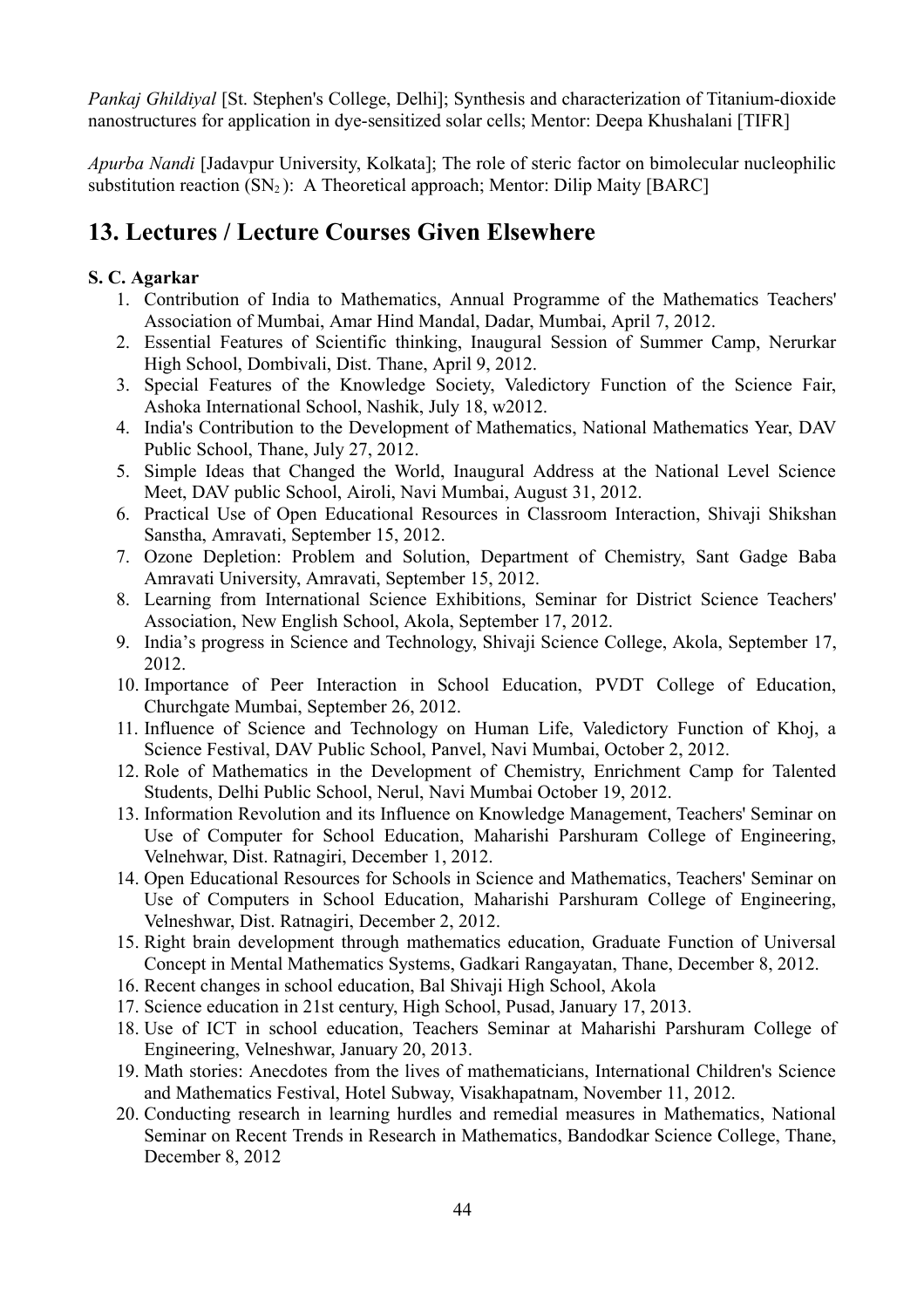*Pankaj Ghildiyal* [St. Stephen's College, Delhi]; Synthesis and characterization of Titanium-dioxide nanostructures for application in dye-sensitized solar cells; Mentor: Deepa Khushalani [TIFR]

*Apurba Nandi* [Jadavpur University, Kolkata]; The role of steric factor on bimolecular nucleophilic substitution reaction ($SN_2$ ): A Theoretical approach; Mentor: Dilip Maity [BARC]

## 13. Lectures / Lecture Courses Given Elsewhere

**S. C. Agarkar**

1. Contribution of India to Mathematics, Annual Programme of the Mathematics Teachers' Association of Mumbai, Amar Hind Mandal, Dadar, Mumbai, April 7, 2012.
2. Essential Features of Scientific thinking, Inaugural Session of Summer Camp, Nerurkar High School, Dombivali, Dist. Thane, April 9, 2012.
3. Special Features of the Knowledge Society, Valedictory Function of the Science Fair, Ashoka International School, Nashik, July 18, w2012.
4. India's Contribution to the Development of Mathematics, National Mathematics Year, DAV Public School, Thane, July 27, 2012.
5. Simple Ideas that Changed the World, Inaugural Address at the National Level Science Meet, DAV public School, Airoli, Navi Mumbai, August 31, 2012.
6. Practical Use of Open Educational Resources in Classroom Interaction, Shivaji Shikshan Sanstha, Amravati, September 15, 2012.
7. Ozone Depletion: Problem and Solution, Department of Chemistry, Sant Gadge Baba Amravati University, Amravati, September 15, 2012.
8. Learning from International Science Exhibitions, Seminar for District Science Teachers' Association, New English School, Akola, September 17, 2012.
9. India's progress in Science and Technology, Shivaji Science College, Akola, September 17, 2012.
10. Importance of Peer Interaction in School Education, PVDT College of Education, Churchgate Mumbai, September 26, 2012.
11. Influence of Science and Technology on Human Life, Valedictory Function of Khoj, a Science Festival, DAV Public School, Panvel, Navi Mumbai, October 2, 2012.
12. Role of Mathematics in the Development of Chemistry, Enrichment Camp for Talented Students, Delhi Public School, Nerul, Navi Mumbai October 19, 2012.
13. Information Revolution and its Influence on Knowledge Management, Teachers' Seminar on Use of Computer for School Education, Maharishi Parshuram College of Engineering, Velnehwar, Dist. Ratnagiri, December 1, 2012.
14. Open Educational Resources for Schools in Science and Mathematics, Teachers' Seminar on Use of Computers in School Education, Maharishi Parshuram College of Engineering, Velneshwar, Dist. Ratnagiri, December 2, 2012.
15. Right brain development through mathematics education, Graduate Function of Universal Concept in Mental Mathematics Systems, Gadkari Rangayatan, Thane, December 8, 2012.
16. Recent changes in school education, Bal Shivaji High School, Akola
17. Science education in 21st century, High School, Pusad, January 17, 2013.
18. Use of ICT in school education, Teachers Seminar at Maharishi Parshuram College of Engineering, Velneshwar, January 20, 2013.
19. Math stories: Anecdotes from the lives of mathematicians, International Children's Science and Mathematics Festival, Hotel Subway, Visakhapatnam, November 11, 2012.
20. Conducting research in learning hurdles and remedial measures in Mathematics, National Seminar on Recent Trends in Research in Mathematics, Bandodkar Science College, Thane, December 8, 2012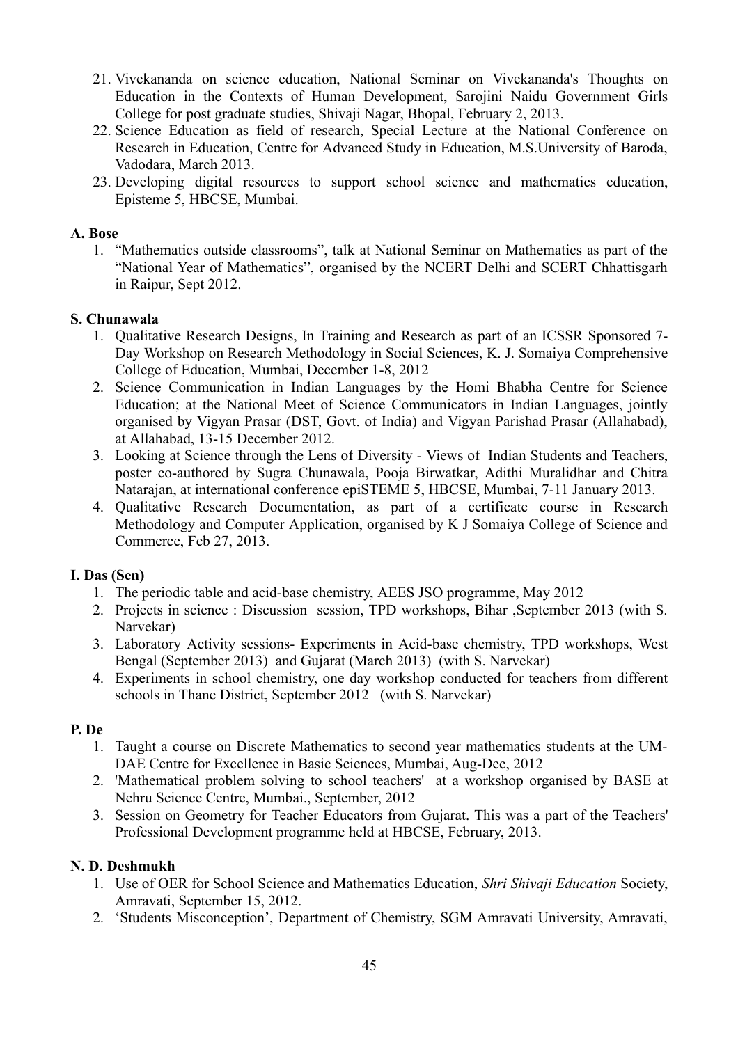21. Vivekananda on science education, National Seminar on Vivekananda's Thoughts on Education in the Contexts of Human Development, Sarojini Naidu Government Girls College for post graduate studies, Shivaji Nagar, Bhopal, February 2, 2013.
22. Science Education as field of research, Special Lecture at the National Conference on Research in Education, Centre for Advanced Study in Education, M.S.University of Baroda, Vadodara, March 2013.
23. Developing digital resources to support school science and mathematics education, Episteme 5, HBCSE, Mumbai.

**A. Bose**

1. "Mathematics outside classrooms", talk at National Seminar on Mathematics as part of the "National Year of Mathematics", organised by the NCERT Delhi and SCERT Chhattisgarh in Raipur, Sept 2012.

**S. Chunawala**

1. Qualitative Research Designs, In Training and Research as part of an ICSSR Sponsored 7-Day Workshop on Research Methodology in Social Sciences, K. J. Somaiya Comprehensive College of Education, Mumbai, December 1-8, 2012
2. Science Communication in Indian Languages by the Homi Bhabha Centre for Science Education; at the National Meet of Science Communicators in Indian Languages, jointly organised by Vigyan Prasar (DST, Govt. of India) and Vigyan Parishad Prasar (Allahabad), at Allahabad, 13-15 December 2012.
3. Looking at Science through the Lens of Diversity - Views of Indian Students and Teachers, poster co-authored by Sugra Chunawala, Pooja Birwatkar, Adithi Muralidhar and Chitra Natarajan, at international conference epiSTEME 5, HBCSE, Mumbai, 7-11 January 2013.
4. Qualitative Research Documentation, as part of a certificate course in Research Methodology and Computer Application, organised by K J Somaiya College of Science and Commerce, Feb 27, 2013.

**I. Das (Sen)**

1. The periodic table and acid-base chemistry, AEES JSO programme, May 2012
2. Projects in science : Discussion session, TPD workshops, Bihar ,September 2013 (with S. Narvekar)
3. Laboratory Activity sessions- Experiments in Acid-base chemistry, TPD workshops, West Bengal (September 2013) and Gujarat (March 2013) (with S. Narvekar)
4. Experiments in school chemistry, one day workshop conducted for teachers from different schools in Thane District, September 2012 (with S. Narvekar)

**P. De**

1. Taught a course on Discrete Mathematics to second year mathematics students at the UM-DAE Centre for Excellence in Basic Sciences, Mumbai, Aug-Dec, 2012
2. 'Mathematical problem solving to school teachers' at a workshop organised by BASE at Nehru Science Centre, Mumbai., September, 2012
3. Session on Geometry for Teacher Educators from Gujarat. This was a part of the Teachers' Professional Development programme held at HBCSE, February, 2013.

**N. D. Deshmukh**

1. Use of OER for School Science and Mathematics Education, *Shri Shivaji Education* Society, Amravati, September 15, 2012.
2. 'Students Misconception', Department of Chemistry, SGM Amravati University, Amravati,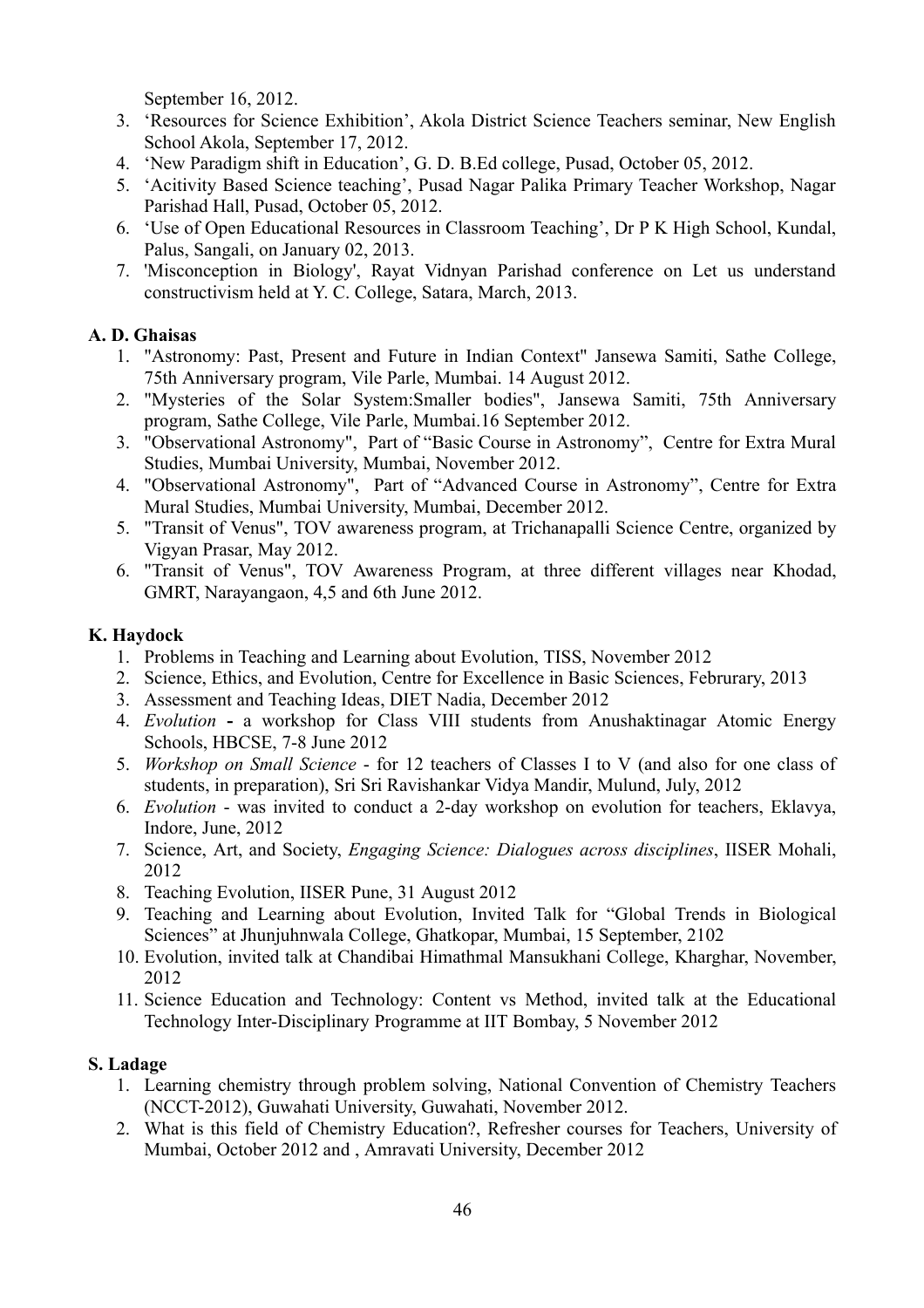September 16, 2012.

3. 'Resources for Science Exhibition', Akola District Science Teachers seminar, New English School Akola, September 17, 2012.
4. 'New Paradigm shift in Education', G. D. B.Ed college, Pusad, October 05, 2012.
5. 'Acitivity Based Science teaching', Pusad Nagar Palika Primary Teacher Workshop, Nagar Parishad Hall, Pusad, October 05, 2012.
6. 'Use of Open Educational Resources in Classroom Teaching', Dr P K High School, Kundal, Palus, Sangali, on January 02, 2013.
7. 'Misconception in Biology', Rayat Vidnyan Parishad conference on Let us understand constructivism held at Y. C. College, Satara, March, 2013.

**A. D. Ghaisas**

1. "Astronomy: Past, Present and Future in Indian Context" Jansewa Samiti, Sathe College, 75th Anniversary program, Vile Parle, Mumbai. 14 August 2012.
2. "Mysteries of the Solar System:Smaller bodies", Jansewa Samiti, 75th Anniversary program, Sathe College, Vile Parle, Mumbai.16 September 2012.
3. "Observational Astronomy", Part of "Basic Course in Astronomy", Centre for Extra Mural Studies, Mumbai University, Mumbai, November 2012.
4. "Observational Astronomy", Part of "Advanced Course in Astronomy", Centre for Extra Mural Studies, Mumbai University, Mumbai, December 2012.
5. "Transit of Venus", TOV awareness program, at Trichanapalli Science Centre, organized by Vigyan Prasar, May 2012.
6. "Transit of Venus", TOV Awareness Program, at three different villages near Khodad, GMRT, Narayangaon, 4,5 and 6th June 2012.

**K. Haydock**

1. Problems in Teaching and Learning about Evolution, TISS, November 2012
2. Science, Ethics, and Evolution, Centre for Excellence in Basic Sciences, Februrary, 2013
3. Assessment and Teaching Ideas, DIET Nadia, December 2012
4. *Evolution* **-** a workshop for Class VIII students from Anushaktinagar Atomic Energy Schools, HBCSE, 7-8 June 2012
5. *Workshop on Small Science* - for 12 teachers of Classes I to V (and also for one class of students, in preparation), Sri Sri Ravishankar Vidya Mandir, Mulund, July, 2012
6. *Evolution* - was invited to conduct a 2-day workshop on evolution for teachers, Eklavya, Indore, June, 2012
7. Science, Art, and Society, *Engaging Science: Dialogues across disciplines*, IISER Mohali, 2012
8. Teaching Evolution, IISER Pune, 31 August 2012
9. Teaching and Learning about Evolution, Invited Talk for "Global Trends in Biological Sciences" at Jhunjuhnwala College, Ghatkopar, Mumbai, 15 September, 2102
10. Evolution, invited talk at Chandibai Himathmal Mansukhani College, Kharghar, November, 2012
11. Science Education and Technology: Content vs Method, invited talk at the Educational Technology Inter-Disciplinary Programme at IIT Bombay, 5 November 2012

**S. Ladage**

1. Learning chemistry through problem solving, National Convention of Chemistry Teachers (NCCT-2012), Guwahati University, Guwahati, November 2012.
2. What is this field of Chemistry Education?, Refresher courses for Teachers, University of Mumbai, October 2012 and , Amravati University, December 2012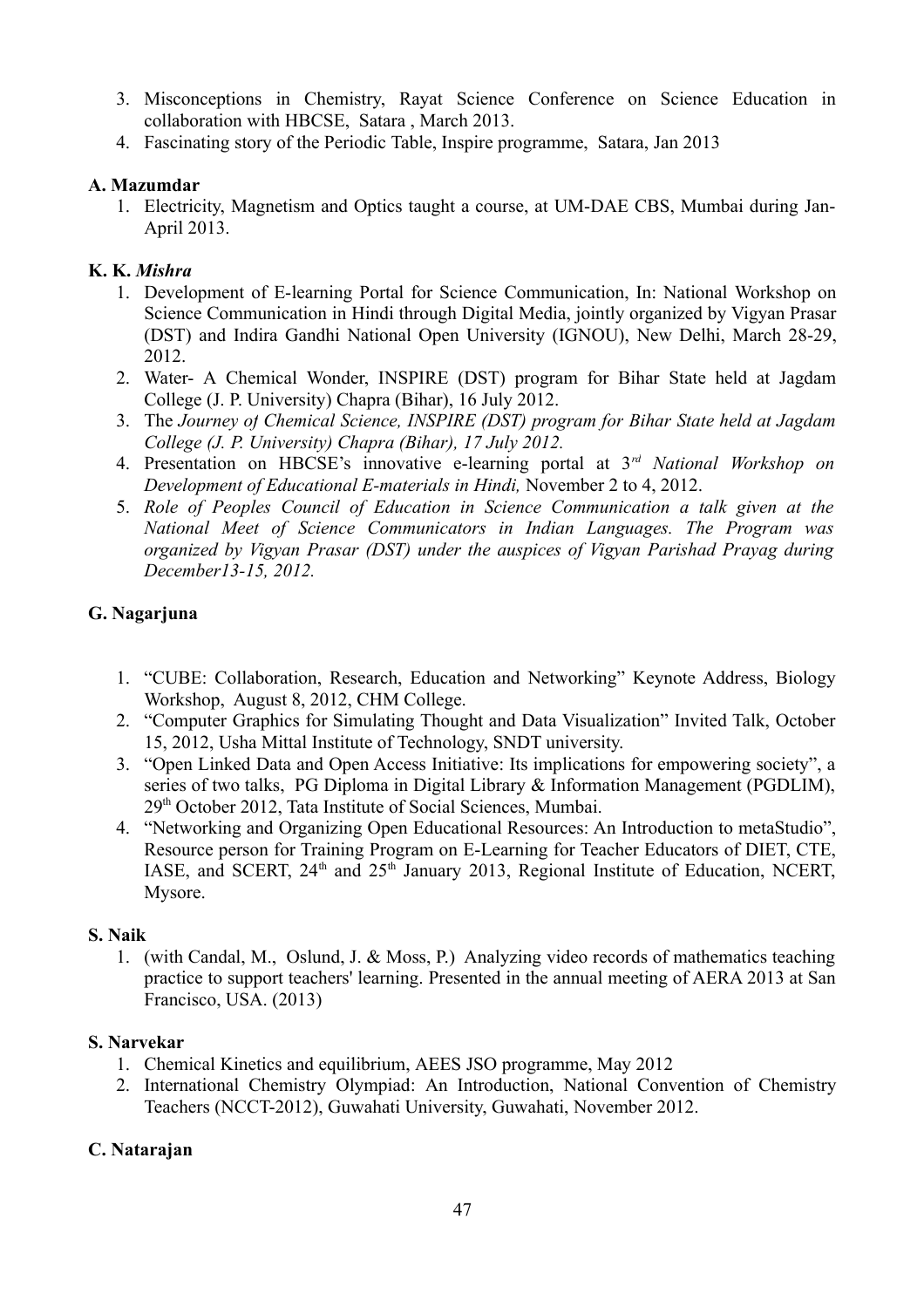3. Misconceptions in Chemistry, Rayat Science Conference on Science Education in collaboration with HBCSE, Satara , March 2013.
4. Fascinating story of the Periodic Table, Inspire programme, Satara, Jan 2013

**A. Mazumdar**

1. Electricity, Magnetism and Optics taught a course, at UM-DAE CBS, Mumbai during Jan-April 2013.

**K. K. *Mishra***

1. Development of E-learning Portal for Science Communication, In: National Workshop on Science Communication in Hindi through Digital Media, jointly organized by Vigyan Prasar (DST) and Indira Gandhi National Open University (IGNOU), New Delhi, March 28-29, 2012.
2. Water- A Chemical Wonder, INSPIRE (DST) program for Bihar State held at Jagdam College (J. P. University) Chapra (Bihar), 16 July 2012.
3. The *Journey of Chemical Science, INSPIRE (DST) program for Bihar State held at Jagdam College (J. P. University) Chapra (Bihar), 17 July 2012.*
4. Presentation on HBCSE's innovative e-learning portal at 3rd *National Workshop on Development of Educational E-materials in Hindi,* November 2 to 4, 2012.
5. *Role of Peoples Council of Education in Science Communication a talk given at the National Meet of Science Communicators in Indian Languages. The Program was organized by Vigyan Prasar (DST) under the auspices of Vigyan Parishad Prayag during December13-15, 2012.*

**G. Nagarjuna**

1. "CUBE: Collaboration, Research, Education and Networking" Keynote Address, Biology Workshop, August 8, 2012, CHM College.
2. "Computer Graphics for Simulating Thought and Data Visualization" Invited Talk, October 15, 2012, Usha Mittal Institute of Technology, SNDT university.
3. "Open Linked Data and Open Access Initiative: Its implications for empowering society", a series of two talks, PG Diploma in Digital Library & Information Management (PGDLIM), 29th October 2012, Tata Institute of Social Sciences, Mumbai.
4. "Networking and Organizing Open Educational Resources: An Introduction to metaStudio", Resource person for Training Program on E-Learning for Teacher Educators of DIET, CTE, IASE, and SCERT, 24th and 25th January 2013, Regional Institute of Education, NCERT, Mysore.

**S. Naik**

1. (with Candal, M., Oslund, J. & Moss, P.) Analyzing video records of mathematics teaching practice to support teachers' learning. Presented in the annual meeting of AERA 2013 at San Francisco, USA. (2013)

**S. Narvekar**

1. Chemical Kinetics and equilibrium, AEES JSO programme, May 2012
2. International Chemistry Olympiad: An Introduction, National Convention of Chemistry Teachers (NCCT-2012), Guwahati University, Guwahati, November 2012.

**C. Natarajan**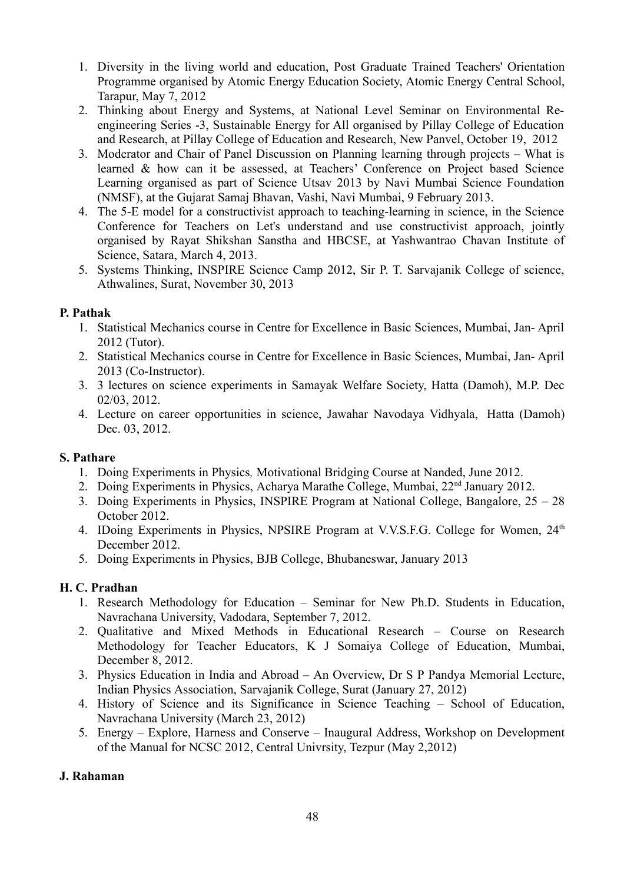1. Diversity in the living world and education, Post Graduate Trained Teachers' Orientation Programme organised by Atomic Energy Education Society, Atomic Energy Central School, Tarapur, May 7, 2012
2. Thinking about Energy and Systems, at National Level Seminar on Environmental Re-engineering Series -3, Sustainable Energy for All organised by Pillay College of Education and Research, at Pillay College of Education and Research, New Panvel, October 19, 2012
3. Moderator and Chair of Panel Discussion on Planning learning through projects – What is learned & how can it be assessed, at Teachers' Conference on Project based Science Learning organised as part of Science Utsav 2013 by Navi Mumbai Science Foundation (NMSF), at the Gujarat Samaj Bhavan, Vashi, Navi Mumbai, 9 February 2013.
4. The 5-E model for a constructivist approach to teaching-learning in science, in the Science Conference for Teachers on Let's understand and use constructivist approach, jointly organised by Rayat Shikshan Sanstha and HBCSE, at Yashwantrao Chavan Institute of Science, Satara, March 4, 2013.
5. Systems Thinking, INSPIRE Science Camp 2012, Sir P. T. Sarvajanik College of science, Athwalines, Surat, November 30, 2013

**P. Pathak**

1. Statistical Mechanics course in Centre for Excellence in Basic Sciences, Mumbai, Jan- April 2012 (Tutor).
2. Statistical Mechanics course in Centre for Excellence in Basic Sciences, Mumbai, Jan- April 2013 (Co-Instructor).
3. 3 lectures on science experiments in Samayak Welfare Society, Hatta (Damoh), M.P. Dec 02/03, 2012.
4. Lecture on career opportunities in science, Jawahar Navodaya Vidhyala, Hatta (Damoh) Dec. 03, 2012.

**S. Pathare**

1. Doing Experiments in Physics*,* Motivational Bridging Course at Nanded, June 2012.
2. Doing Experiments in Physics, Acharya Marathe College, Mumbai, 22nd January 2012.
3. Doing Experiments in Physics, INSPIRE Program at National College, Bangalore, 25 – 28 October 2012.
4. IDoing Experiments in Physics, NPSIRE Program at V.V.S.F.G. College for Women, 24th December 2012.
5. Doing Experiments in Physics, BJB College, Bhubaneswar, January 2013

**H. C. Pradhan**

1. Research Methodology for Education – Seminar for New Ph.D. Students in Education, Navrachana University, Vadodara, September 7, 2012.
2. Qualitative and Mixed Methods in Educational Research – Course on Research Methodology for Teacher Educators, K J Somaiya College of Education, Mumbai, December 8, 2012.
3. Physics Education in India and Abroad – An Overview, Dr S P Pandya Memorial Lecture, Indian Physics Association, Sarvajanik College, Surat (January 27, 2012)
4. History of Science and its Significance in Science Teaching – School of Education, Navrachana University (March 23, 2012)
5. Energy – Explore, Harness and Conserve – Inaugural Address, Workshop on Development of the Manual for NCSC 2012, Central Univrsity, Tezpur (May 2,2012)

**J. Rahaman**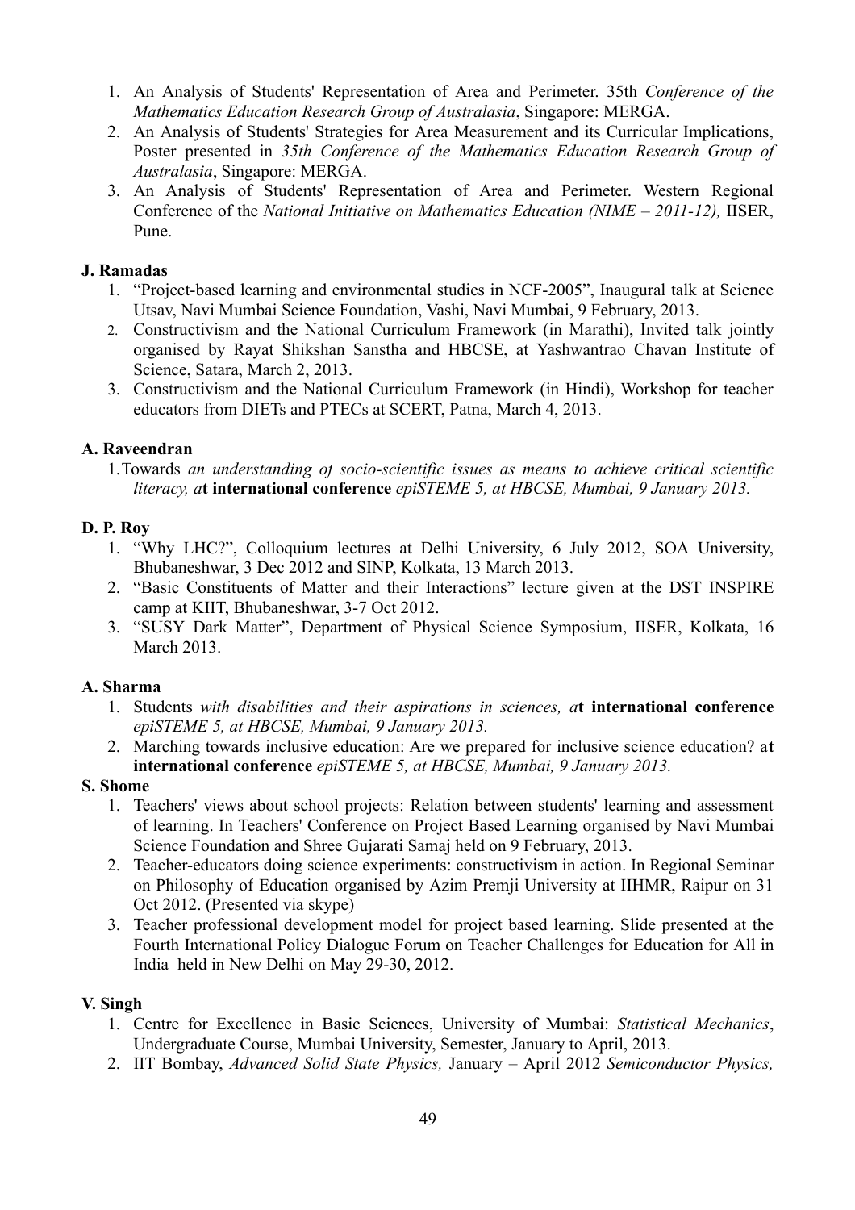1. An Analysis of Students' Representation of Area and Perimeter. 35th *Conference of the Mathematics Education Research Group of Australasia*, Singapore: MERGA.
2. An Analysis of Students' Strategies for Area Measurement and its Curricular Implications, Poster presented in *35th Conference of the Mathematics Education Research Group of Australasia*, Singapore: MERGA.
3. An Analysis of Students' Representation of Area and Perimeter. Western Regional Conference of the *National Initiative on Mathematics Education (NIME – 2011-12),* IISER, Pune.

**J. Ramadas**

1. "Project-based learning and environmental studies in NCF-2005", Inaugural talk at Science Utsav, Navi Mumbai Science Foundation, Vashi, Navi Mumbai, 9 February, 2013.
2. Constructivism and the National Curriculum Framework (in Marathi), Invited talk jointly organised by Rayat Shikshan Sanstha and HBCSE, at Yashwantrao Chavan Institute of Science, Satara, March 2, 2013.
3. Constructivism and the National Curriculum Framework (in Hindi), Workshop for teacher educators from DIETs and PTECs at SCERT, Patna, March 4, 2013.

**A. Raveendran**

1. Towards *an understanding oj socio-scientific issues as means to achieve critical scientific literacy, a***t international conference** *epiSTEME 5, at HBCSE, Mumbai, 9 January 2013.*

**D. P. Roy**

1. "Why LHC?", Colloquium lectures at Delhi University, 6 July 2012, SOA University, Bhubaneshwar, 3 Dec 2012 and SINP, Kolkata, 13 March 2013.
2. "Basic Constituents of Matter and their Interactions" lecture given at the DST INSPIRE camp at KIIT, Bhubaneshwar, 3-7 Oct 2012.
3. "SUSY Dark Matter", Department of Physical Science Symposium, IISER, Kolkata, 16 March 2013.

**A. Sharma**

1. Students *with disabilities and their aspirations in sciences, a***t international conference** *epiSTEME 5, at HBCSE, Mumbai, 9 January 2013.*
2. Marching towards inclusive education: Are we prepared for inclusive science education? a**t international conference** *epiSTEME 5, at HBCSE, Mumbai, 9 January 2013.*

**S. Shome**

1. Teachers' views about school projects: Relation between students' learning and assessment of learning. In Teachers' Conference on Project Based Learning organised by Navi Mumbai Science Foundation and Shree Gujarati Samaj held on 9 February, 2013.
2. Teacher-educators doing science experiments: constructivism in action. In Regional Seminar on Philosophy of Education organised by Azim Premji University at IIHMR, Raipur on 31 Oct 2012. (Presented via skype)
3. Teacher professional development model for project based learning. Slide presented at the Fourth International Policy Dialogue Forum on Teacher Challenges for Education for All in India held in New Delhi on May 29-30, 2012.

**V. Singh**

1. Centre for Excellence in Basic Sciences, University of Mumbai: *Statistical Mechanics*, Undergraduate Course, Mumbai University, Semester, January to April, 2013.
2. IIT Bombay, *Advanced Solid State Physics,* January – April 2012 *Semiconductor Physics,*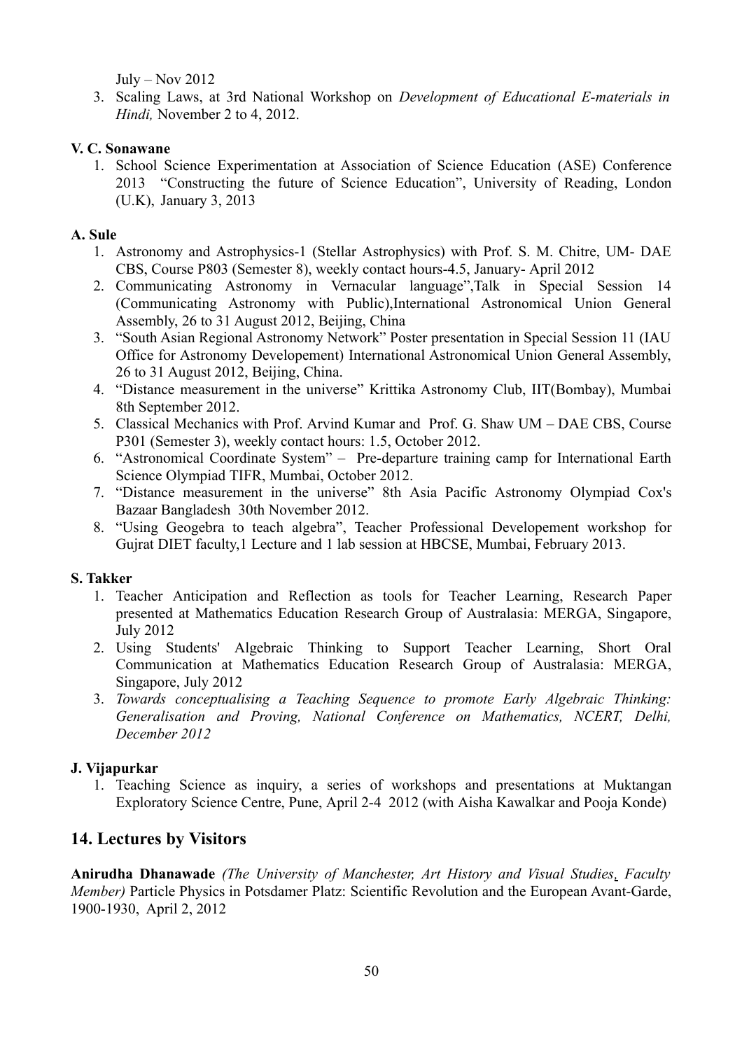July – Nov 2012

3. Scaling Laws, at 3rd National Workshop on *Development of Educational E-materials in Hindi,* November 2 to 4, 2012.

**V. C. Sonawane**

1. School Science Experimentation at Association of Science Education (ASE) Conference 2013 "Constructing the future of Science Education", University of Reading, London (U.K), January 3, 2013

**A. Sule**

1. Astronomy and Astrophysics-1 (Stellar Astrophysics) with Prof. S. M. Chitre, UM- DAE CBS, Course P803 (Semester 8), weekly contact hours-4.5, January- April 2012
2. Communicating Astronomy in Vernacular language",Talk in Special Session 14 (Communicating Astronomy with Public),International Astronomical Union General Assembly, 26 to 31 August 2012, Beijing, China
3. "South Asian Regional Astronomy Network" Poster presentation in Special Session 11 (IAU Office for Astronomy Developement) International Astronomical Union General Assembly, 26 to 31 August 2012, Beijing, China.
4. "Distance measurement in the universe" Krittika Astronomy Club, IIT(Bombay), Mumbai 8th September 2012.
5. Classical Mechanics with Prof. Arvind Kumar and Prof. G. Shaw UM – DAE CBS, Course P301 (Semester 3), weekly contact hours: 1.5, October 2012.
6. "Astronomical Coordinate System" – Pre-departure training camp for International Earth Science Olympiad TIFR, Mumbai, October 2012.
7. "Distance measurement in the universe" 8th Asia Pacific Astronomy Olympiad Cox's Bazaar Bangladesh 30th November 2012.
8. "Using Geogebra to teach algebra", Teacher Professional Developement workshop for Gujrat DIET faculty,1 Lecture and 1 lab session at HBCSE, Mumbai, February 2013.

**S. Takker**

1. Teacher Anticipation and Reflection as tools for Teacher Learning, Research Paper presented at Mathematics Education Research Group of Australasia: MERGA, Singapore, July 2012
2. Using Students' Algebraic Thinking to Support Teacher Learning, Short Oral Communication at Mathematics Education Research Group of Australasia: MERGA, Singapore, July 2012
3. *Towards conceptualising a Teaching Sequence to promote Early Algebraic Thinking: Generalisation and Proving, National Conference on Mathematics, NCERT, Delhi, December 2012*

**J. Vijapurkar**

1. Teaching Science as inquiry, a series of workshops and presentations at Muktangan Exploratory Science Centre, Pune, April 2-4 2012 (with Aisha Kawalkar and Pooja Konde)

## 14. Lectures by Visitors

**Anirudha Dhanawade** *(The University of Manchester, Art History and Visual Studies, Faculty Member)* Particle Physics in Potsdamer Platz: Scientific Revolution and the European Avant-Garde, 1900-1930, April 2, 2012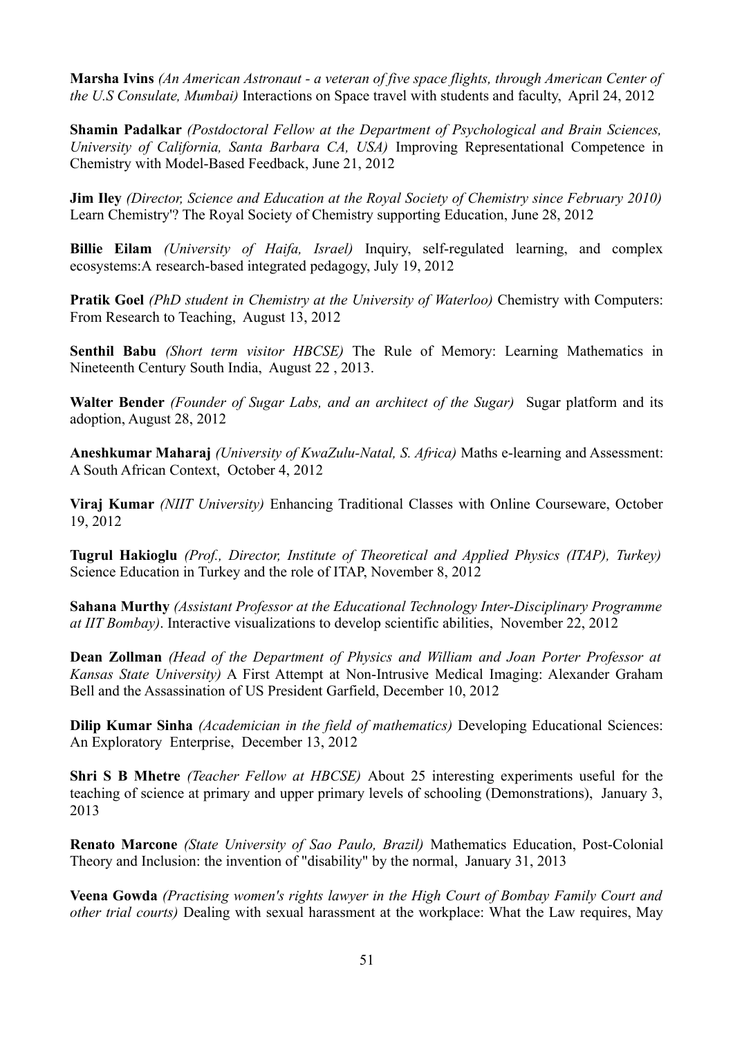**Marsha Ivins** *(An American Astronaut - a veteran of five space flights, through American Center of the U.S Consulate, Mumbai)* Interactions on Space travel with students and faculty, April 24, 2012

**Shamin Padalkar** *(Postdoctoral Fellow at the Department of Psychological and Brain Sciences, University of California, Santa Barbara CA, USA)* Improving Representational Competence in Chemistry with Model-Based Feedback, June 21, 2012

**Jim Iley** *(Director, Science and Education at the Royal Society of Chemistry since February 2010)* Learn Chemistry'? The Royal Society of Chemistry supporting Education, June 28, 2012

**Billie Eilam** *(University of Haifa, Israel)* Inquiry, self-regulated learning, and complex ecosystems:A research-based integrated pedagogy, July 19, 2012

**Pratik Goel** *(PhD student in Chemistry at the University of Waterloo)* Chemistry with Computers: From Research to Teaching, August 13, 2012

**Senthil Babu** *(Short term visitor HBCSE)* The Rule of Memory: Learning Mathematics in Nineteenth Century South India, August 22 , 2013.

**Walter Bender** *(Founder of Sugar Labs, and an architect of the Sugar)* Sugar platform and its adoption, August 28, 2012

**Aneshkumar Maharaj** *(University of KwaZulu-Natal, S. Africa)* Maths e-learning and Assessment: A South African Context, October 4, 2012

**Viraj Kumar** *(NIIT University)* Enhancing Traditional Classes with Online Courseware, October 19, 2012

**Tugrul Hakioglu** *(Prof., Director, Institute of Theoretical and Applied Physics (ITAP), Turkey)* Science Education in Turkey and the role of ITAP, November 8, 2012

**Sahana Murthy** *(Assistant Professor at the Educational Technology Inter-Disciplinary Programme at IIT Bombay)*. Interactive visualizations to develop scientific abilities, November 22, 2012

**Dean Zollman** *(Head of the Department of Physics and William and Joan Porter Professor at Kansas State University)* A First Attempt at Non-Intrusive Medical Imaging: Alexander Graham Bell and the Assassination of US President Garfield, December 10, 2012

**Dilip Kumar Sinha** *(Academician in the field of mathematics)* Developing Educational Sciences: An Exploratory Enterprise, December 13, 2012

**Shri S B Mhetre** *(Teacher Fellow at HBCSE)* About 25 interesting experiments useful for the teaching of science at primary and upper primary levels of schooling (Demonstrations), January 3, 2013

**Renato Marcone** *(State University of Sao Paulo, Brazil)* Mathematics Education, Post-Colonial Theory and Inclusion: the invention of "disability" by the normal, January 31, 2013

**Veena Gowda** *(Practising women's rights lawyer in the High Court of Bombay Family Court and other trial courts)* Dealing with sexual harassment at the workplace: What the Law requires, May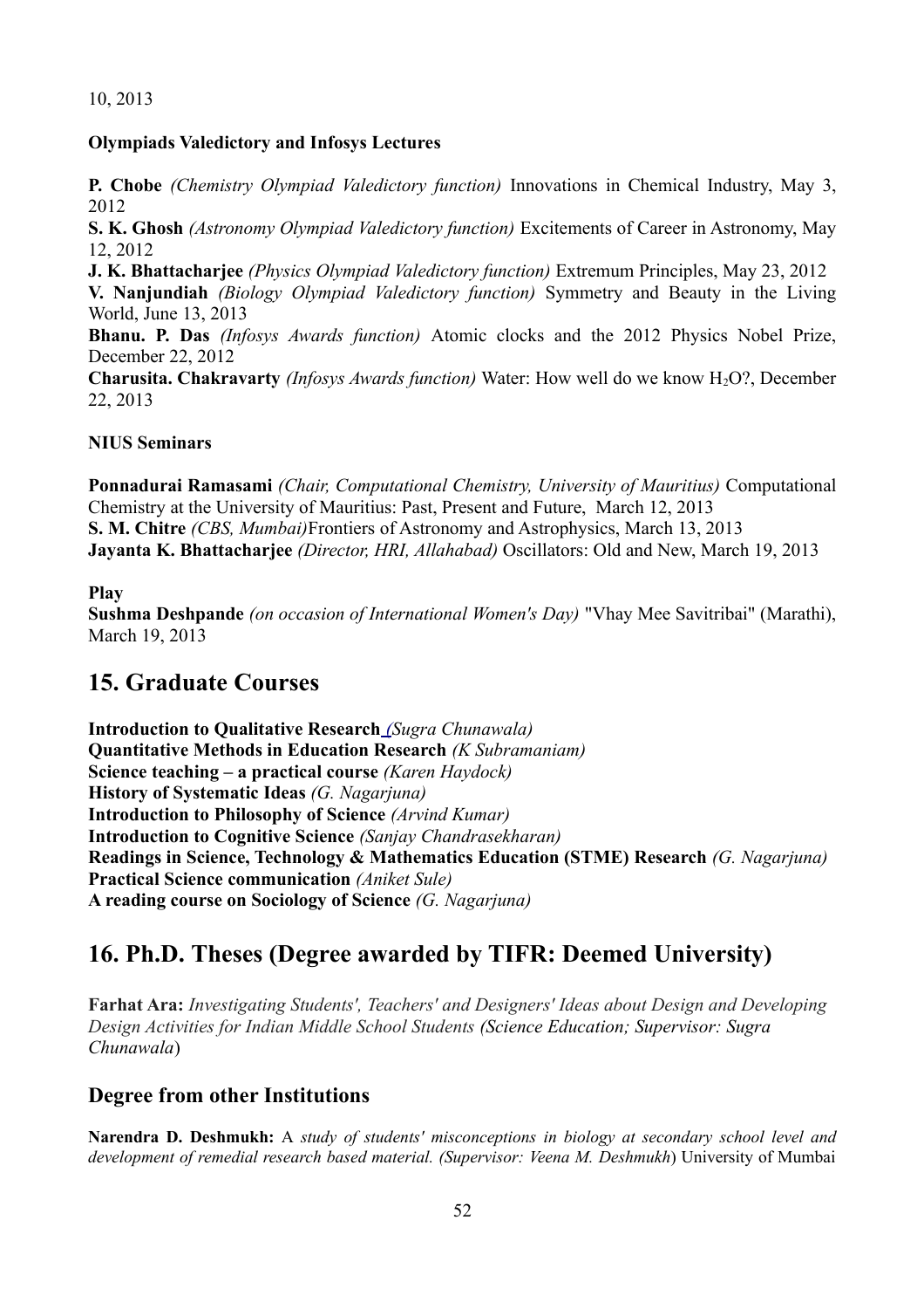10, 2013

**Olympiads Valedictory and Infosys Lectures**

**P. Chobe** *(Chemistry Olympiad Valedictory function)* Innovations in Chemical Industry, May 3, 2012
**S. K. Ghosh** *(Astronomy Olympiad Valedictory function)* Excitements of Career in Astronomy, May 12, 2012
**J. K. Bhattacharjee** *(Physics Olympiad Valedictory function)* Extremum Principles, May 23, 2012
**V. Nanjundiah** *(Biology Olympiad Valedictory function)* Symmetry and Beauty in the Living World, June 13, 2013
**Bhanu. P. Das** *(Infosys Awards function)* Atomic clocks and the 2012 Physics Nobel Prize, December 22, 2012
**Charusita. Chakravarty** *(Infosys Awards function)* Water: How well do we know $H_2O$?, December 22, 2013

**NIUS Seminars**

**Ponnadurai Ramasami** *(Chair, Computational Chemistry, University of Mauritius)* Computational Chemistry at the University of Mauritius: Past, Present and Future, March 12, 2013
**S. M. Chitre** *(CBS, Mumbai)* Frontiers of Astronomy and Astrophysics, March 13, 2013
**Jayanta K. Bhattacharjee** *(Director, HRI, Allahabad)* Oscillators: Old and New, March 19, 2013

**Play**
**Sushma Deshpande** *(on occasion of International Women's Day)* "Vhay Mee Savitribai" (Marathi), March 19, 2013

## 15. Graduate Courses

**Introduction to Qualitative Research** *(Sugra Chunawala)*
**Quantitative Methods in Education Research** *(K Subramaniam)*
**Science teaching – a practical course** *(Karen Haydock)*
**History of Systematic Ideas** *(G. Nagarjuna)*
**Introduction to Philosophy of Science** *(Arvind Kumar)*
**Introduction to Cognitive Science** *(Sanjay Chandrasekharan)*
**Readings in Science, Technology & Mathematics Education (STME) Research** *(G. Nagarjuna)*
**Practical Science communication** *(Aniket Sule)*
**A reading course on Sociology of Science** *(G. Nagarjuna)*

## 16. Ph.D. Theses (Degree awarded by TIFR: Deemed University)

**Farhat Ara:** *Investigating Students', Teachers' and Designers' Ideas about Design and Developing Design Activities for Indian Middle School Students (Science Education; Supervisor: Sugra Chunawala)*

### Degree from other Institutions

**Narendra D. Deshmukh:** A *study of students' misconceptions in biology at secondary school level and development of remedial research based material. (Supervisor: Veena M. Deshmukh)* University of Mumbai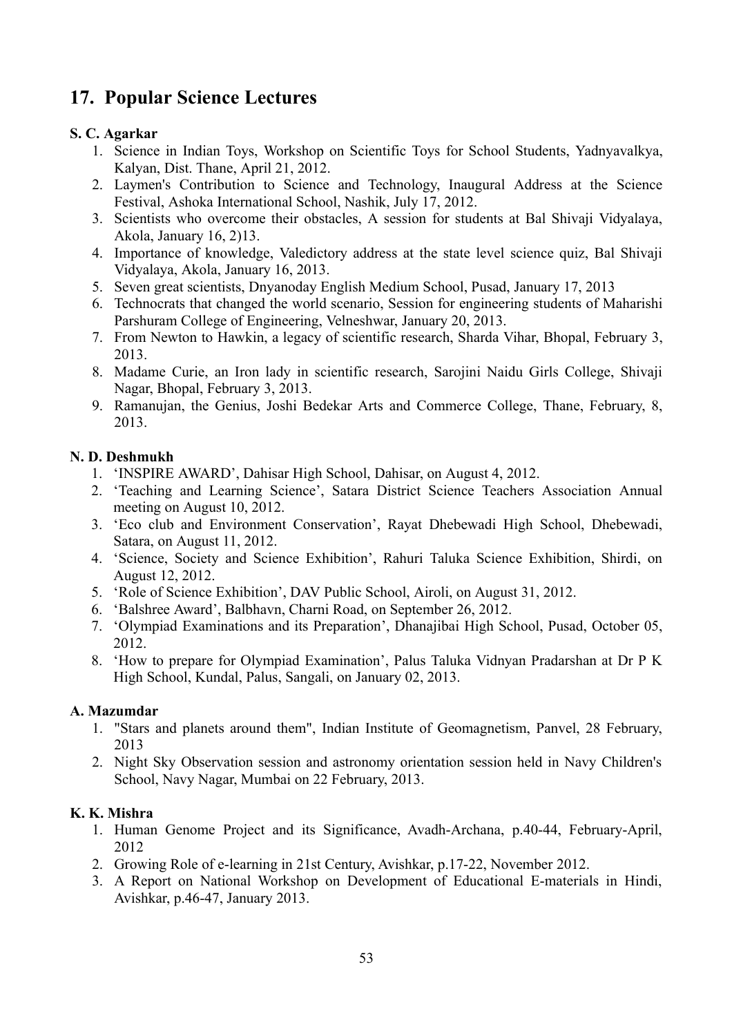## 17. Popular Science Lectures

**S. C. Agarkar**

1. Science in Indian Toys, Workshop on Scientific Toys for School Students, Yadnyavalkya, Kalyan, Dist. Thane, April 21, 2012.
2. Laymen's Contribution to Science and Technology, Inaugural Address at the Science Festival, Ashoka International School, Nashik, July 17, 2012.
3. Scientists who overcome their obstacles, A session for students at Bal Shivaji Vidyalaya, Akola, January 16, 2)13.
4. Importance of knowledge, Valedictory address at the state level science quiz, Bal Shivaji Vidyalaya, Akola, January 16, 2013.
5. Seven great scientists, Dnyanoday English Medium School, Pusad, January 17, 2013
6. Technocrats that changed the world scenario, Session for engineering students of Maharishi Parshuram College of Engineering, Velneshwar, January 20, 2013.
7. From Newton to Hawkin, a legacy of scientific research, Sharda Vihar, Bhopal, February 3, 2013.
8. Madame Curie, an Iron lady in scientific research, Sarojini Naidu Girls College, Shivaji Nagar, Bhopal, February 3, 2013.
9. Ramanujan, the Genius, Joshi Bedekar Arts and Commerce College, Thane, February, 8, 2013.

**N. D. Deshmukh**

1. 'INSPIRE AWARD', Dahisar High School, Dahisar, on August 4, 2012.
2. 'Teaching and Learning Science', Satara District Science Teachers Association Annual meeting on August 10, 2012.
3. 'Eco club and Environment Conservation', Rayat Dhebewadi High School, Dhebewadi, Satara, on August 11, 2012.
4. 'Science, Society and Science Exhibition', Rahuri Taluka Science Exhibition, Shirdi, on August 12, 2012.
5. 'Role of Science Exhibition', DAV Public School, Airoli, on August 31, 2012.
6. 'Balshree Award', Balbhavn, Charni Road, on September 26, 2012.
7. 'Olympiad Examinations and its Preparation', Dhanajibai High School, Pusad, October 05, 2012.
8. 'How to prepare for Olympiad Examination', Palus Taluka Vidnyan Pradarshan at Dr P K High School, Kundal, Palus, Sangali, on January 02, 2013.

**A. Mazumdar**

1. "Stars and planets around them", Indian Institute of Geomagnetism, Panvel, 28 February, 2013
2. Night Sky Observation session and astronomy orientation session held in Navy Children's School, Navy Nagar, Mumbai on 22 February, 2013.

**K. K. Mishra**

1. Human Genome Project and its Significance, Avadh-Archana, p.40-44, February-April, 2012
2. Growing Role of e-learning in 21st Century, Avishkar, p.17-22, November 2012.
3. A Report on National Workshop on Development of Educational E-materials in Hindi, Avishkar, p.46-47, January 2013.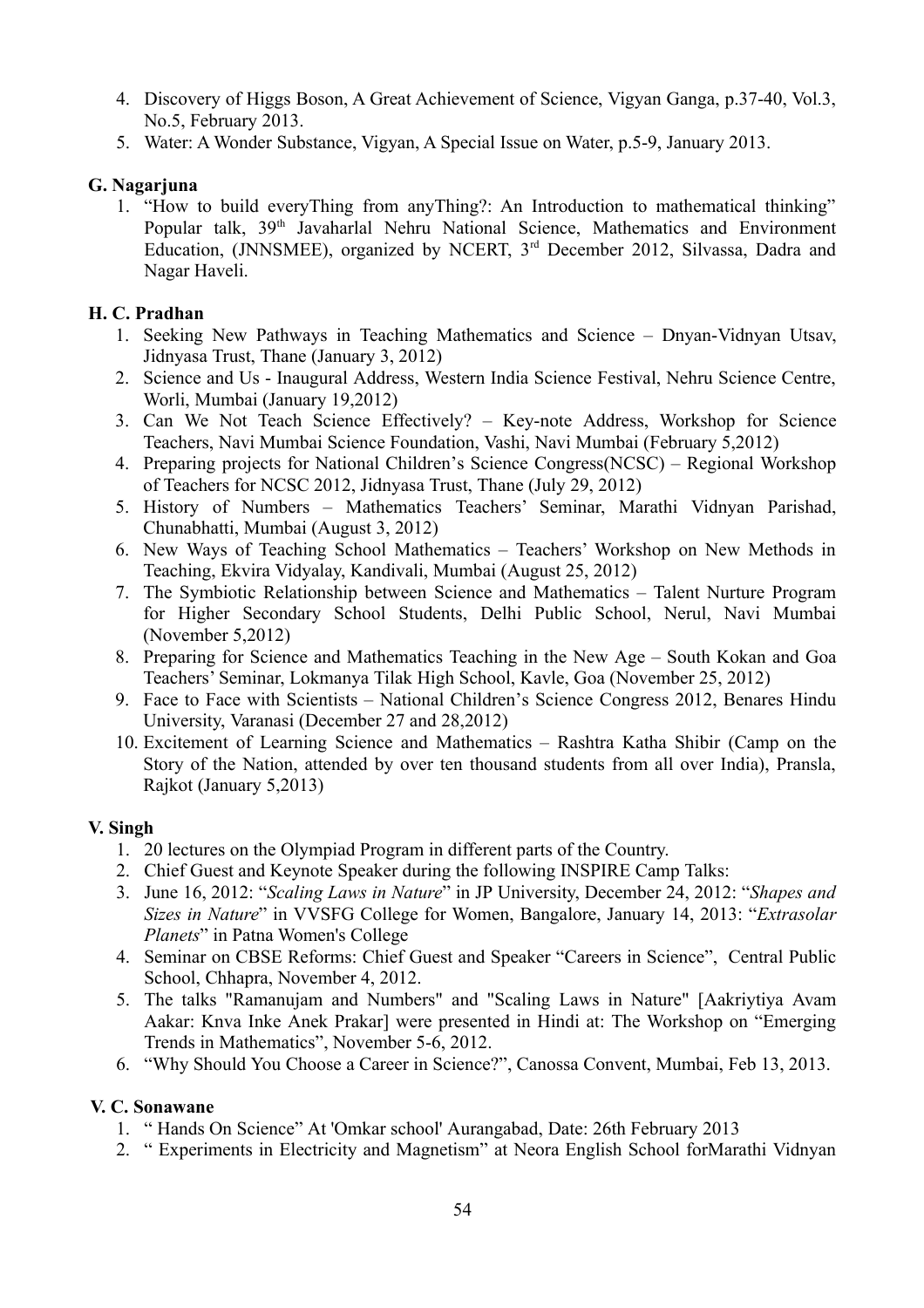4. Discovery of Higgs Boson, A Great Achievement of Science, Vigyan Ganga, p.37-40, Vol.3, No.5, February 2013.
5. Water: A Wonder Substance, Vigyan, A Special Issue on Water, p.5-9, January 2013.

**G. Nagarjuna**

1. "How to build everyThing from anyThing?: An Introduction to mathematical thinking" Popular talk, 39th Javaharlal Nehru National Science, Mathematics and Environment Education, (JNNSMEE), organized by NCERT, 3rd December 2012, Silvassa, Dadra and Nagar Haveli.

**H. C. Pradhan**

1. Seeking New Pathways in Teaching Mathematics and Science – Dnyan-Vidnyan Utsav, Jidnyasa Trust, Thane (January 3, 2012)
2. Science and Us - Inaugural Address, Western India Science Festival, Nehru Science Centre, Worli, Mumbai (January 19,2012)
3. Can We Not Teach Science Effectively? – Key-note Address, Workshop for Science Teachers, Navi Mumbai Science Foundation, Vashi, Navi Mumbai (February 5,2012)
4. Preparing projects for National Children's Science Congress(NCSC) – Regional Workshop of Teachers for NCSC 2012, Jidnyasa Trust, Thane (July 29, 2012)
5. History of Numbers – Mathematics Teachers' Seminar, Marathi Vidnyan Parishad, Chunabhatti, Mumbai (August 3, 2012)
6. New Ways of Teaching School Mathematics – Teachers' Workshop on New Methods in Teaching, Ekvira Vidyalay, Kandivali, Mumbai (August 25, 2012)
7. The Symbiotic Relationship between Science and Mathematics – Talent Nurture Program for Higher Secondary School Students, Delhi Public School, Nerul, Navi Mumbai (November 5,2012)
8. Preparing for Science and Mathematics Teaching in the New Age – South Kokan and Goa Teachers' Seminar, Lokmanya Tilak High School, Kavle, Goa (November 25, 2012)
9. Face to Face with Scientists – National Children's Science Congress 2012, Benares Hindu University, Varanasi (December 27 and 28,2012)
10. Excitement of Learning Science and Mathematics – Rashtra Katha Shibir (Camp on the Story of the Nation, attended by over ten thousand students from all over India), Pransla, Rajkot (January 5,2013)

**V. Singh**

1. 20 lectures on the Olympiad Program in different parts of the Country.
2. Chief Guest and Keynote Speaker during the following INSPIRE Camp Talks:
3. June 16, 2012: "*Scaling Laws in Nature*" in JP University, December 24, 2012: "*Shapes and Sizes in Nature*" in VVSFG College for Women, Bangalore, January 14, 2013: "*Extrasolar Planets*" in Patna Women's College
4. Seminar on CBSE Reforms: Chief Guest and Speaker "Careers in Science", Central Public School, Chhapra, November 4, 2012.
5. The talks "Ramanujam and Numbers" and "Scaling Laws in Nature" [Aakriytiya Avam Aakar: Knva Inke Anek Prakar] were presented in Hindi at: The Workshop on "Emerging Trends in Mathematics", November 5-6, 2012.
6. "Why Should You Choose a Career in Science?", Canossa Convent, Mumbai, Feb 13, 2013.

**V. C. Sonawane**

1. " Hands On Science" At 'Omkar school' Aurangabad, Date: 26th February 2013
2. " Experiments in Electricity and Magnetism" at Neora English School forMarathi Vidnyan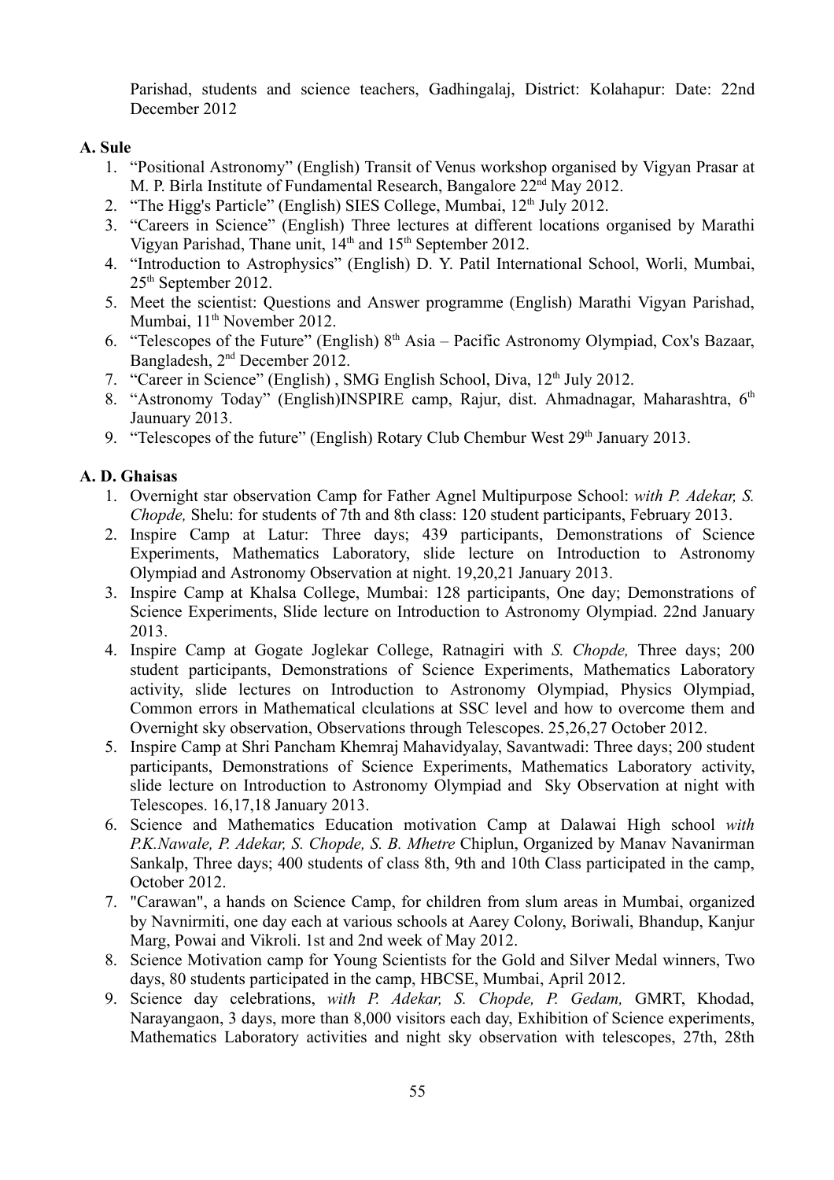Parishad, students and science teachers, Gadhingalaj, District: Kolahapur: Date: 22nd December 2012

**A. Sule**

1. "Positional Astronomy" (English) Transit of Venus workshop organised by Vigyan Prasar at M. P. Birla Institute of Fundamental Research, Bangalore 22nd May 2012.
2. "The Higg's Particle" (English) SIES College, Mumbai, 12th July 2012.
3. "Careers in Science" (English) Three lectures at different locations organised by Marathi Vigyan Parishad, Thane unit, 14th and 15th September 2012.
4. "Introduction to Astrophysics" (English) D. Y. Patil International School, Worli, Mumbai, 25th September 2012.
5. Meet the scientist: Questions and Answer programme (English) Marathi Vigyan Parishad, Mumbai, 11th November 2012.
6. "Telescopes of the Future" (English) 8th Asia – Pacific Astronomy Olympiad, Cox's Bazaar, Bangladesh, 2nd December 2012.
7. "Career in Science" (English) , SMG English School, Diva, 12th July 2012.
8. "Astronomy Today" (English)INSPIRE camp, Rajur, dist. Ahmadnagar, Maharashtra, 6th Jaunuary 2013.
9. "Telescopes of the future" (English) Rotary Club Chembur West 29th January 2013.

**A. D. Ghaisas**

1. Overnight star observation Camp for Father Agnel Multipurpose School: *with P. Adekar, S. Chopde,* Shelu: for students of 7th and 8th class: 120 student participants, February 2013.
2. Inspire Camp at Latur: Three days; 439 participants, Demonstrations of Science Experiments, Mathematics Laboratory, slide lecture on Introduction to Astronomy Olympiad and Astronomy Observation at night. 19,20,21 January 2013.
3. Inspire Camp at Khalsa College, Mumbai: 128 participants, One day; Demonstrations of Science Experiments, Slide lecture on Introduction to Astronomy Olympiad. 22nd January 2013.
4. Inspire Camp at Gogate Joglekar College, Ratnagiri with *S. Chopde,* Three days; 200 student participants, Demonstrations of Science Experiments, Mathematics Laboratory activity, slide lectures on Introduction to Astronomy Olympiad, Physics Olympiad, Common errors in Mathematical clculations at SSC level and how to overcome them and Overnight sky observation, Observations through Telescopes. 25,26,27 October 2012.
5. Inspire Camp at Shri Pancham Khemraj Mahavidyalay, Savantwadi: Three days; 200 student participants, Demonstrations of Science Experiments, Mathematics Laboratory activity, slide lecture on Introduction to Astronomy Olympiad and Sky Observation at night with Telescopes. 16,17,18 January 2013.
6. Science and Mathematics Education motivation Camp at Dalawai High school *with P.K.Nawale, P. Adekar, S. Chopde, S. B. Mhetre* Chiplun, Organized by Manav Navanirman Sankalp, Three days; 400 students of class 8th, 9th and 10th Class participated in the camp, October 2012.
7. "Carawan", a hands on Science Camp, for children from slum areas in Mumbai, organized by Navnirmiti, one day each at various schools at Aarey Colony, Boriwali, Bhandup, Kanjur Marg, Powai and Vikroli. 1st and 2nd week of May 2012.
8. Science Motivation camp for Young Scientists for the Gold and Silver Medal winners, Two days, 80 students participated in the camp, HBCSE, Mumbai, April 2012.
9. Science day celebrations, *with P. Adekar, S. Chopde, P. Gedam,* GMRT, Khodad, Narayangaon, 3 days, more than 8,000 visitors each day, Exhibition of Science experiments, Mathematics Laboratory activities and night sky observation with telescopes, 27th, 28th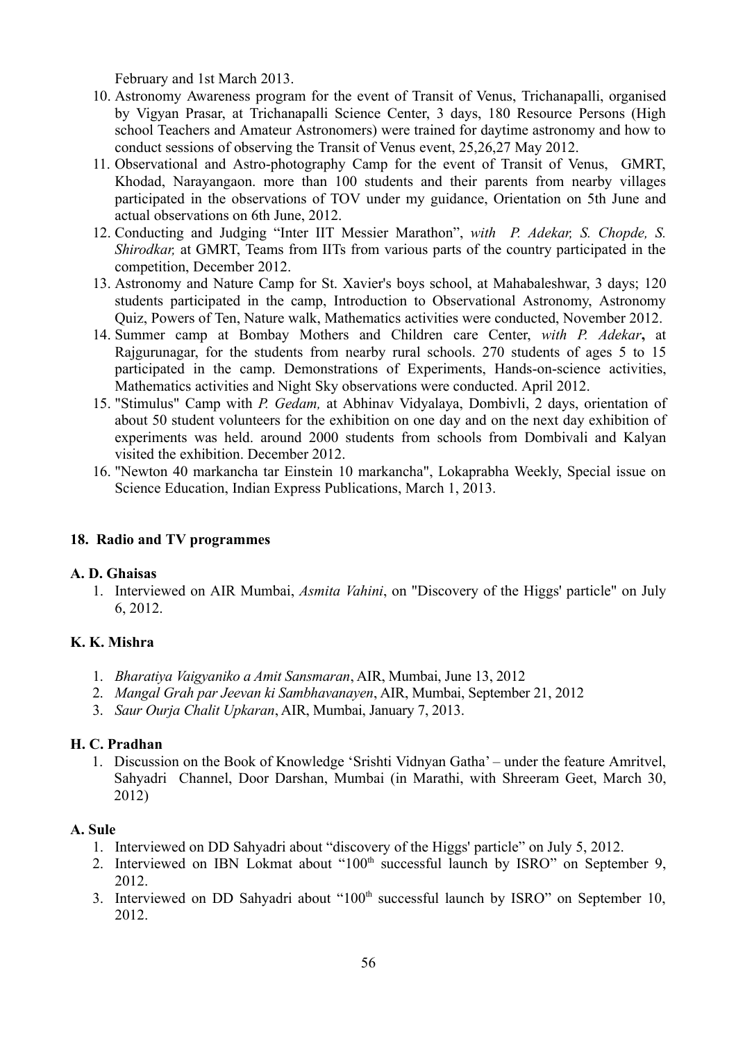February and 1st March 2013.

10. Astronomy Awareness program for the event of Transit of Venus, Trichanapalli, organised by Vigyan Prasar, at Trichanapalli Science Center, 3 days, 180 Resource Persons (High school Teachers and Amateur Astronomers) were trained for daytime astronomy and how to conduct sessions of observing the Transit of Venus event, 25,26,27 May 2012.
11. Observational and Astro-photography Camp for the event of Transit of Venus, GMRT, Khodad, Narayangaon. more than 100 students and their parents from nearby villages participated in the observations of TOV under my guidance, Orientation on 5th June and actual observations on 6th June, 2012.
12. Conducting and Judging "Inter IIT Messier Marathon", *with P. Adekar, S. Chopde, S. Shirodkar,* at GMRT, Teams from IITs from various parts of the country participated in the competition, December 2012.
13. Astronomy and Nature Camp for St. Xavier's boys school, at Mahabaleshwar, 3 days; 120 students participated in the camp, Introduction to Observational Astronomy, Astronomy Quiz, Powers of Ten, Nature walk, Mathematics activities were conducted, November 2012.
14. Summer camp at Bombay Mothers and Children care Center, *with P. Adekar***,** at Rajgurunagar, for the students from nearby rural schools. 270 students of ages 5 to 15 participated in the camp. Demonstrations of Experiments, Hands-on-science activities, Mathematics activities and Night Sky observations were conducted. April 2012.
15. "Stimulus" Camp with *P. Gedam,* at Abhinav Vidyalaya, Dombivli, 2 days, orientation of about 50 student volunteers for the exhibition on one day and on the next day exhibition of experiments was held. around 2000 students from schools from Dombivali and Kalyan visited the exhibition. December 2012.
16. "Newton 40 markancha tar Einstein 10 markancha", Lokaprabha Weekly, Special issue on Science Education, Indian Express Publications, March 1, 2013.

## 18. Radio and TV programmes

### A. D. Ghaisas

1. Interviewed on AIR Mumbai, *Asmita Vahini*, on "Discovery of the Higgs' particle" on July 6, 2012.

### K. K. Mishra

1. *Bharatiya Vaigyaniko a Amit Sansmaran*, AIR, Mumbai, June 13, 2012
2. *Mangal Grah par Jeevan ki Sambhavanayen*, AIR, Mumbai, September 21, 2012
3. *Saur Ourja Chalit Upkaran*, AIR, Mumbai, January 7, 2013.

### H. C. Pradhan

1. Discussion on the Book of Knowledge 'Srishti Vidnyan Gatha' – under the feature Amritvel, Sahyadri Channel, Door Darshan, Mumbai (in Marathi, with Shreeram Geet, March 30, 2012)

### A. Sule

1. Interviewed on DD Sahyadri about "discovery of the Higgs' particle" on July 5, 2012.
2. Interviewed on IBN Lokmat about "100th successful launch by ISRO" on September 9, 2012.
3. Interviewed on DD Sahyadri about "100th successful launch by ISRO" on September 10, 2012.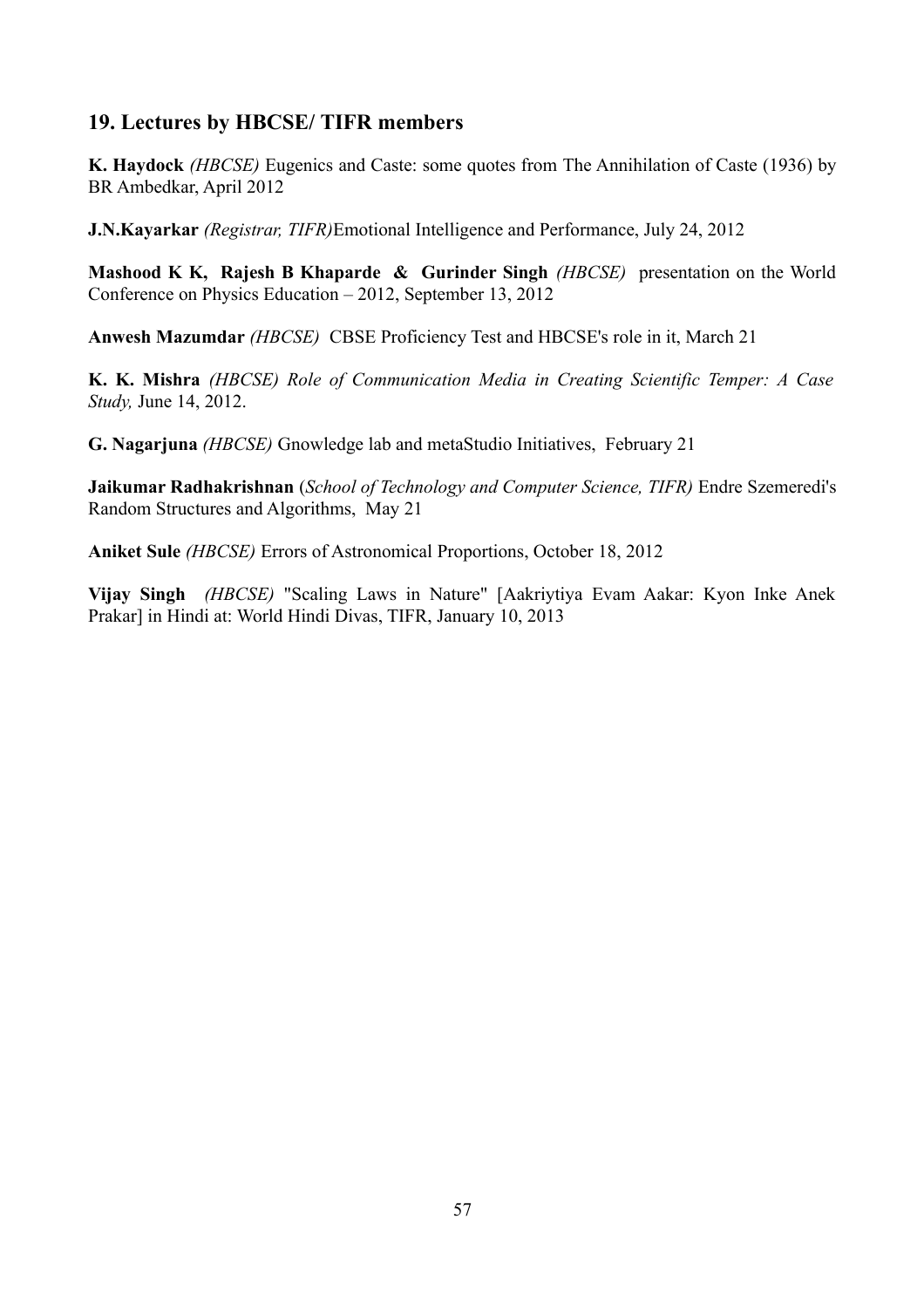## 19. Lectures by HBCSE/ TIFR members

**K. Haydock** *(HBCSE)* Eugenics and Caste: some quotes from The Annihilation of Caste (1936) by BR Ambedkar, April 2012

**J.N.Kayarkar** *(Registrar, TIFR)*Emotional Intelligence and Performance, July 24, 2012

**Mashood K K, Rajesh B Khaparde & Gurinder Singh** *(HBCSE)* presentation on the World Conference on Physics Education – 2012, September 13, 2012

**Anwesh Mazumdar** *(HBCSE)* CBSE Proficiency Test and HBCSE's role in it, March 21

**K. K. Mishra** *(HBCSE) Role of Communication Media in Creating Scientific Temper: A Case Study,* June 14, 2012.

**G. Nagarjuna** *(HBCSE)* Gnowledge lab and metaStudio Initiatives, February 21

**Jaikumar Radhakrishnan** (*School of Technology and Computer Science, TIFR)* Endre Szemeredi's Random Structures and Algorithms, May 21

**Aniket Sule** *(HBCSE)* Errors of Astronomical Proportions, October 18, 2012

**Vijay Singh** *(HBCSE)* "Scaling Laws in Nature" [Aakriytiya Evam Aakar: Kyon Inke Anek Prakar] in Hindi at: World Hindi Divas, TIFR, January 10, 2013